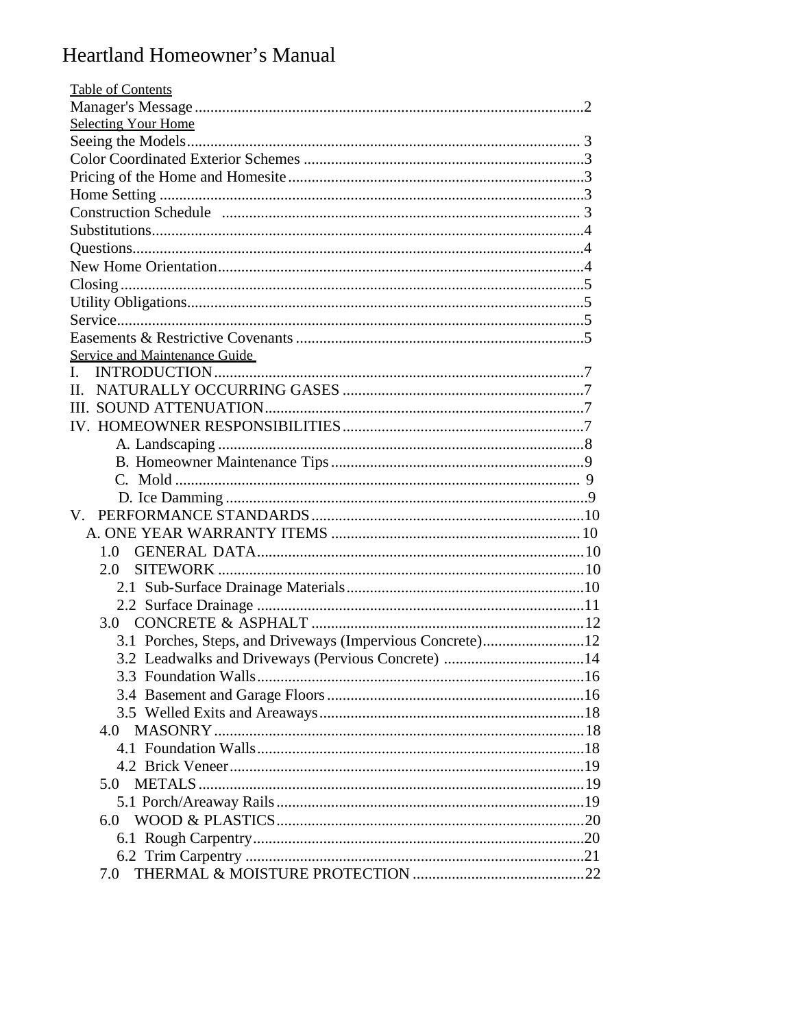# Heartland Homeowner's Manual

Table of Contents

Manager's Message ... 2

Selecting Your Home

Seeing the Models ... 3
Color Coordinated Exterior Schemes ... 3
Pricing of the Home and Homesite ... 3
Home Setting ... 3
Construction Schedule ... 3
Substitutions ... 4
Questions ... 4
New Home Orientation ... 4
Closing ... 5
Utility Obligations ... 5
Service ... 5
Easements & Restrictive Covenants ... 5

Service and Maintenance Guide

I. INTRODUCTION ... 7
II. NATURALLY OCCURRING GASES ... 7
III. SOUND ATTENUATION ... 7
IV. HOMEOWNER RESPONSIBILITIES ... 7
- A. Landscaping ... 8
- B. Homeowner Maintenance Tips ... 9
- C. Mold ... 9
- D. Ice Damming ... 9

V. PERFORMANCE STANDARDS ... 10
- A. ONE YEAR WARRANTY ITEMS ... 10
  - 1.0 GENERAL DATA ... 10
  - 2.0 SITEWORK ... 10
    - 2.1 Sub-Surface Drainage Materials ... 10
    - 2.2 Surface Drainage ... 11
  - 3.0 CONCRETE & ASPHALT ... 12
    - 3.1 Porches, Steps, and Driveways (Impervious Concrete) ... 12
    - 3.2 Leadwalks and Driveways (Pervious Concrete) ... 14
    - 3.3 Foundation Walls ... 16
    - 3.4 Basement and Garage Floors ... 16
    - 3.5 Welled Exits and Areaways ... 18
  - 4.0 MASONRY ... 18
    - 4.1 Foundation Walls ... 18
    - 4.2 Brick Veneer ... 19
  - 5.0 METALS ... 19
    - 5.1 Porch/Areaway Rails ... 19
  - 6.0 WOOD & PLASTICS ... 20
    - 6.1 Rough Carpentry ... 20
    - 6.2 Trim Carpentry ... 21
  - 7.0 THERMAL & MOISTURE PROTECTION ... 22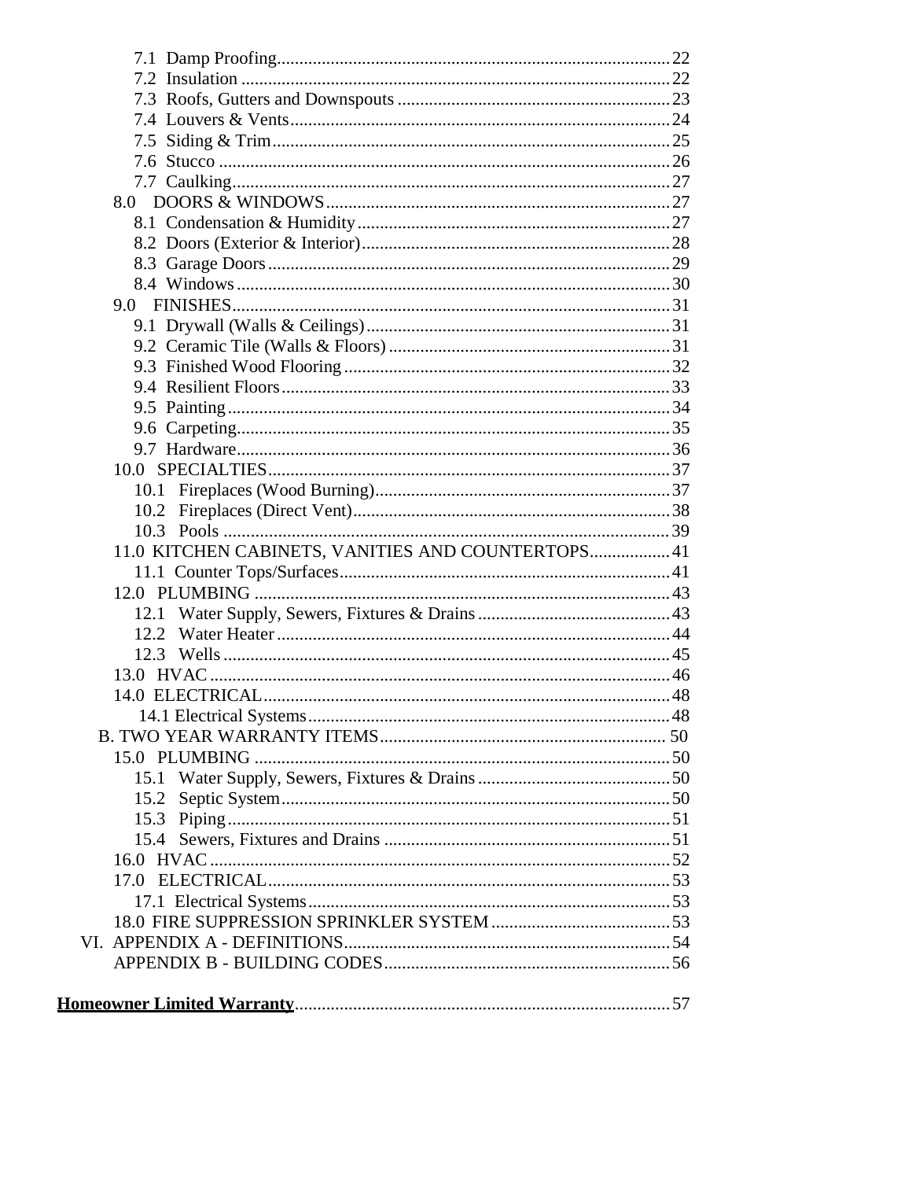- 7.1 Damp Proofing ........ 22
- 7.2 Insulation ........ 22
- 7.3 Roofs, Gutters and Downspouts ........ 23
- 7.4 Louvers & Vents ........ 24
- 7.5 Siding & Trim ........ 25
- 7.6 Stucco ........ 26
- 7.7 Caulking ........ 27
- 8.0 DOORS & WINDOWS ........ 27
  - 8.1 Condensation & Humidity ........ 27
  - 8.2 Doors (Exterior & Interior) ........ 28
  - 8.3 Garage Doors ........ 29
  - 8.4 Windows ........ 30
- 9.0 FINISHES ........ 31
  - 9.1 Drywall (Walls & Ceilings) ........ 31
  - 9.2 Ceramic Tile (Walls & Floors) ........ 31
  - 9.3 Finished Wood Flooring ........ 32
  - 9.4 Resilient Floors ........ 33
  - 9.5 Painting ........ 34
  - 9.6 Carpeting ........ 35
  - 9.7 Hardware ........ 36
- 10.0 SPECIALTIES ........ 37
  - 10.1 Fireplaces (Wood Burning) ........ 37
  - 10.2 Fireplaces (Direct Vent) ........ 38
  - 10.3 Pools ........ 39
- 11.0 KITCHEN CABINETS, VANITIES AND COUNTERTOPS ........ 41
  - 11.1 Counter Tops/Surfaces ........ 41
- 12.0 PLUMBING ........ 43
  - 12.1 Water Supply, Sewers, Fixtures & Drains ........ 43
  - 12.2 Water Heater ........ 44
  - 12.3 Wells ........ 45
- 13.0 HVAC ........ 46
- 14.0 ELECTRICAL ........ 48
  - 14.1 Electrical Systems ........ 48

B. TWO YEAR WARRANTY ITEMS ........ 50

- 15.0 PLUMBING ........ 50
  - 15.1 Water Supply, Sewers, Fixtures & Drains ........ 50
  - 15.2 Septic System ........ 50
  - 15.3 Piping ........ 51
  - 15.4 Sewers, Fixtures and Drains ........ 51
- 16.0 HVAC ........ 52
- 17.0 ELECTRICAL ........ 53
  - 17.1 Electrical Systems ........ 53
- 18.0 FIRE SUPPRESSION SPRINKLER SYSTEM ........ 53

VI. APPENDIX A - DEFINITIONS ........ 54

APPENDIX B - BUILDING CODES ........ 56

**Homeowner Limited Warranty** ........ 57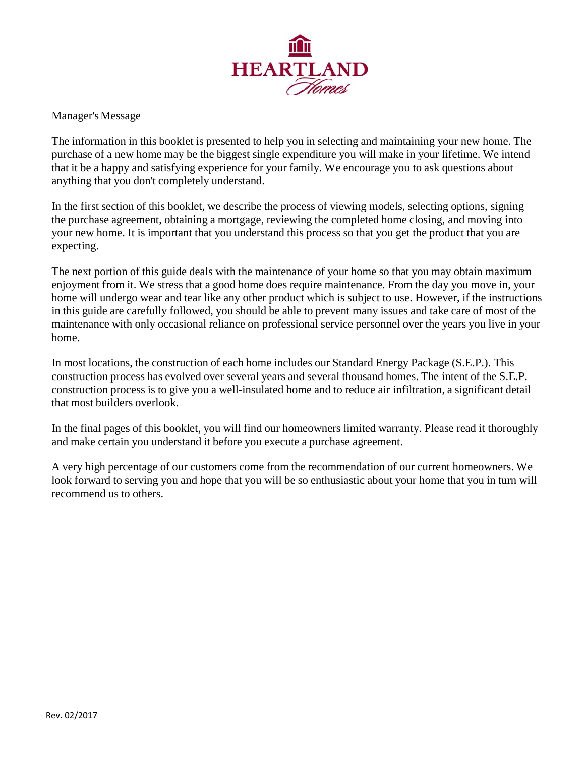# HEARTLAND Homes

## Manager's Message

The information in this booklet is presented to help you in selecting and maintaining your new home. The purchase of a new home may be the biggest single expenditure you will make in your lifetime. We intend that it be a happy and satisfying experience for your family. We encourage you to ask questions about anything that you don't completely understand.

In the first section of this booklet, we describe the process of viewing models, selecting options, signing the purchase agreement, obtaining a mortgage, reviewing the completed home closing, and moving into your new home. It is important that you understand this process so that you get the product that you are expecting.

The next portion of this guide deals with the maintenance of your home so that you may obtain maximum enjoyment from it. We stress that a good home does require maintenance. From the day you move in, your home will undergo wear and tear like any other product which is subject to use. However, if the instructions in this guide are carefully followed, you should be able to prevent many issues and take care of most of the maintenance with only occasional reliance on professional service personnel over the years you live in your home.

In most locations, the construction of each home includes our Standard Energy Package (S.E.P.). This construction process has evolved over several years and several thousand homes. The intent of the S.E.P. construction process is to give you a well-insulated home and to reduce air infiltration, a significant detail that most builders overlook.

In the final pages of this booklet, you will find our homeowners limited warranty. Please read it thoroughly and make certain you understand it before you execute a purchase agreement.

A very high percentage of our customers come from the recommendation of our current homeowners. We look forward to serving you and hope that you will be so enthusiastic about your home that you in turn will recommend us to others.

Rev. 02/2017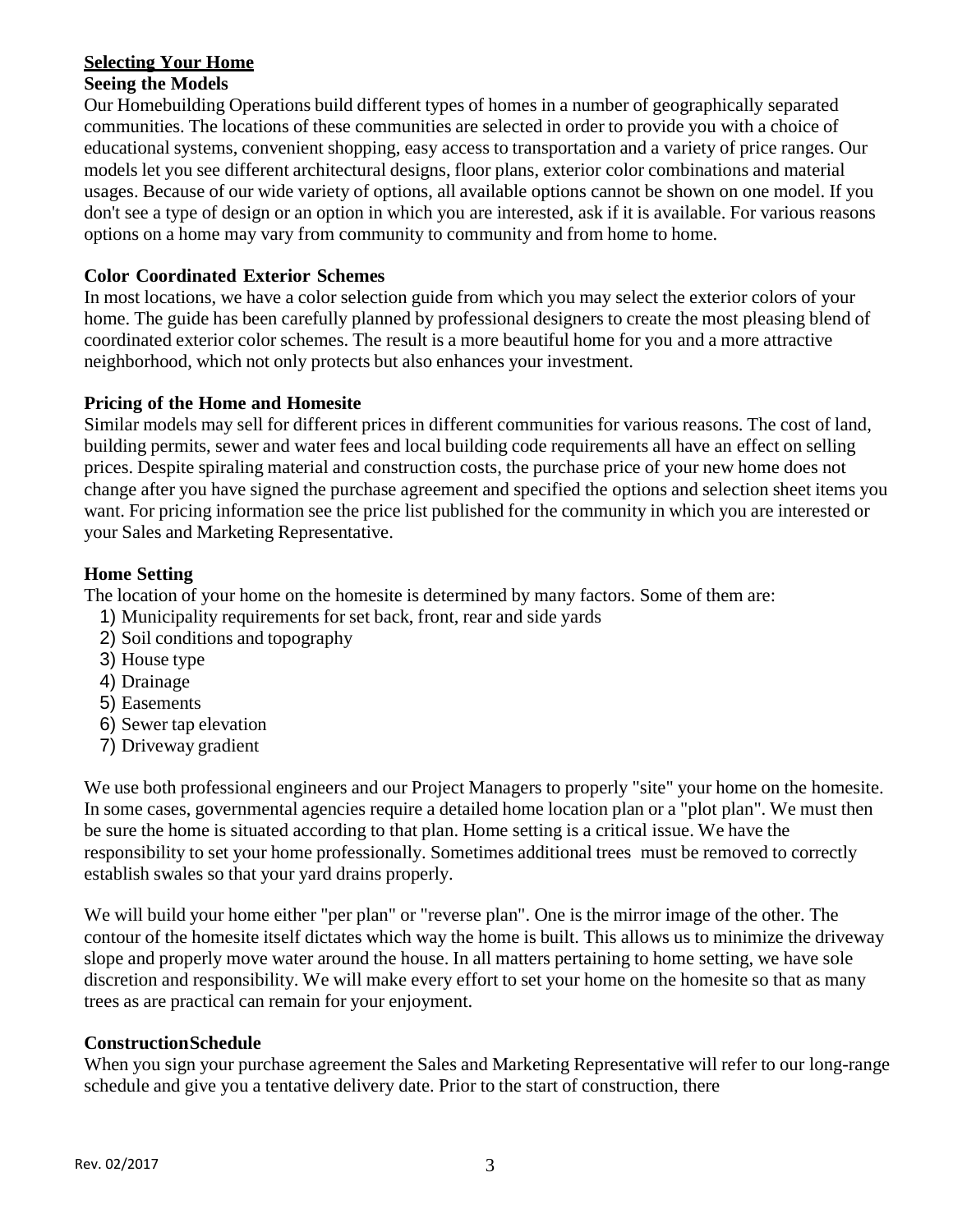## Selecting Your Home

### Seeing the Models

Our Homebuilding Operations build different types of homes in a number of geographically separated communities. The locations of these communities are selected in order to provide you with a choice of educational systems, convenient shopping, easy access to transportation and a variety of price ranges. Our models let you see different architectural designs, floor plans, exterior color combinations and material usages. Because of our wide variety of options, all available options cannot be shown on one model. If you don't see a type of design or an option in which you are interested, ask if it is available. For various reasons options on a home may vary from community to community and from home to home.

### Color Coordinated Exterior Schemes

In most locations, we have a color selection guide from which you may select the exterior colors of your home. The guide has been carefully planned by professional designers to create the most pleasing blend of coordinated exterior color schemes. The result is a more beautiful home for you and a more attractive neighborhood, which not only protects but also enhances your investment.

### Pricing of the Home and Homesite

Similar models may sell for different prices in different communities for various reasons. The cost of land, building permits, sewer and water fees and local building code requirements all have an effect on selling prices. Despite spiraling material and construction costs, the purchase price of your new home does not change after you have signed the purchase agreement and specified the options and selection sheet items you want. For pricing information see the price list published for the community in which you are interested or your Sales and Marketing Representative.

### Home Setting

The location of your home on the homesite is determined by many factors. Some of them are:

1) Municipality requirements for set back, front, rear and side yards
2) Soil conditions and topography
3) House type
4) Drainage
5) Easements
6) Sewer tap elevation
7) Driveway gradient

We use both professional engineers and our Project Managers to properly "site" your home on the homesite. In some cases, governmental agencies require a detailed home location plan or a "plot plan". We must then be sure the home is situated according to that plan. Home setting is a critical issue. We have the responsibility to set your home professionally. Sometimes additional trees must be removed to correctly establish swales so that your yard drains properly.

We will build your home either "per plan" or "reverse plan". One is the mirror image of the other. The contour of the homesite itself dictates which way the home is built. This allows us to minimize the driveway slope and properly move water around the house. In all matters pertaining to home setting, we have sole discretion and responsibility. We will make every effort to set your home on the homesite so that as many trees as are practical can remain for your enjoyment.

### Construction Schedule

When you sign your purchase agreement the Sales and Marketing Representative will refer to our long-range schedule and give you a tentative delivery date. Prior to the start of construction, there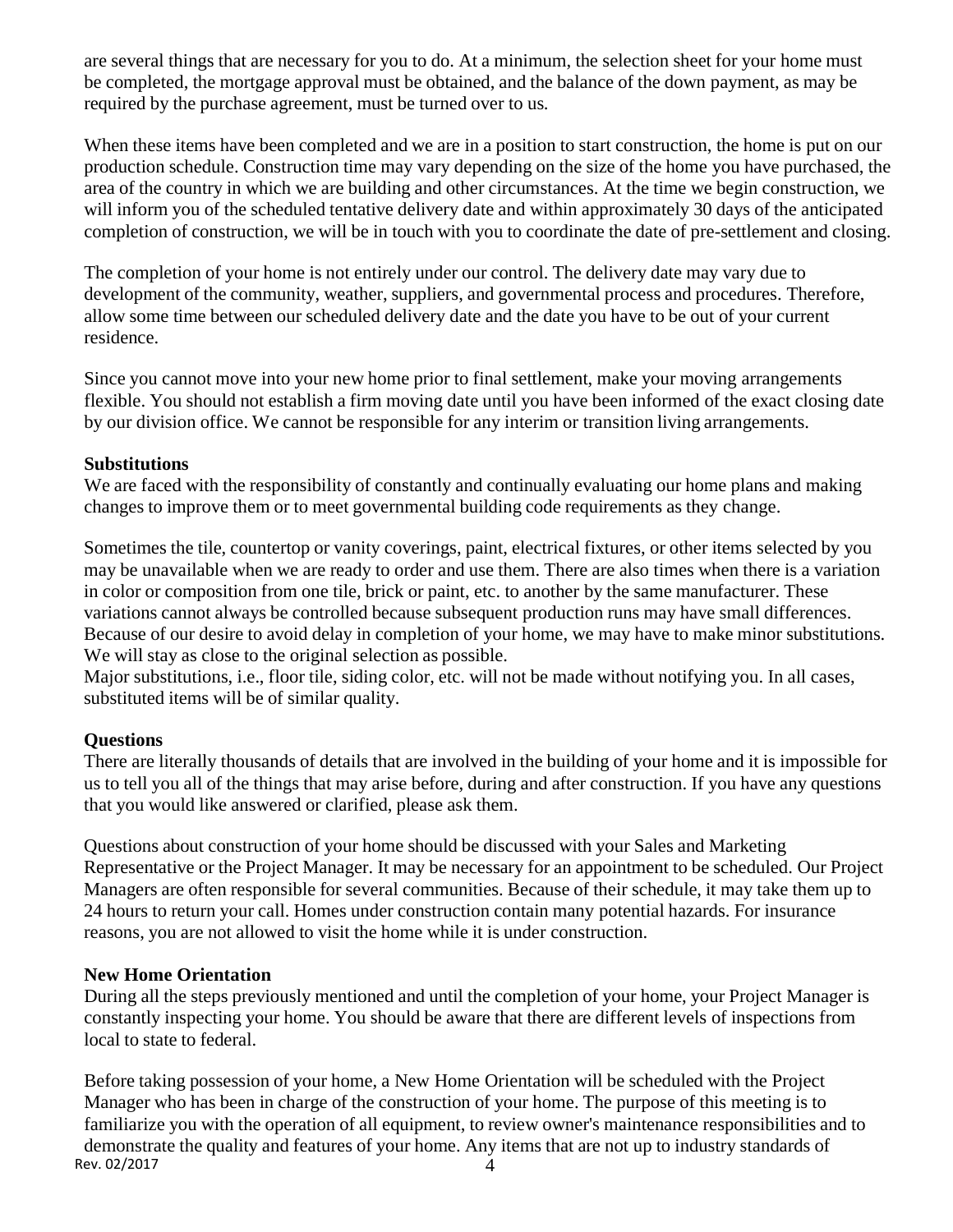are several things that are necessary for you to do. At a minimum, the selection sheet for your home must be completed, the mortgage approval must be obtained, and the balance of the down payment, as may be required by the purchase agreement, must be turned over to us.

When these items have been completed and we are in a position to start construction, the home is put on our production schedule. Construction time may vary depending on the size of the home you have purchased, the area of the country in which we are building and other circumstances. At the time we begin construction, we will inform you of the scheduled tentative delivery date and within approximately 30 days of the anticipated completion of construction, we will be in touch with you to coordinate the date of pre-settlement and closing.

The completion of your home is not entirely under our control. The delivery date may vary due to development of the community, weather, suppliers, and governmental process and procedures. Therefore, allow some time between our scheduled delivery date and the date you have to be out of your current residence.

Since you cannot move into your new home prior to final settlement, make your moving arrangements flexible. You should not establish a firm moving date until you have been informed of the exact closing date by our division office. We cannot be responsible for any interim or transition living arrangements.

**Substitutions**

We are faced with the responsibility of constantly and continually evaluating our home plans and making changes to improve them or to meet governmental building code requirements as they change.

Sometimes the tile, countertop or vanity coverings, paint, electrical fixtures, or other items selected by you may be unavailable when we are ready to order and use them. There are also times when there is a variation in color or composition from one tile, brick or paint, etc. to another by the same manufacturer. These variations cannot always be controlled because subsequent production runs may have small differences. Because of our desire to avoid delay in completion of your home, we may have to make minor substitutions. We will stay as close to the original selection as possible.
Major substitutions, i.e., floor tile, siding color, etc. will not be made without notifying you. In all cases, substituted items will be of similar quality.

**Questions**

There are literally thousands of details that are involved in the building of your home and it is impossible for us to tell you all of the things that may arise before, during and after construction. If you have any questions that you would like answered or clarified, please ask them.

Questions about construction of your home should be discussed with your Sales and Marketing Representative or the Project Manager. It may be necessary for an appointment to be scheduled. Our Project Managers are often responsible for several communities. Because of their schedule, it may take them up to 24 hours to return your call. Homes under construction contain many potential hazards. For insurance reasons, you are not allowed to visit the home while it is under construction.

**New Home Orientation**

During all the steps previously mentioned and until the completion of your home, your Project Manager is constantly inspecting your home. You should be aware that there are different levels of inspections from local to state to federal.

Before taking possession of your home, a New Home Orientation will be scheduled with the Project Manager who has been in charge of the construction of your home. The purpose of this meeting is to familiarize you with the operation of all equipment, to review owner's maintenance responsibilities and to demonstrate the quality and features of your home. Any items that are not up to industry standards of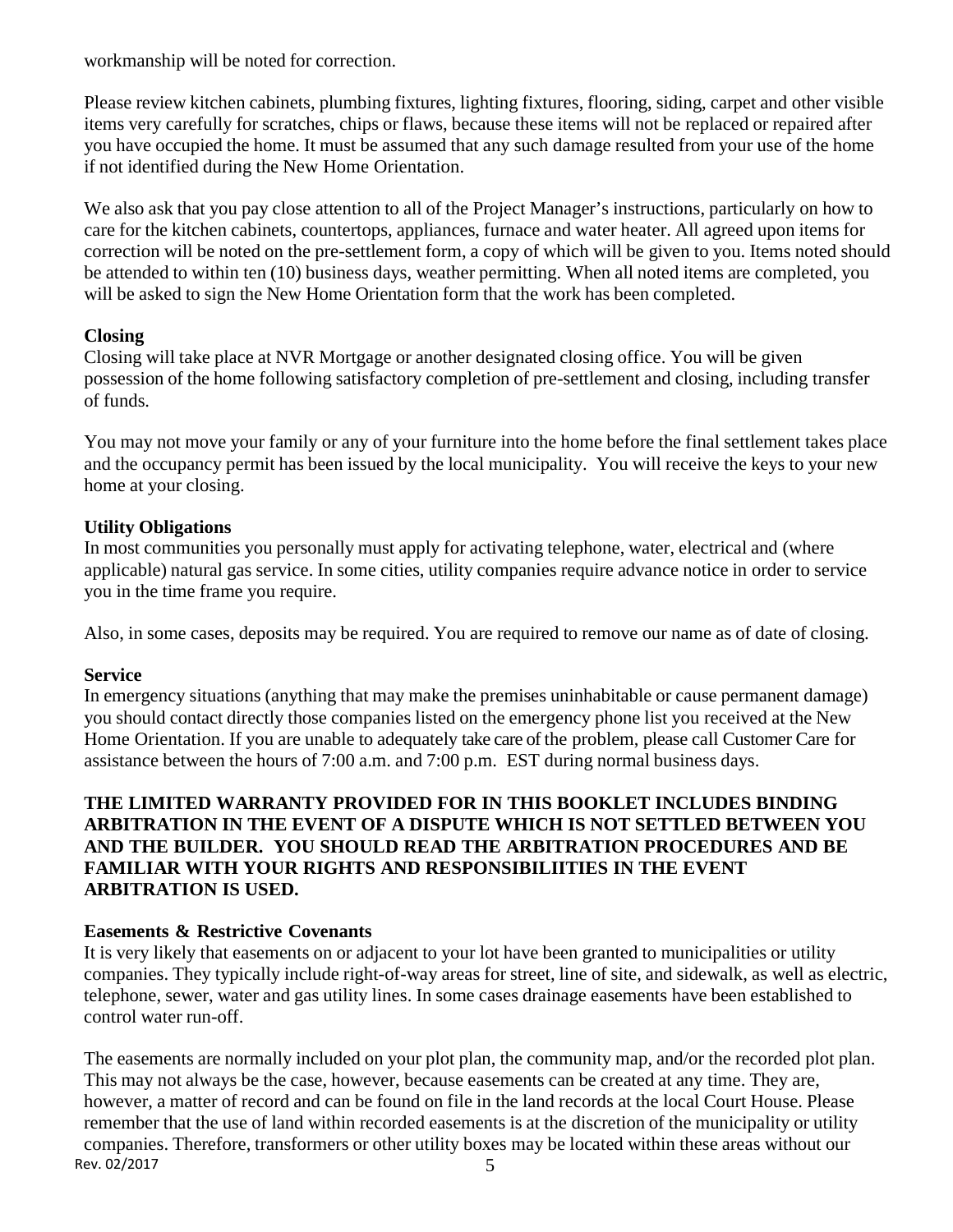workmanship will be noted for correction.

Please review kitchen cabinets, plumbing fixtures, lighting fixtures, flooring, siding, carpet and other visible items very carefully for scratches, chips or flaws, because these items will not be replaced or repaired after you have occupied the home. It must be assumed that any such damage resulted from your use of the home if not identified during the New Home Orientation.

We also ask that you pay close attention to all of the Project Manager's instructions, particularly on how to care for the kitchen cabinets, countertops, appliances, furnace and water heater. All agreed upon items for correction will be noted on the pre-settlement form, a copy of which will be given to you. Items noted should be attended to within ten (10) business days, weather permitting. When all noted items are completed, you will be asked to sign the New Home Orientation form that the work has been completed.

**Closing**

Closing will take place at NVR Mortgage or another designated closing office. You will be given possession of the home following satisfactory completion of pre-settlement and closing, including transfer of funds.

You may not move your family or any of your furniture into the home before the final settlement takes place and the occupancy permit has been issued by the local municipality. You will receive the keys to your new home at your closing.

**Utility Obligations**

In most communities you personally must apply for activating telephone, water, electrical and (where applicable) natural gas service. In some cities, utility companies require advance notice in order to service you in the time frame you require.

Also, in some cases, deposits may be required. You are required to remove our name as of date of closing.

**Service**

In emergency situations (anything that may make the premises uninhabitable or cause permanent damage) you should contact directly those companies listed on the emergency phone list you received at the New Home Orientation. If you are unable to adequately take care of the problem, please call Customer Care for assistance between the hours of 7:00 a.m. and 7:00 p.m. EST during normal business days.

**THE LIMITED WARRANTY PROVIDED FOR IN THIS BOOKLET INCLUDES BINDING ARBITRATION IN THE EVENT OF A DISPUTE WHICH IS NOT SETTLED BETWEEN YOU AND THE BUILDER. YOU SHOULD READ THE ARBITRATION PROCEDURES AND BE FAMILIAR WITH YOUR RIGHTS AND RESPONSIBILIITIES IN THE EVENT ARBITRATION IS USED.**

**Easements & Restrictive Covenants**

It is very likely that easements on or adjacent to your lot have been granted to municipalities or utility companies. They typically include right-of-way areas for street, line of site, and sidewalk, as well as electric, telephone, sewer, water and gas utility lines. In some cases drainage easements have been established to control water run-off.

The easements are normally included on your plot plan, the community map, and/or the recorded plot plan. This may not always be the case, however, because easements can be created at any time. They are, however, a matter of record and can be found on file in the land records at the local Court House. Please remember that the use of land within recorded easements is at the discretion of the municipality or utility companies. Therefore, transformers or other utility boxes may be located within these areas without our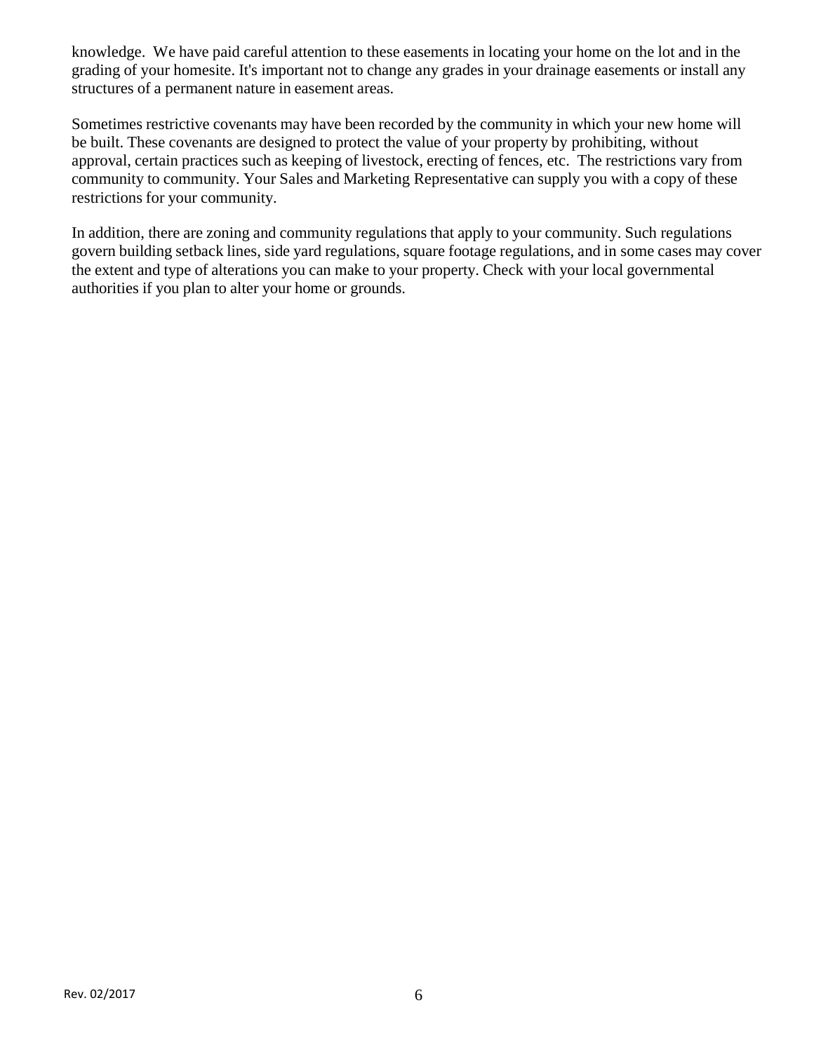knowledge. We have paid careful attention to these easements in locating your home on the lot and in the grading of your homesite. It's important not to change any grades in your drainage easements or install any structures of a permanent nature in easement areas.

Sometimes restrictive covenants may have been recorded by the community in which your new home will be built. These covenants are designed to protect the value of your property by prohibiting, without approval, certain practices such as keeping of livestock, erecting of fences, etc. The restrictions vary from community to community. Your Sales and Marketing Representative can supply you with a copy of these restrictions for your community.

In addition, there are zoning and community regulations that apply to your community. Such regulations govern building setback lines, side yard regulations, square footage regulations, and in some cases may cover the extent and type of alterations you can make to your property. Check with your local governmental authorities if you plan to alter your home or grounds.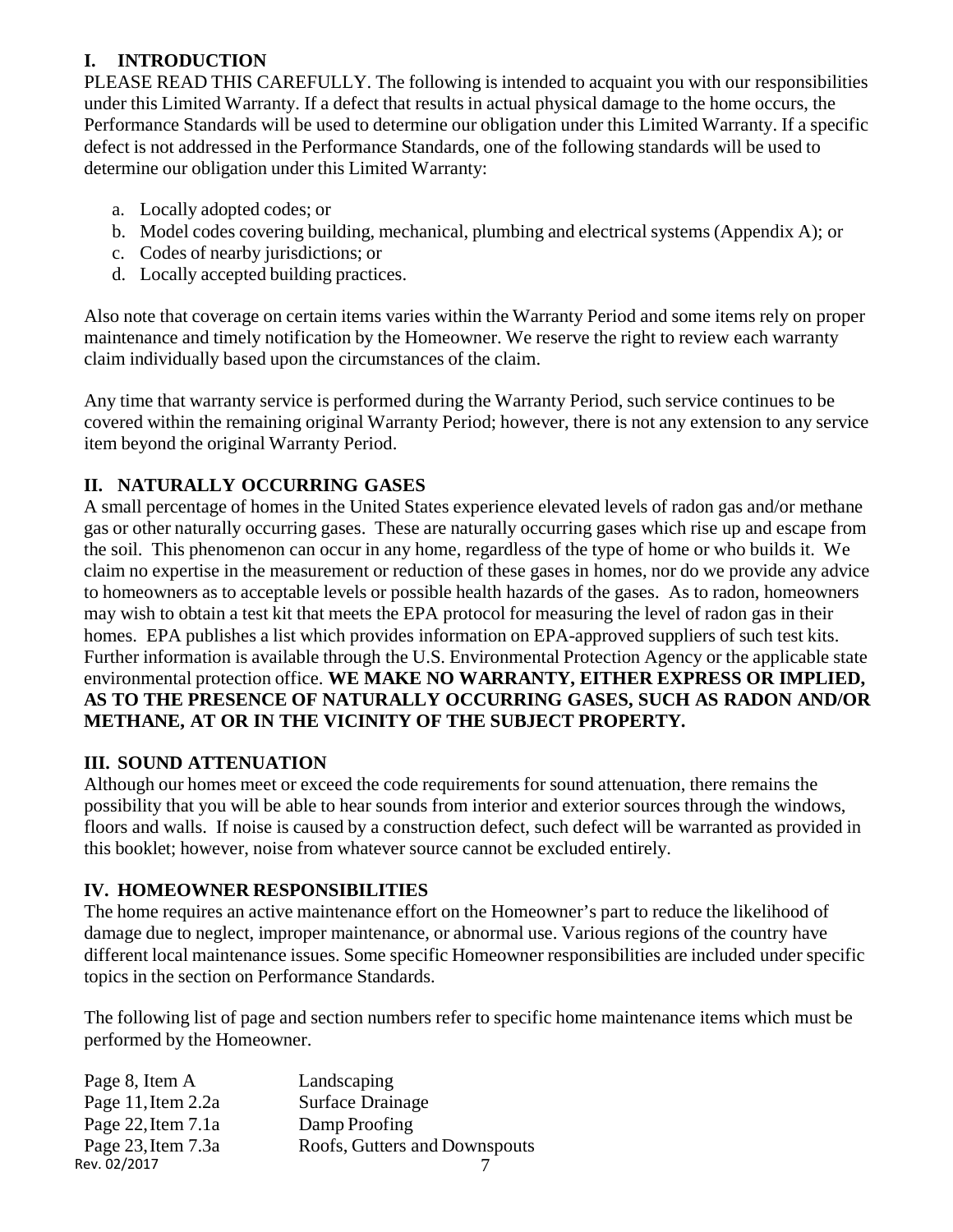## I. INTRODUCTION

PLEASE READ THIS CAREFULLY. The following is intended to acquaint you with our responsibilities under this Limited Warranty. If a defect that results in actual physical damage to the home occurs, the Performance Standards will be used to determine our obligation under this Limited Warranty. If a specific defect is not addressed in the Performance Standards, one of the following standards will be used to determine our obligation under this Limited Warranty:

a. Locally adopted codes; or
b. Model codes covering building, mechanical, plumbing and electrical systems (Appendix A); or
c. Codes of nearby jurisdictions; or
d. Locally accepted building practices.

Also note that coverage on certain items varies within the Warranty Period and some items rely on proper maintenance and timely notification by the Homeowner. We reserve the right to review each warranty claim individually based upon the circumstances of the claim.

Any time that warranty service is performed during the Warranty Period, such service continues to be covered within the remaining original Warranty Period; however, there is not any extension to any service item beyond the original Warranty Period.

## II. NATURALLY OCCURRING GASES

A small percentage of homes in the United States experience elevated levels of radon gas and/or methane gas or other naturally occurring gases. These are naturally occurring gases which rise up and escape from the soil. This phenomenon can occur in any home, regardless of the type of home or who builds it. We claim no expertise in the measurement or reduction of these gases in homes, nor do we provide any advice to homeowners as to acceptable levels or possible health hazards of the gases. As to radon, homeowners may wish to obtain a test kit that meets the EPA protocol for measuring the level of radon gas in their homes. EPA publishes a list which provides information on EPA-approved suppliers of such test kits. Further information is available through the U.S. Environmental Protection Agency or the applicable state environmental protection office. **WE MAKE NO WARRANTY, EITHER EXPRESS OR IMPLIED, AS TO THE PRESENCE OF NATURALLY OCCURRING GASES, SUCH AS RADON AND/OR METHANE, AT OR IN THE VICINITY OF THE SUBJECT PROPERTY.**

## III. SOUND ATTENUATION

Although our homes meet or exceed the code requirements for sound attenuation, there remains the possibility that you will be able to hear sounds from interior and exterior sources through the windows, floors and walls. If noise is caused by a construction defect, such defect will be warranted as provided in this booklet; however, noise from whatever source cannot be excluded entirely.

## IV. HOMEOWNER RESPONSIBILITIES

The home requires an active maintenance effort on the Homeowner's part to reduce the likelihood of damage due to neglect, improper maintenance, or abnormal use. Various regions of the country have different local maintenance issues. Some specific Homeowner responsibilities are included under specific topics in the section on Performance Standards.

The following list of page and section numbers refer to specific home maintenance items which must be performed by the Homeowner.

| | |
|---|---|
| Page 8, Item A | Landscaping |
| Page 11, Item 2.2a | Surface Drainage |
| Page 22, Item 7.1a | Damp Proofing |
| Page 23, Item 7.3a | Roofs, Gutters and Downspouts |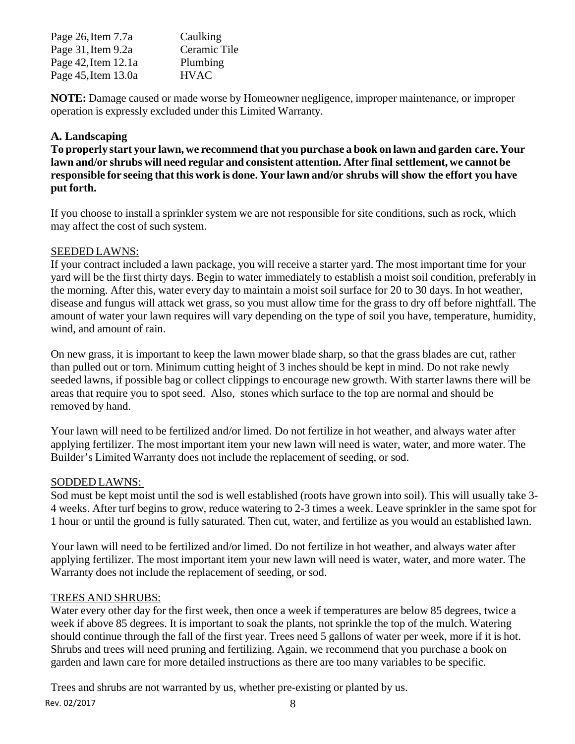| | |
|---|---|
| Page 26, Item 7.7a | Caulking |
| Page 31, Item 9.2a | Ceramic Tile |
| Page 42, Item 12.1a | Plumbing |
| Page 45, Item 13.0a | HVAC |

**NOTE:** Damage caused or made worse by Homeowner negligence, improper maintenance, or improper operation is expressly excluded under this Limited Warranty.

### A. Landscaping

**To properly start your lawn, we recommend that you purchase a book on lawn and garden care. Your lawn and/or shrubs will need regular and consistent attention. After final settlement, we cannot be responsible for seeing that this work is done. Your lawn and/or shrubs will show the effort you have put forth.**

If you choose to install a sprinkler system we are not responsible for site conditions, such as rock, which may affect the cost of such system.

<u>SEEDED LAWNS:</u>

If your contract included a lawn package, you will receive a starter yard. The most important time for your yard will be the first thirty days. Begin to water immediately to establish a moist soil condition, preferably in the morning. After this, water every day to maintain a moist soil surface for 20 to 30 days. In hot weather, disease and fungus will attack wet grass, so you must allow time for the grass to dry off before nightfall. The amount of water your lawn requires will vary depending on the type of soil you have, temperature, humidity, wind, and amount of rain.

On new grass, it is important to keep the lawn mower blade sharp, so that the grass blades are cut, rather than pulled out or torn. Minimum cutting height of 3 inches should be kept in mind. Do not rake newly seeded lawns, if possible bag or collect clippings to encourage new growth. With starter lawns there will be areas that require you to spot seed. Also, stones which surface to the top are normal and should be removed by hand.

Your lawn will need to be fertilized and/or limed. Do not fertilize in hot weather, and always water after applying fertilizer. The most important item your new lawn will need is water, water, and more water. The Builder's Limited Warranty does not include the replacement of seeding, or sod.

<u>SODDED LAWNS:</u>

Sod must be kept moist until the sod is well established (roots have grown into soil). This will usually take 3-4 weeks. After turf begins to grow, reduce watering to 2-3 times a week. Leave sprinkler in the same spot for 1 hour or until the ground is fully saturated. Then cut, water, and fertilize as you would an established lawn.

Your lawn will need to be fertilized and/or limed. Do not fertilize in hot weather, and always water after applying fertilizer. The most important item your new lawn will need is water, water, and more water. The Warranty does not include the replacement of seeding, or sod.

<u>TREES AND SHRUBS:</u>

Water every other day for the first week, then once a week if temperatures are below 85 degrees, twice a week if above 85 degrees. It is important to soak the plants, not sprinkle the top of the mulch. Watering should continue through the fall of the first year. Trees need 5 gallons of water per week, more if it is hot. Shrubs and trees will need pruning and fertilizing. Again, we recommend that you purchase a book on garden and lawn care for more detailed instructions as there are too many variables to be specific.

Trees and shrubs are not warranted by us, whether pre-existing or planted by us.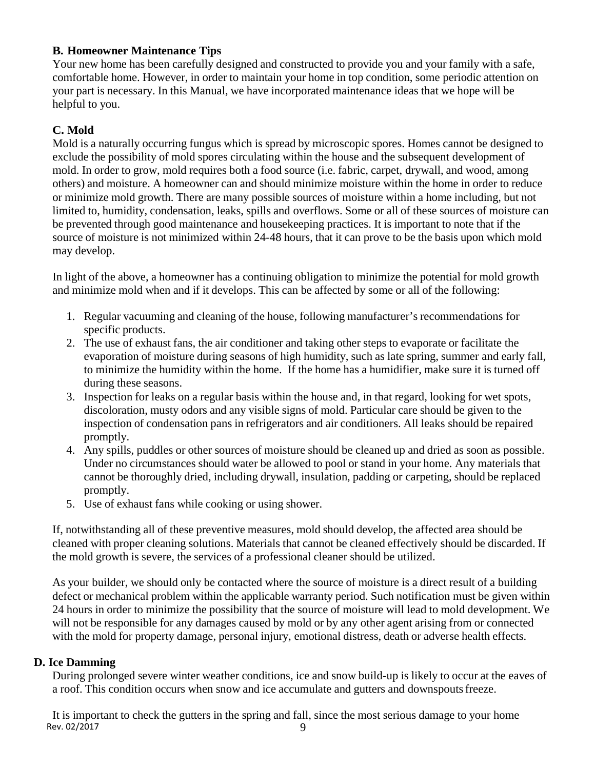### B. Homeowner Maintenance Tips

Your new home has been carefully designed and constructed to provide you and your family with a safe, comfortable home. However, in order to maintain your home in top condition, some periodic attention on your part is necessary. In this Manual, we have incorporated maintenance ideas that we hope will be helpful to you.

### C. Mold

Mold is a naturally occurring fungus which is spread by microscopic spores. Homes cannot be designed to exclude the possibility of mold spores circulating within the house and the subsequent development of mold. In order to grow, mold requires both a food source (i.e. fabric, carpet, drywall, and wood, among others) and moisture. A homeowner can and should minimize moisture within the home in order to reduce or minimize mold growth. There are many possible sources of moisture within a home including, but not limited to, humidity, condensation, leaks, spills and overflows. Some or all of these sources of moisture can be prevented through good maintenance and housekeeping practices. It is important to note that if the source of moisture is not minimized within 24-48 hours, that it can prove to be the basis upon which mold may develop.

In light of the above, a homeowner has a continuing obligation to minimize the potential for mold growth and minimize mold when and if it develops. This can be affected by some or all of the following:

1. Regular vacuuming and cleaning of the house, following manufacturer's recommendations for specific products.
2. The use of exhaust fans, the air conditioner and taking other steps to evaporate or facilitate the evaporation of moisture during seasons of high humidity, such as late spring, summer and early fall, to minimize the humidity within the home. If the home has a humidifier, make sure it is turned off during these seasons.
3. Inspection for leaks on a regular basis within the house and, in that regard, looking for wet spots, discoloration, musty odors and any visible signs of mold. Particular care should be given to the inspection of condensation pans in refrigerators and air conditioners. All leaks should be repaired promptly.
4. Any spills, puddles or other sources of moisture should be cleaned up and dried as soon as possible. Under no circumstances should water be allowed to pool or stand in your home. Any materials that cannot be thoroughly dried, including drywall, insulation, padding or carpeting, should be replaced promptly.
5. Use of exhaust fans while cooking or using shower.

If, notwithstanding all of these preventive measures, mold should develop, the affected area should be cleaned with proper cleaning solutions. Materials that cannot be cleaned effectively should be discarded. If the mold growth is severe, the services of a professional cleaner should be utilized.

As your builder, we should only be contacted where the source of moisture is a direct result of a building defect or mechanical problem within the applicable warranty period. Such notification must be given within 24 hours in order to minimize the possibility that the source of moisture will lead to mold development. We will not be responsible for any damages caused by mold or by any other agent arising from or connected with the mold for property damage, personal injury, emotional distress, death or adverse health effects.

### D. Ice Damming

During prolonged severe winter weather conditions, ice and snow build-up is likely to occur at the eaves of a roof. This condition occurs when snow and ice accumulate and gutters and downspouts freeze.

It is important to check the gutters in the spring and fall, since the most serious damage to your home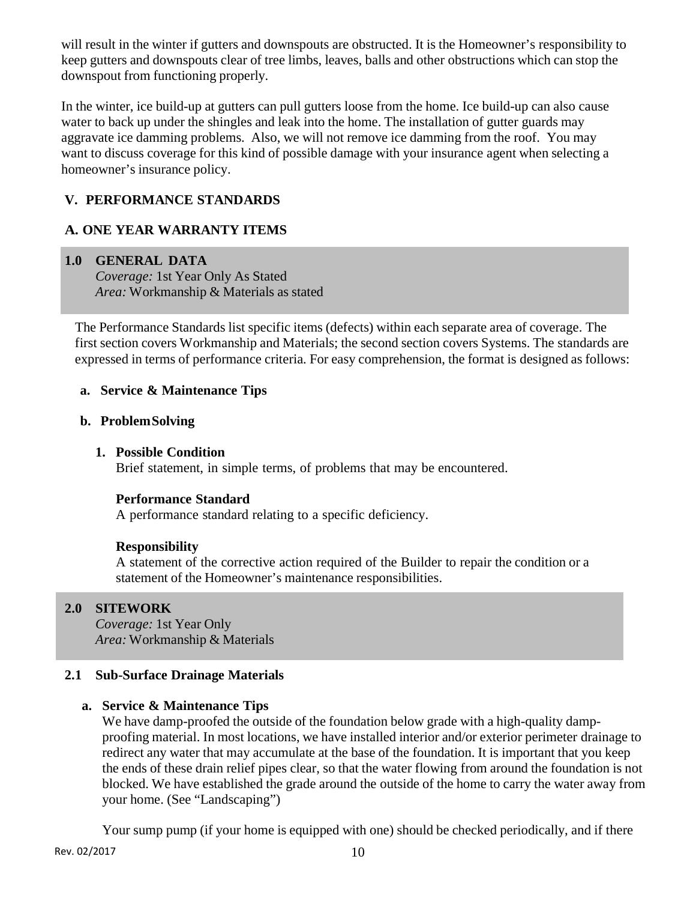will result in the winter if gutters and downspouts are obstructed. It is the Homeowner's responsibility to keep gutters and downspouts clear of tree limbs, leaves, balls and other obstructions which can stop the downspout from functioning properly.

In the winter, ice build-up at gutters can pull gutters loose from the home. Ice build-up can also cause water to back up under the shingles and leak into the home. The installation of gutter guards may aggravate ice damming problems. Also, we will not remove ice damming from the roof. You may want to discuss coverage for this kind of possible damage with your insurance agent when selecting a homeowner's insurance policy.

## V. PERFORMANCE STANDARDS

## A. ONE YEAR WARRANTY ITEMS

### 1.0 GENERAL DATA

*Coverage:* 1st Year Only As Stated
*Area:* Workmanship & Materials as stated

The Performance Standards list specific items (defects) within each separate area of coverage. The first section covers Workmanship and Materials; the second section covers Systems. The standards are expressed in terms of performance criteria. For easy comprehension, the format is designed as follows:

**a. Service & Maintenance Tips**

**b. Problem Solving**

1. **Possible Condition**
   Brief statement, in simple terms, of problems that may be encountered.

   **Performance Standard**
   A performance standard relating to a specific deficiency.

   **Responsibility**
   A statement of the corrective action required of the Builder to repair the condition or a statement of the Homeowner's maintenance responsibilities.

### 2.0 SITEWORK

*Coverage:* 1st Year Only
*Area:* Workmanship & Materials

#### 2.1 Sub-Surface Drainage Materials

**a. Service & Maintenance Tips**

We have damp-proofed the outside of the foundation below grade with a high-quality damp-proofing material. In most locations, we have installed interior and/or exterior perimeter drainage to redirect any water that may accumulate at the base of the foundation. It is important that you keep the ends of these drain relief pipes clear, so that the water flowing from around the foundation is not blocked. We have established the grade around the outside of the home to carry the water away from your home. (See "Landscaping")

Your sump pump (if your home is equipped with one) should be checked periodically, and if there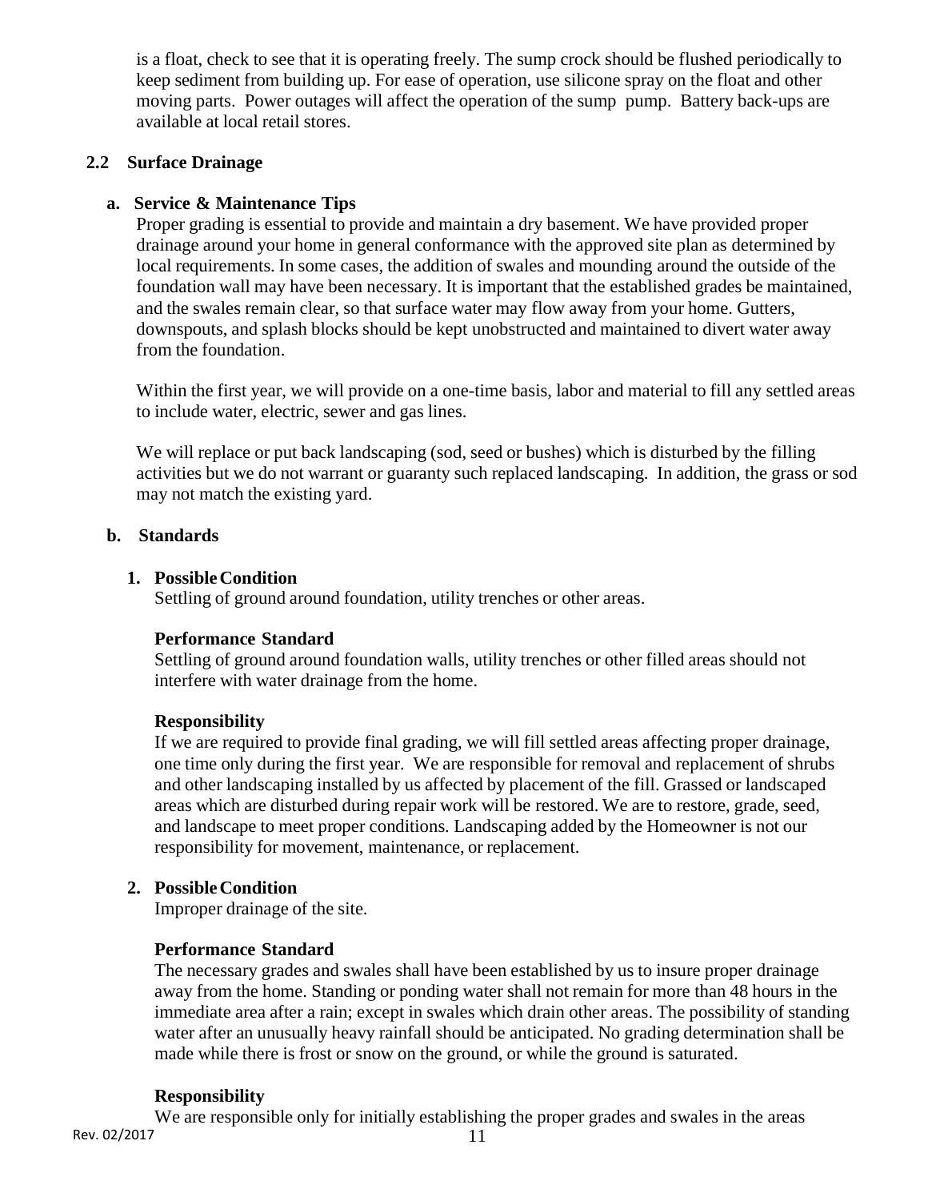is a float, check to see that it is operating freely. The sump crock should be flushed periodically to keep sediment from building up. For ease of operation, use silicone spray on the float and other moving parts. Power outages will affect the operation of the sump pump. Battery back-ups are available at local retail stores.

## 2.2 Surface Drainage

### a. Service & Maintenance Tips

Proper grading is essential to provide and maintain a dry basement. We have provided proper drainage around your home in general conformance with the approved site plan as determined by local requirements. In some cases, the addition of swales and mounding around the outside of the foundation wall may have been necessary. It is important that the established grades be maintained, and the swales remain clear, so that surface water may flow away from your home. Gutters, downspouts, and splash blocks should be kept unobstructed and maintained to divert water away from the foundation.

Within the first year, we will provide on a one-time basis, labor and material to fill any settled areas to include water, electric, sewer and gas lines.

We will replace or put back landscaping (sod, seed or bushes) which is disturbed by the filling activities but we do not warrant or guaranty such replaced landscaping. In addition, the grass or sod may not match the existing yard.

### b. Standards

**1. Possible Condition**

Settling of ground around foundation, utility trenches or other areas.

**Performance Standard**

Settling of ground around foundation walls, utility trenches or other filled areas should not interfere with water drainage from the home.

**Responsibility**

If we are required to provide final grading, we will fill settled areas affecting proper drainage, one time only during the first year. We are responsible for removal and replacement of shrubs and other landscaping installed by us affected by placement of the fill. Grassed or landscaped areas which are disturbed during repair work will be restored. We are to restore, grade, seed, and landscape to meet proper conditions. Landscaping added by the Homeowner is not our responsibility for movement, maintenance, or replacement.

**2. Possible Condition**

Improper drainage of the site.

**Performance Standard**

The necessary grades and swales shall have been established by us to insure proper drainage away from the home. Standing or ponding water shall not remain for more than 48 hours in the immediate area after a rain; except in swales which drain other areas. The possibility of standing water after an unusually heavy rainfall should be anticipated. No grading determination shall be made while there is frost or snow on the ground, or while the ground is saturated.

**Responsibility**

We are responsible only for initially establishing the proper grades and swales in the areas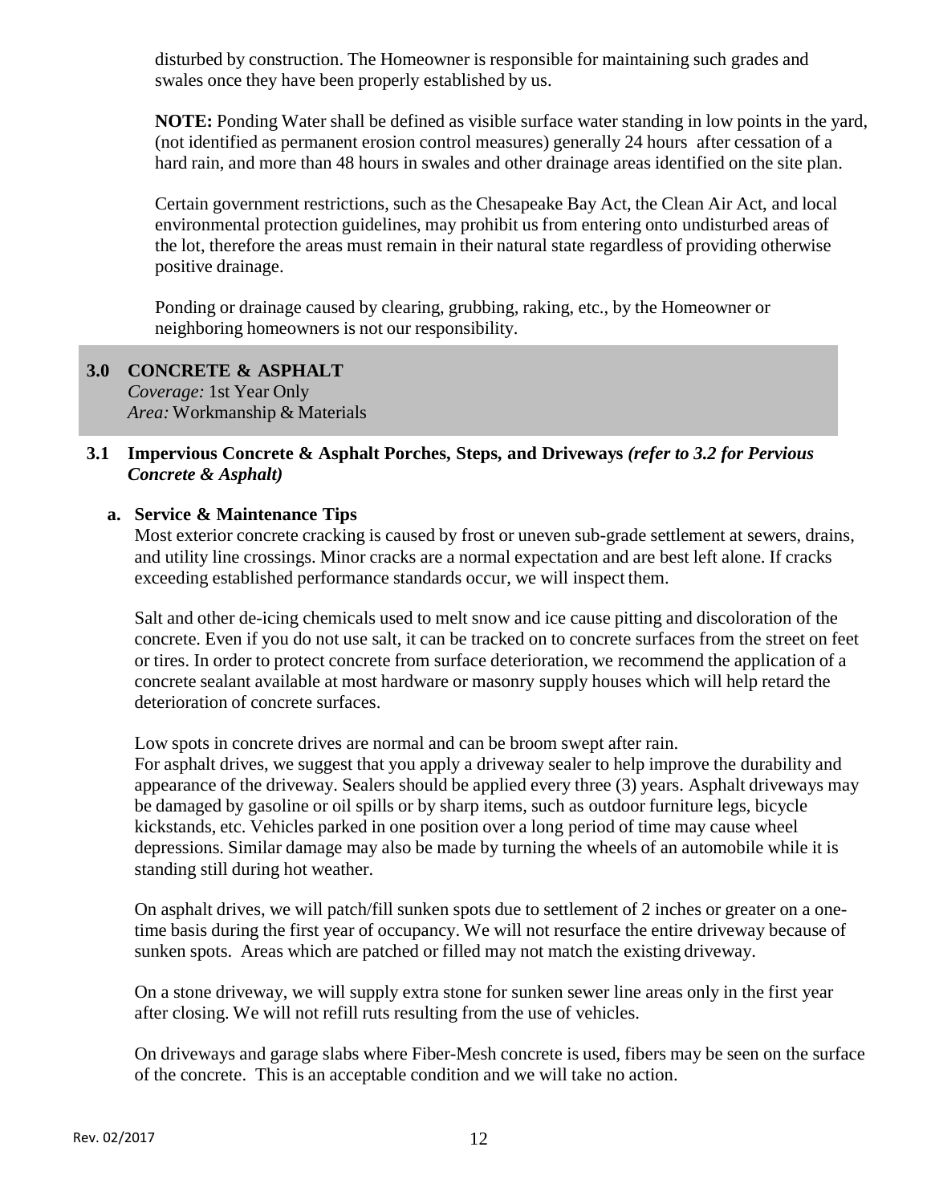disturbed by construction. The Homeowner is responsible for maintaining such grades and swales once they have been properly established by us.

**NOTE:** Ponding Water shall be defined as visible surface water standing in low points in the yard, (not identified as permanent erosion control measures) generally 24 hours after cessation of a hard rain, and more than 48 hours in swales and other drainage areas identified on the site plan.

Certain government restrictions, such as the Chesapeake Bay Act, the Clean Air Act, and local environmental protection guidelines, may prohibit us from entering onto undisturbed areas of the lot, therefore the areas must remain in their natural state regardless of providing otherwise positive drainage.

Ponding or drainage caused by clearing, grubbing, raking, etc., by the Homeowner or neighboring homeowners is not our responsibility.

## 3.0 CONCRETE & ASPHALT

*Coverage:* 1st Year Only
*Area:* Workmanship & Materials

### 3.1 Impervious Concrete & Asphalt Porches, Steps, and Driveways *(refer to 3.2 for Pervious Concrete & Asphalt)*

**a. Service & Maintenance Tips**

Most exterior concrete cracking is caused by frost or uneven sub-grade settlement at sewers, drains, and utility line crossings. Minor cracks are a normal expectation and are best left alone. If cracks exceeding established performance standards occur, we will inspect them.

Salt and other de-icing chemicals used to melt snow and ice cause pitting and discoloration of the concrete. Even if you do not use salt, it can be tracked on to concrete surfaces from the street on feet or tires. In order to protect concrete from surface deterioration, we recommend the application of a concrete sealant available at most hardware or masonry supply houses which will help retard the deterioration of concrete surfaces.

Low spots in concrete drives are normal and can be broom swept after rain.
For asphalt drives, we suggest that you apply a driveway sealer to help improve the durability and appearance of the driveway. Sealers should be applied every three (3) years. Asphalt driveways may be damaged by gasoline or oil spills or by sharp items, such as outdoor furniture legs, bicycle kickstands, etc. Vehicles parked in one position over a long period of time may cause wheel depressions. Similar damage may also be made by turning the wheels of an automobile while it is standing still during hot weather.

On asphalt drives, we will patch/fill sunken spots due to settlement of 2 inches or greater on a one-time basis during the first year of occupancy. We will not resurface the entire driveway because of sunken spots. Areas which are patched or filled may not match the existing driveway.

On a stone driveway, we will supply extra stone for sunken sewer line areas only in the first year after closing. We will not refill ruts resulting from the use of vehicles.

On driveways and garage slabs where Fiber-Mesh concrete is used, fibers may be seen on the surface of the concrete. This is an acceptable condition and we will take no action.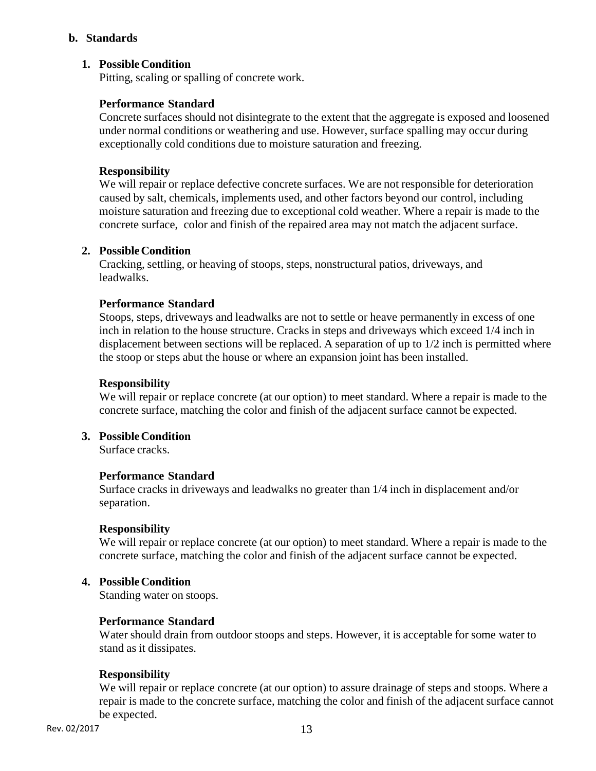### b. Standards

1. **Possible Condition**

   Pitting, scaling or spalling of concrete work.

   **Performance Standard**

   Concrete surfaces should not disintegrate to the extent that the aggregate is exposed and loosened under normal conditions or weathering and use. However, surface spalling may occur during exceptionally cold conditions due to moisture saturation and freezing.

   **Responsibility**

   We will repair or replace defective concrete surfaces. We are not responsible for deterioration caused by salt, chemicals, implements used, and other factors beyond our control, including moisture saturation and freezing due to exceptional cold weather. Where a repair is made to the concrete surface, color and finish of the repaired area may not match the adjacent surface.

2. **Possible Condition**

   Cracking, settling, or heaving of stoops, steps, nonstructural patios, driveways, and leadwalks.

   **Performance Standard**

   Stoops, steps, driveways and leadwalks are not to settle or heave permanently in excess of one inch in relation to the house structure. Cracks in steps and driveways which exceed 1/4 inch in displacement between sections will be replaced. A separation of up to 1/2 inch is permitted where the stoop or steps abut the house or where an expansion joint has been installed.

   **Responsibility**

   We will repair or replace concrete (at our option) to meet standard. Where a repair is made to the concrete surface, matching the color and finish of the adjacent surface cannot be expected.

3. **Possible Condition**

   Surface cracks.

   **Performance Standard**

   Surface cracks in driveways and leadwalks no greater than 1/4 inch in displacement and/or separation.

   **Responsibility**

   We will repair or replace concrete (at our option) to meet standard. Where a repair is made to the concrete surface, matching the color and finish of the adjacent surface cannot be expected.

4. **Possible Condition**

   Standing water on stoops.

   **Performance Standard**

   Water should drain from outdoor stoops and steps. However, it is acceptable for some water to stand as it dissipates.

   **Responsibility**

   We will repair or replace concrete (at our option) to assure drainage of steps and stoops. Where a repair is made to the concrete surface, matching the color and finish of the adjacent surface cannot be expected.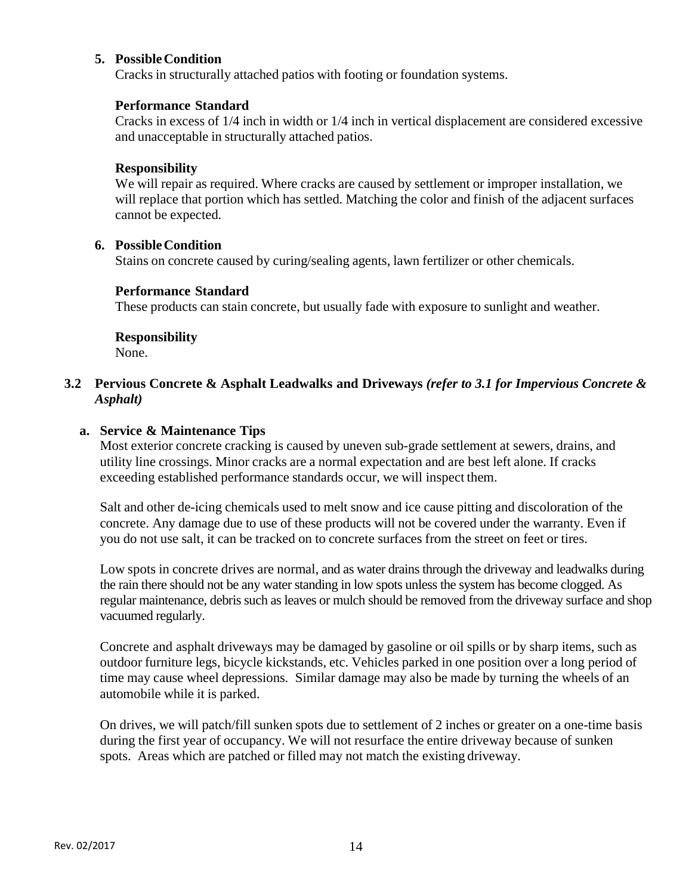**5. Possible Condition**

Cracks in structurally attached patios with footing or foundation systems.

**Performance Standard**

Cracks in excess of 1/4 inch in width or 1/4 inch in vertical displacement are considered excessive and unacceptable in structurally attached patios.

**Responsibility**

We will repair as required. Where cracks are caused by settlement or improper installation, we will replace that portion which has settled. Matching the color and finish of the adjacent surfaces cannot be expected.

**6. Possible Condition**

Stains on concrete caused by curing/sealing agents, lawn fertilizer or other chemicals.

**Performance Standard**

These products can stain concrete, but usually fade with exposure to sunlight and weather.

**Responsibility**

None.

### 3.2 Pervious Concrete & Asphalt Leadwalks and Driveways *(refer to 3.1 for Impervious Concrete & Asphalt)*

**a. Service & Maintenance Tips**

Most exterior concrete cracking is caused by uneven sub-grade settlement at sewers, drains, and utility line crossings. Minor cracks are a normal expectation and are best left alone. If cracks exceeding established performance standards occur, we will inspect them.

Salt and other de-icing chemicals used to melt snow and ice cause pitting and discoloration of the concrete. Any damage due to use of these products will not be covered under the warranty. Even if you do not use salt, it can be tracked on to concrete surfaces from the street on feet or tires.

Low spots in concrete drives are normal, and as water drains through the driveway and leadwalks during the rain there should not be any water standing in low spots unless the system has become clogged. As regular maintenance, debris such as leaves or mulch should be removed from the driveway surface and shop vacuumed regularly.

Concrete and asphalt driveways may be damaged by gasoline or oil spills or by sharp items, such as outdoor furniture legs, bicycle kickstands, etc. Vehicles parked in one position over a long period of time may cause wheel depressions. Similar damage may also be made by turning the wheels of an automobile while it is parked.

On drives, we will patch/fill sunken spots due to settlement of 2 inches or greater on a one-time basis during the first year of occupancy. We will not resurface the entire driveway because of sunken spots. Areas which are patched or filled may not match the existing driveway.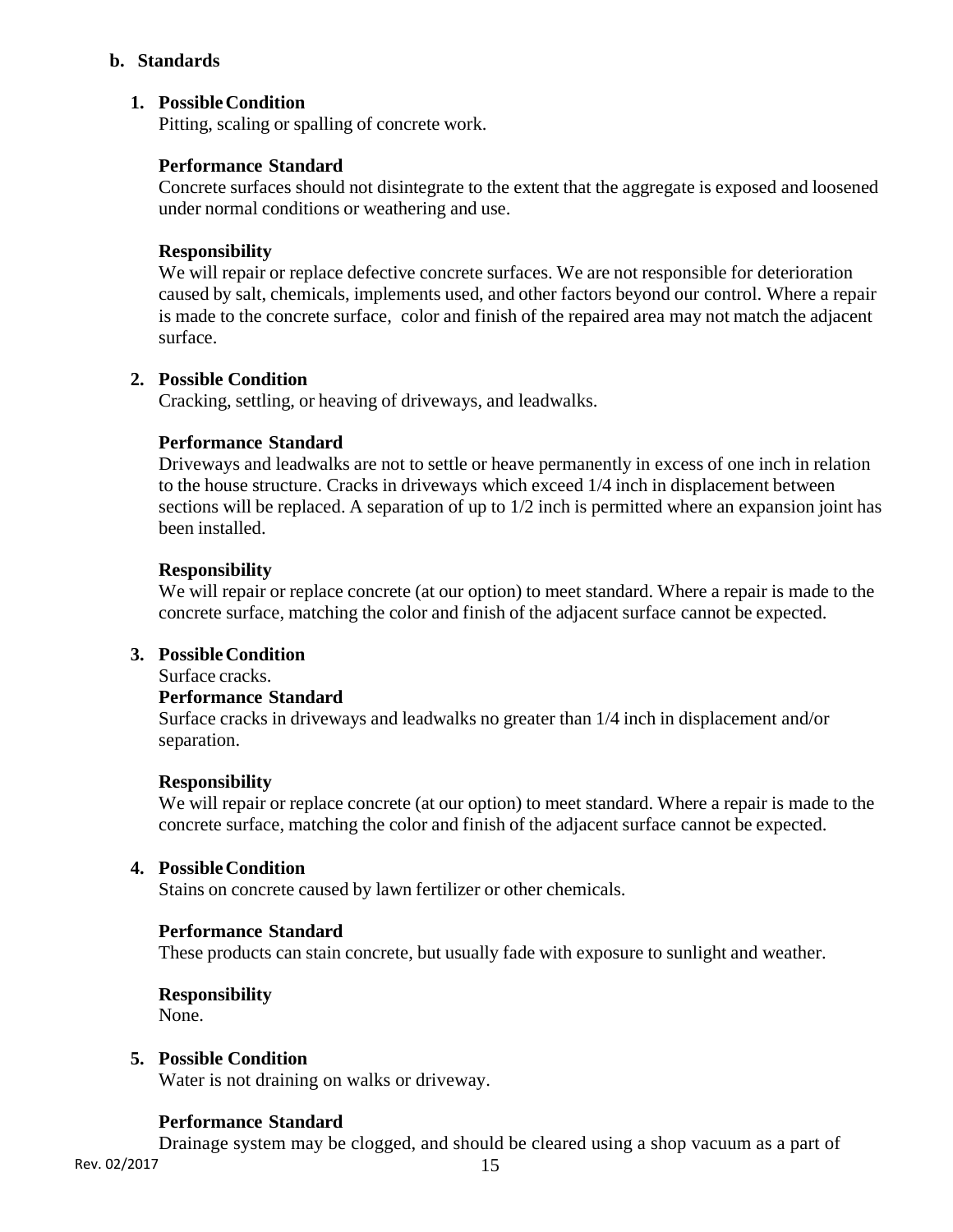### b. Standards

1. **Possible Condition**

   Pitting, scaling or spalling of concrete work.

   **Performance Standard**

   Concrete surfaces should not disintegrate to the extent that the aggregate is exposed and loosened under normal conditions or weathering and use.

   **Responsibility**

   We will repair or replace defective concrete surfaces. We are not responsible for deterioration caused by salt, chemicals, implements used, and other factors beyond our control. Where a repair is made to the concrete surface, color and finish of the repaired area may not match the adjacent surface.

2. **Possible Condition**

   Cracking, settling, or heaving of driveways, and leadwalks.

   **Performance Standard**

   Driveways and leadwalks are not to settle or heave permanently in excess of one inch in relation to the house structure. Cracks in driveways which exceed 1/4 inch in displacement between sections will be replaced. A separation of up to 1/2 inch is permitted where an expansion joint has been installed.

   **Responsibility**

   We will repair or replace concrete (at our option) to meet standard. Where a repair is made to the concrete surface, matching the color and finish of the adjacent surface cannot be expected.

3. **Possible Condition**

   Surface cracks.

   **Performance Standard**

   Surface cracks in driveways and leadwalks no greater than 1/4 inch in displacement and/or separation.

   **Responsibility**

   We will repair or replace concrete (at our option) to meet standard. Where a repair is made to the concrete surface, matching the color and finish of the adjacent surface cannot be expected.

4. **Possible Condition**

   Stains on concrete caused by lawn fertilizer or other chemicals.

   **Performance Standard**

   These products can stain concrete, but usually fade with exposure to sunlight and weather.

   **Responsibility**

   None.

5. **Possible Condition**

   Water is not draining on walks or driveway.

   **Performance Standard**

   Drainage system may be clogged, and should be cleared using a shop vacuum as a part of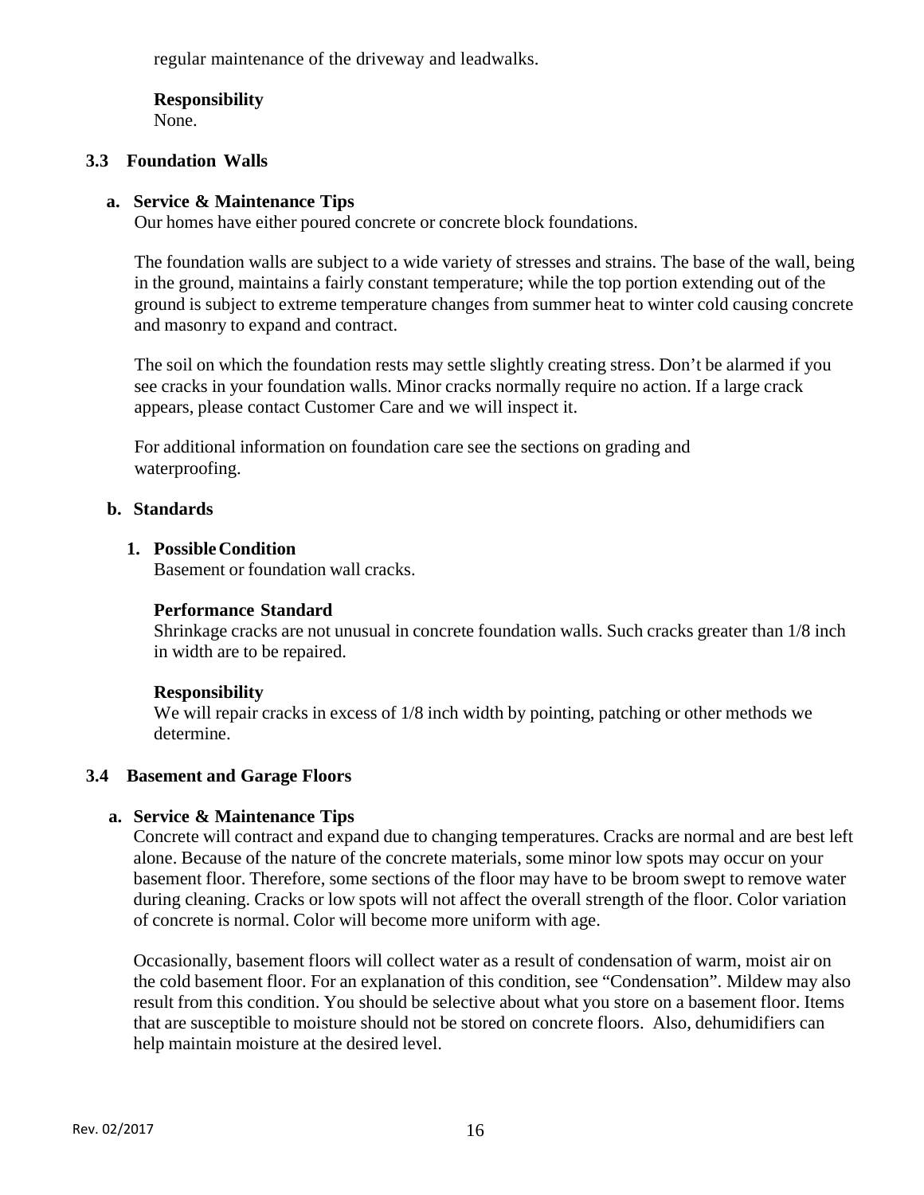regular maintenance of the driveway and leadwalks.

**Responsibility**
None.

## 3.3 Foundation Walls

### a. Service & Maintenance Tips

Our homes have either poured concrete or concrete block foundations.

The foundation walls are subject to a wide variety of stresses and strains. The base of the wall, being in the ground, maintains a fairly constant temperature; while the top portion extending out of the ground is subject to extreme temperature changes from summer heat to winter cold causing concrete and masonry to expand and contract.

The soil on which the foundation rests may settle slightly creating stress. Don't be alarmed if you see cracks in your foundation walls. Minor cracks normally require no action. If a large crack appears, please contact Customer Care and we will inspect it.

For additional information on foundation care see the sections on grading and waterproofing.

### b. Standards

#### 1. Possible Condition

Basement or foundation wall cracks.

**Performance Standard**
Shrinkage cracks are not unusual in concrete foundation walls. Such cracks greater than 1/8 inch in width are to be repaired.

**Responsibility**
We will repair cracks in excess of 1/8 inch width by pointing, patching or other methods we determine.

## 3.4 Basement and Garage Floors

### a. Service & Maintenance Tips

Concrete will contract and expand due to changing temperatures. Cracks are normal and are best left alone. Because of the nature of the concrete materials, some minor low spots may occur on your basement floor. Therefore, some sections of the floor may have to be broom swept to remove water during cleaning. Cracks or low spots will not affect the overall strength of the floor. Color variation of concrete is normal. Color will become more uniform with age.

Occasionally, basement floors will collect water as a result of condensation of warm, moist air on the cold basement floor. For an explanation of this condition, see "Condensation". Mildew may also result from this condition. You should be selective about what you store on a basement floor. Items that are susceptible to moisture should not be stored on concrete floors. Also, dehumidifiers can help maintain moisture at the desired level.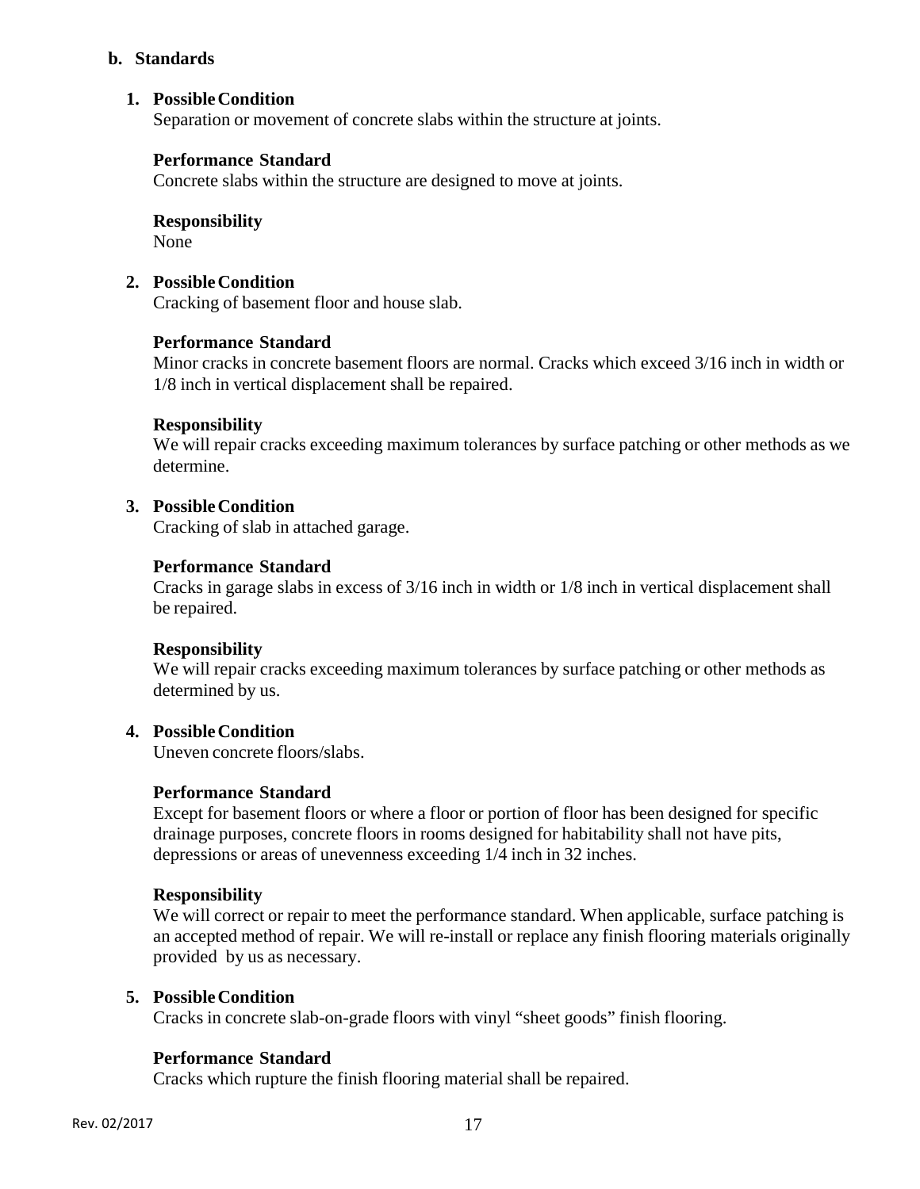**b. Standards**

1. **Possible Condition**
   Separation or movement of concrete slabs within the structure at joints.

   **Performance Standard**
   Concrete slabs within the structure are designed to move at joints.

   **Responsibility**
   None

2. **Possible Condition**
   Cracking of basement floor and house slab.

   **Performance Standard**
   Minor cracks in concrete basement floors are normal. Cracks which exceed 3/16 inch in width or 1/8 inch in vertical displacement shall be repaired.

   **Responsibility**
   We will repair cracks exceeding maximum tolerances by surface patching or other methods as we determine.

3. **Possible Condition**
   Cracking of slab in attached garage.

   **Performance Standard**
   Cracks in garage slabs in excess of 3/16 inch in width or 1/8 inch in vertical displacement shall be repaired.

   **Responsibility**
   We will repair cracks exceeding maximum tolerances by surface patching or other methods as determined by us.

4. **Possible Condition**
   Uneven concrete floors/slabs.

   **Performance Standard**
   Except for basement floors or where a floor or portion of floor has been designed for specific drainage purposes, concrete floors in rooms designed for habitability shall not have pits, depressions or areas of unevenness exceeding 1/4 inch in 32 inches.

   **Responsibility**
   We will correct or repair to meet the performance standard. When applicable, surface patching is an accepted method of repair. We will re-install or replace any finish flooring materials originally provided by us as necessary.

5. **Possible Condition**
   Cracks in concrete slab-on-grade floors with vinyl "sheet goods" finish flooring.

   **Performance Standard**
   Cracks which rupture the finish flooring material shall be repaired.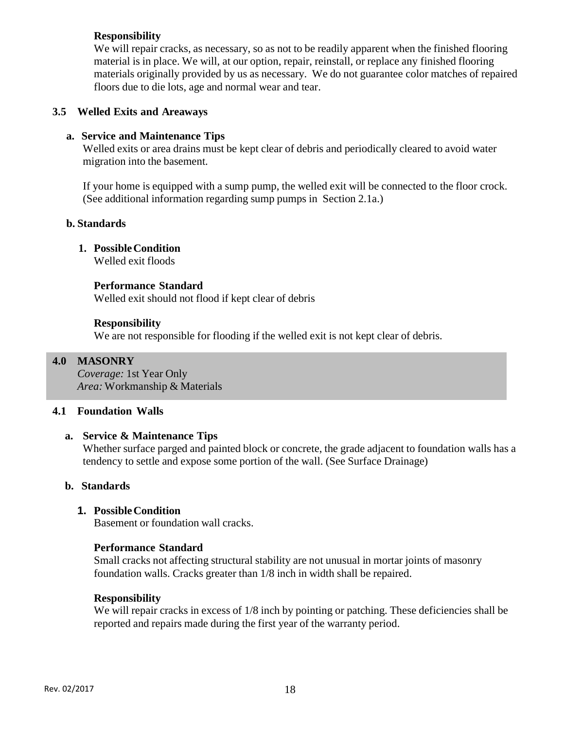**Responsibility**

We will repair cracks, as necessary, so as not to be readily apparent when the finished flooring material is in place. We will, at our option, repair, reinstall, or replace any finished flooring materials originally provided by us as necessary. We do not guarantee color matches of repaired floors due to die lots, age and normal wear and tear.

### 3.5 Welled Exits and Areaways

**a. Service and Maintenance Tips**

Welled exits or area drains must be kept clear of debris and periodically cleared to avoid water migration into the basement.

If your home is equipped with a sump pump, the welled exit will be connected to the floor crock. (See additional information regarding sump pumps in Section 2.1a.)

**b. Standards**

**1. Possible Condition**

Welled exit floods

**Performance Standard**

Welled exit should not flood if kept clear of debris

**Responsibility**

We are not responsible for flooding if the welled exit is not kept clear of debris.

## 4.0 MASONRY

*Coverage:* 1st Year Only
*Area:* Workmanship & Materials

### 4.1 Foundation Walls

**a. Service & Maintenance Tips**

Whether surface parged and painted block or concrete, the grade adjacent to foundation walls has a tendency to settle and expose some portion of the wall. (See Surface Drainage)

**b. Standards**

**1. Possible Condition**

Basement or foundation wall cracks.

**Performance Standard**

Small cracks not affecting structural stability are not unusual in mortar joints of masonry foundation walls. Cracks greater than 1/8 inch in width shall be repaired.

**Responsibility**

We will repair cracks in excess of 1/8 inch by pointing or patching. These deficiencies shall be reported and repairs made during the first year of the warranty period.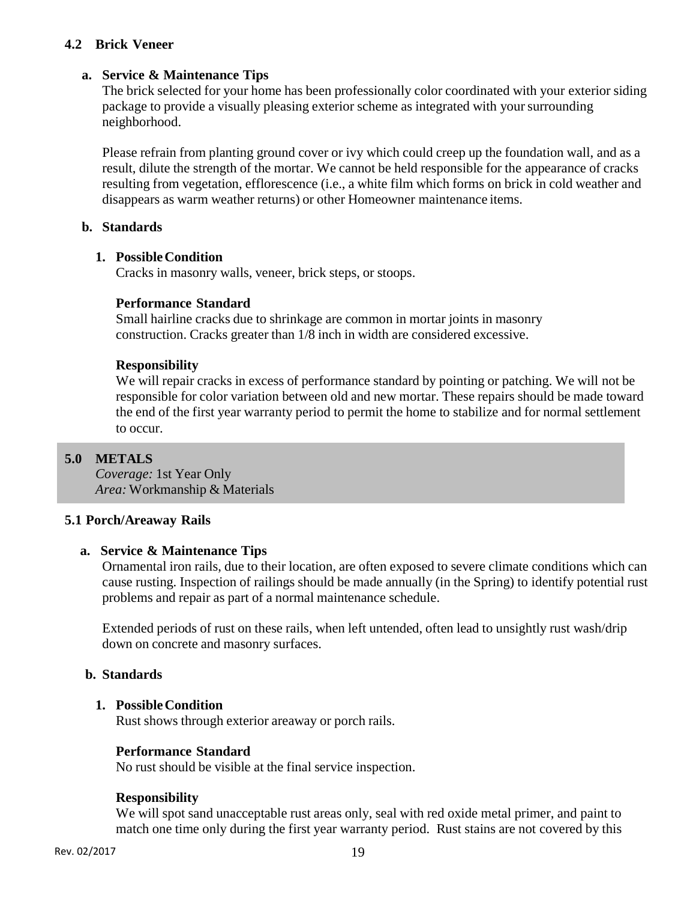### 4.2 Brick Veneer

#### a. Service & Maintenance Tips

The brick selected for your home has been professionally color coordinated with your exterior siding package to provide a visually pleasing exterior scheme as integrated with your surrounding neighborhood.

Please refrain from planting ground cover or ivy which could creep up the foundation wall, and as a result, dilute the strength of the mortar. We cannot be held responsible for the appearance of cracks resulting from vegetation, efflorescence (i.e., a white film which forms on brick in cold weather and disappears as warm weather returns) or other Homeowner maintenance items.

#### b. Standards

**1. Possible Condition**

Cracks in masonry walls, veneer, brick steps, or stoops.

**Performance Standard**

Small hairline cracks due to shrinkage are common in mortar joints in masonry construction. Cracks greater than 1/8 inch in width are considered excessive.

**Responsibility**

We will repair cracks in excess of performance standard by pointing or patching. We will not be responsible for color variation between old and new mortar. These repairs should be made toward the end of the first year warranty period to permit the home to stabilize and for normal settlement to occur.

## 5.0 METALS

*Coverage:* 1st Year Only
*Area:* Workmanship & Materials

### 5.1 Porch/Areaway Rails

#### a. Service & Maintenance Tips

Ornamental iron rails, due to their location, are often exposed to severe climate conditions which can cause rusting. Inspection of railings should be made annually (in the Spring) to identify potential rust problems and repair as part of a normal maintenance schedule.

Extended periods of rust on these rails, when left untended, often lead to unsightly rust wash/drip down on concrete and masonry surfaces.

#### b. Standards

**1. Possible Condition**

Rust shows through exterior areaway or porch rails.

**Performance Standard**

No rust should be visible at the final service inspection.

**Responsibility**

We will spot sand unacceptable rust areas only, seal with red oxide metal primer, and paint to match one time only during the first year warranty period. Rust stains are not covered by this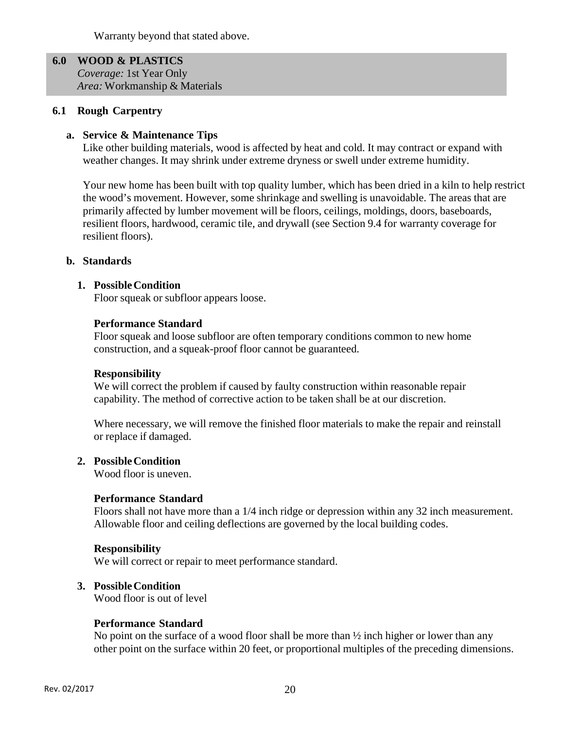Warranty beyond that stated above.

## 6.0 WOOD & PLASTICS

*Coverage:* 1st Year Only
*Area:* Workmanship & Materials

### 6.1 Rough Carpentry

#### a. Service & Maintenance Tips

Like other building materials, wood is affected by heat and cold. It may contract or expand with weather changes. It may shrink under extreme dryness or swell under extreme humidity.

Your new home has been built with top quality lumber, which has been dried in a kiln to help restrict the wood's movement. However, some shrinkage and swelling is unavoidable. The areas that are primarily affected by lumber movement will be floors, ceilings, moldings, doors, baseboards, resilient floors, hardwood, ceramic tile, and drywall (see Section 9.4 for warranty coverage for resilient floors).

#### b. Standards

**1. Possible Condition**

Floor squeak or subfloor appears loose.

**Performance Standard**

Floor squeak and loose subfloor are often temporary conditions common to new home construction, and a squeak-proof floor cannot be guaranteed.

**Responsibility**

We will correct the problem if caused by faulty construction within reasonable repair capability. The method of corrective action to be taken shall be at our discretion.

Where necessary, we will remove the finished floor materials to make the repair and reinstall or replace if damaged.

**2. Possible Condition**

Wood floor is uneven.

**Performance Standard**

Floors shall not have more than a 1/4 inch ridge or depression within any 32 inch measurement. Allowable floor and ceiling deflections are governed by the local building codes.

**Responsibility**

We will correct or repair to meet performance standard.

**3. Possible Condition**

Wood floor is out of level

**Performance Standard**

No point on the surface of a wood floor shall be more than ½ inch higher or lower than any other point on the surface within 20 feet, or proportional multiples of the preceding dimensions.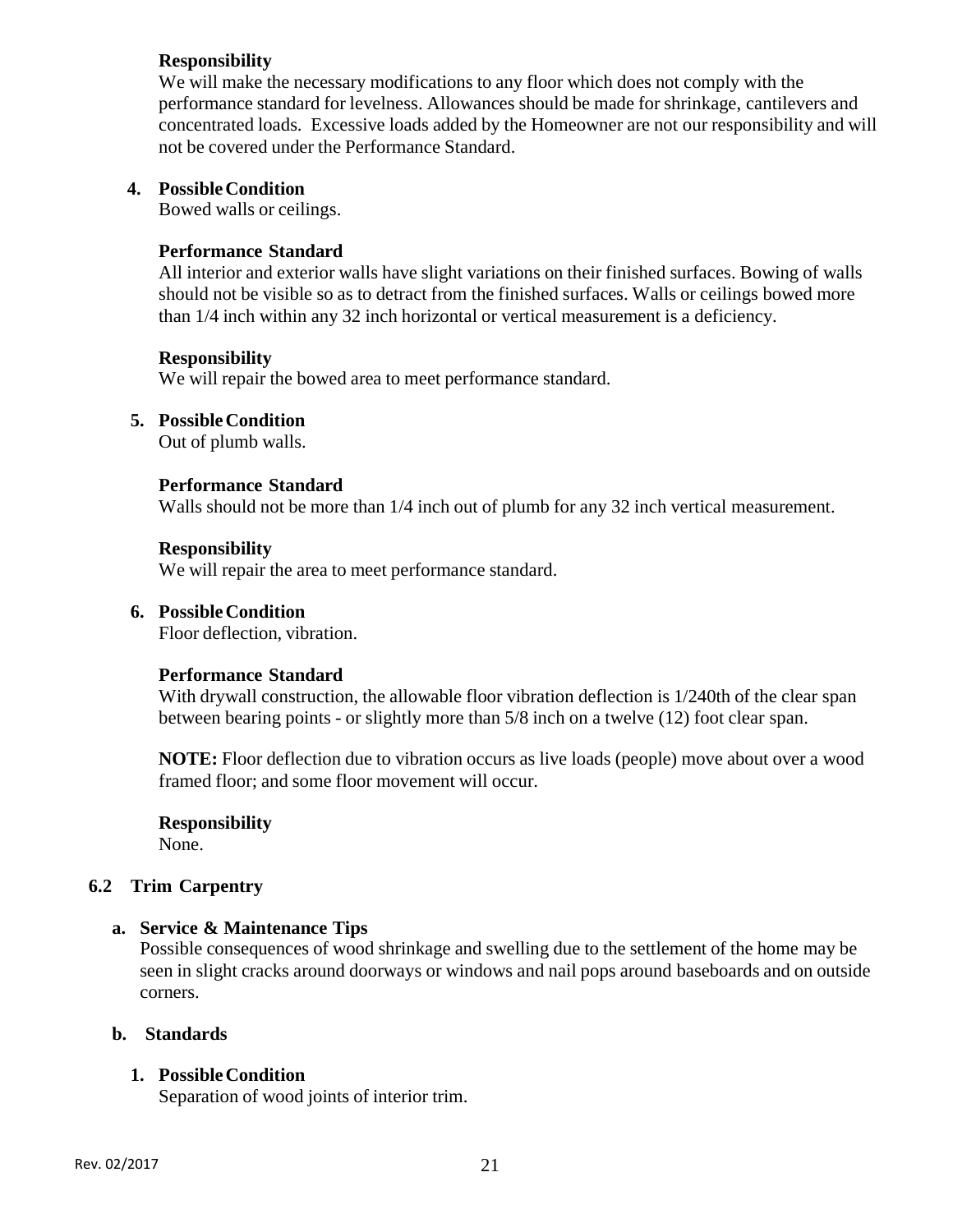**Responsibility**

We will make the necessary modifications to any floor which does not comply with the performance standard for levelness. Allowances should be made for shrinkage, cantilevers and concentrated loads. Excessive loads added by the Homeowner are not our responsibility and will not be covered under the Performance Standard.

4. **Possible Condition**

   Bowed walls or ceilings.

   **Performance Standard**

   All interior and exterior walls have slight variations on their finished surfaces. Bowing of walls should not be visible so as to detract from the finished surfaces. Walls or ceilings bowed more than 1/4 inch within any 32 inch horizontal or vertical measurement is a deficiency.

   **Responsibility**

   We will repair the bowed area to meet performance standard.

5. **Possible Condition**

   Out of plumb walls.

   **Performance Standard**

   Walls should not be more than 1/4 inch out of plumb for any 32 inch vertical measurement.

   **Responsibility**

   We will repair the area to meet performance standard.

6. **Possible Condition**

   Floor deflection, vibration.

   **Performance Standard**

   With drywall construction, the allowable floor vibration deflection is 1/240th of the clear span between bearing points - or slightly more than 5/8 inch on a twelve (12) foot clear span.

   **NOTE:** Floor deflection due to vibration occurs as live loads (people) move about over a wood framed floor; and some floor movement will occur.

   **Responsibility**

   None.

## 6.2 Trim Carpentry

### a. Service & Maintenance Tips

Possible consequences of wood shrinkage and swelling due to the settlement of the home may be seen in slight cracks around doorways or windows and nail pops around baseboards and on outside corners.

### b. Standards

1. **Possible Condition**

   Separation of wood joints of interior trim.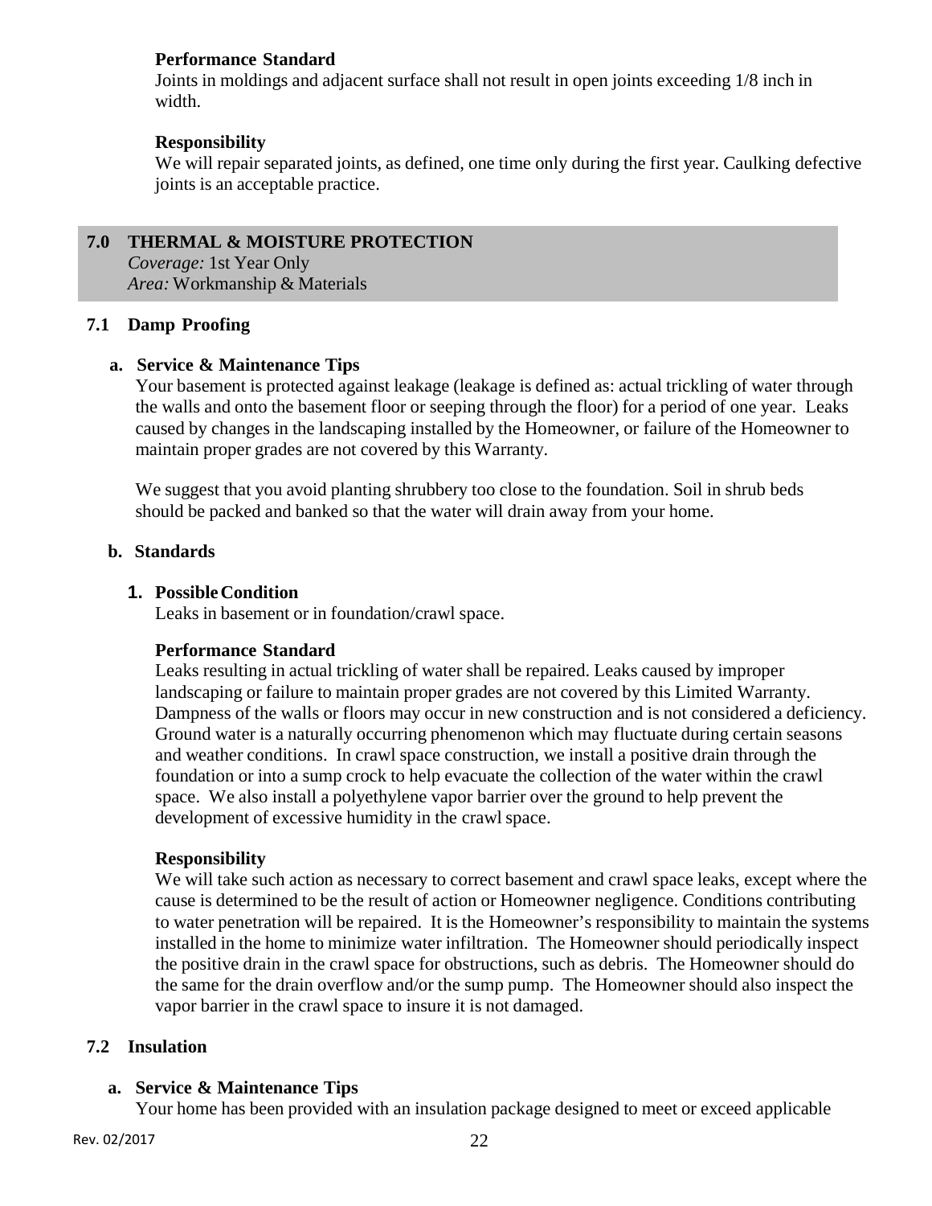**Performance Standard**

Joints in moldings and adjacent surface shall not result in open joints exceeding 1/8 inch in width.

**Responsibility**

We will repair separated joints, as defined, one time only during the first year. Caulking defective joints is an acceptable practice.

## 7.0 THERMAL & MOISTURE PROTECTION

*Coverage:* 1st Year Only
*Area:* Workmanship & Materials

### 7.1 Damp Proofing

#### a. Service & Maintenance Tips

Your basement is protected against leakage (leakage is defined as: actual trickling of water through the walls and onto the basement floor or seeping through the floor) for a period of one year. Leaks caused by changes in the landscaping installed by the Homeowner, or failure of the Homeowner to maintain proper grades are not covered by this Warranty.

We suggest that you avoid planting shrubbery too close to the foundation. Soil in shrub beds should be packed and banked so that the water will drain away from your home.

#### b. Standards

**1. Possible Condition**

Leaks in basement or in foundation/crawl space.

**Performance Standard**

Leaks resulting in actual trickling of water shall be repaired. Leaks caused by improper landscaping or failure to maintain proper grades are not covered by this Limited Warranty. Dampness of the walls or floors may occur in new construction and is not considered a deficiency. Ground water is a naturally occurring phenomenon which may fluctuate during certain seasons and weather conditions. In crawl space construction, we install a positive drain through the foundation or into a sump crock to help evacuate the collection of the water within the crawl space. We also install a polyethylene vapor barrier over the ground to help prevent the development of excessive humidity in the crawl space.

**Responsibility**

We will take such action as necessary to correct basement and crawl space leaks, except where the cause is determined to be the result of action or Homeowner negligence. Conditions contributing to water penetration will be repaired. It is the Homeowner's responsibility to maintain the systems installed in the home to minimize water infiltration. The Homeowner should periodically inspect the positive drain in the crawl space for obstructions, such as debris. The Homeowner should do the same for the drain overflow and/or the sump pump. The Homeowner should also inspect the vapor barrier in the crawl space to insure it is not damaged.

### 7.2 Insulation

#### a. Service & Maintenance Tips

Your home has been provided with an insulation package designed to meet or exceed applicable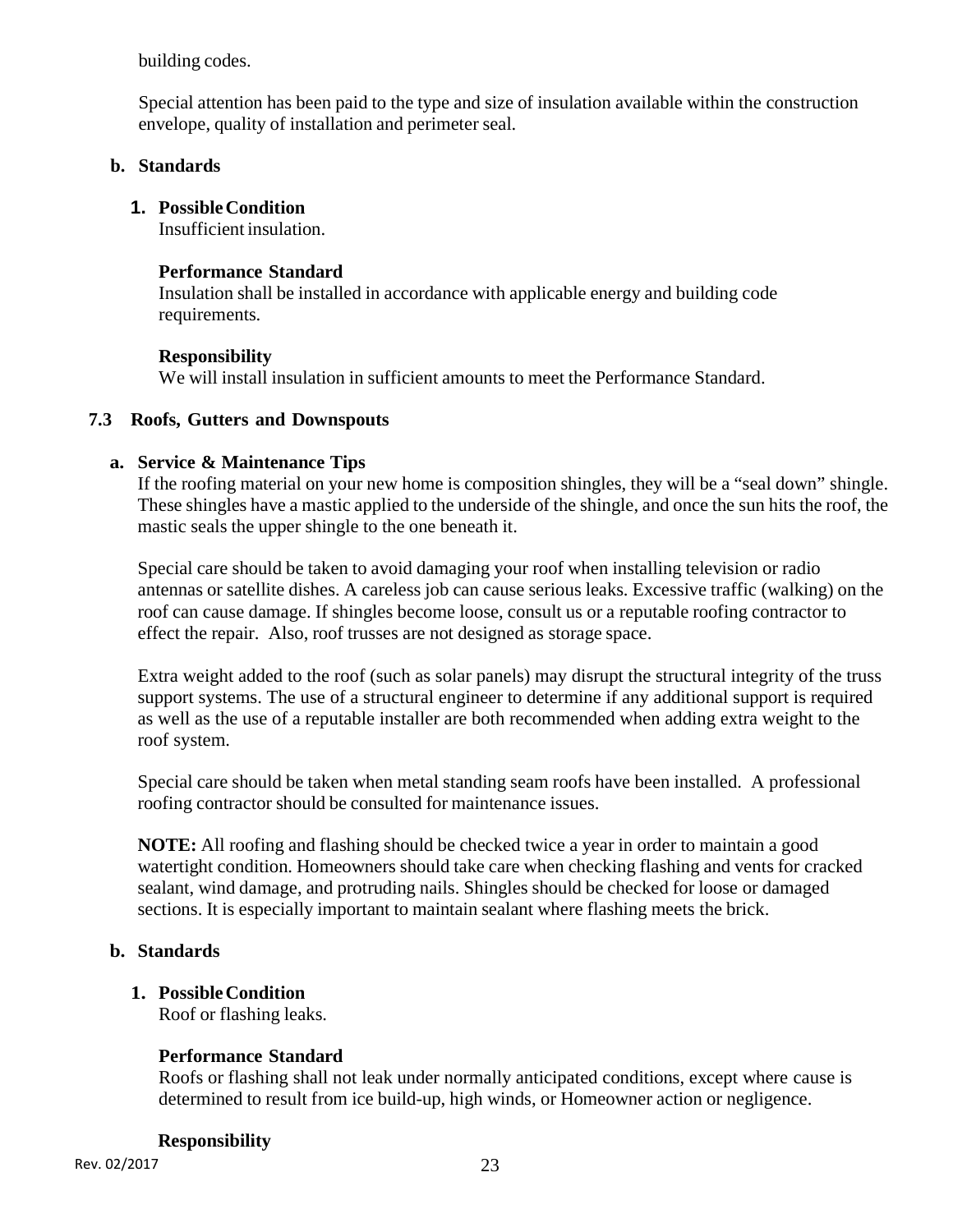building codes.

Special attention has been paid to the type and size of insulation available within the construction envelope, quality of installation and perimeter seal.

**b. Standards**

**1. Possible Condition**
Insufficient insulation.

**Performance Standard**
Insulation shall be installed in accordance with applicable energy and building code requirements.

**Responsibility**
We will install insulation in sufficient amounts to meet the Performance Standard.

## 7.3 Roofs, Gutters and Downspouts

**a. Service & Maintenance Tips**
If the roofing material on your new home is composition shingles, they will be a "seal down" shingle. These shingles have a mastic applied to the underside of the shingle, and once the sun hits the roof, the mastic seals the upper shingle to the one beneath it.

Special care should be taken to avoid damaging your roof when installing television or radio antennas or satellite dishes. A careless job can cause serious leaks. Excessive traffic (walking) on the roof can cause damage. If shingles become loose, consult us or a reputable roofing contractor to effect the repair. Also, roof trusses are not designed as storage space.

Extra weight added to the roof (such as solar panels) may disrupt the structural integrity of the truss support systems. The use of a structural engineer to determine if any additional support is required as well as the use of a reputable installer are both recommended when adding extra weight to the roof system.

Special care should be taken when metal standing seam roofs have been installed. A professional roofing contractor should be consulted for maintenance issues.

**NOTE:** All roofing and flashing should be checked twice a year in order to maintain a good watertight condition. Homeowners should take care when checking flashing and vents for cracked sealant, wind damage, and protruding nails. Shingles should be checked for loose or damaged sections. It is especially important to maintain sealant where flashing meets the brick.

**b. Standards**

**1. Possible Condition**
Roof or flashing leaks.

**Performance Standard**
Roofs or flashing shall not leak under normally anticipated conditions, except where cause is determined to result from ice build-up, high winds, or Homeowner action or negligence.

**Responsibility**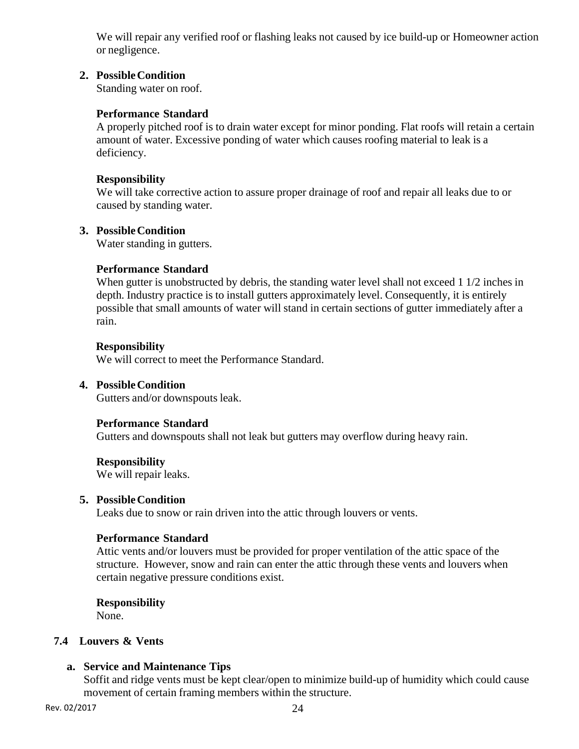We will repair any verified roof or flashing leaks not caused by ice build-up or Homeowner action or negligence.

2. **Possible Condition**

   Standing water on roof.

   **Performance Standard**

   A properly pitched roof is to drain water except for minor ponding. Flat roofs will retain a certain amount of water. Excessive ponding of water which causes roofing material to leak is a deficiency.

   **Responsibility**

   We will take corrective action to assure proper drainage of roof and repair all leaks due to or caused by standing water.

3. **Possible Condition**

   Water standing in gutters.

   **Performance Standard**

   When gutter is unobstructed by debris, the standing water level shall not exceed 1 1/2 inches in depth. Industry practice is to install gutters approximately level. Consequently, it is entirely possible that small amounts of water will stand in certain sections of gutter immediately after a rain.

   **Responsibility**

   We will correct to meet the Performance Standard.

4. **Possible Condition**

   Gutters and/or downspouts leak.

   **Performance Standard**

   Gutters and downspouts shall not leak but gutters may overflow during heavy rain.

   **Responsibility**

   We will repair leaks.

5. **Possible Condition**

   Leaks due to snow or rain driven into the attic through louvers or vents.

   **Performance Standard**

   Attic vents and/or louvers must be provided for proper ventilation of the attic space of the structure. However, snow and rain can enter the attic through these vents and louvers when certain negative pressure conditions exist.

   **Responsibility**

   None.

## 7.4 Louvers & Vents

**a. Service and Maintenance Tips**

Soffit and ridge vents must be kept clear/open to minimize build-up of humidity which could cause movement of certain framing members within the structure.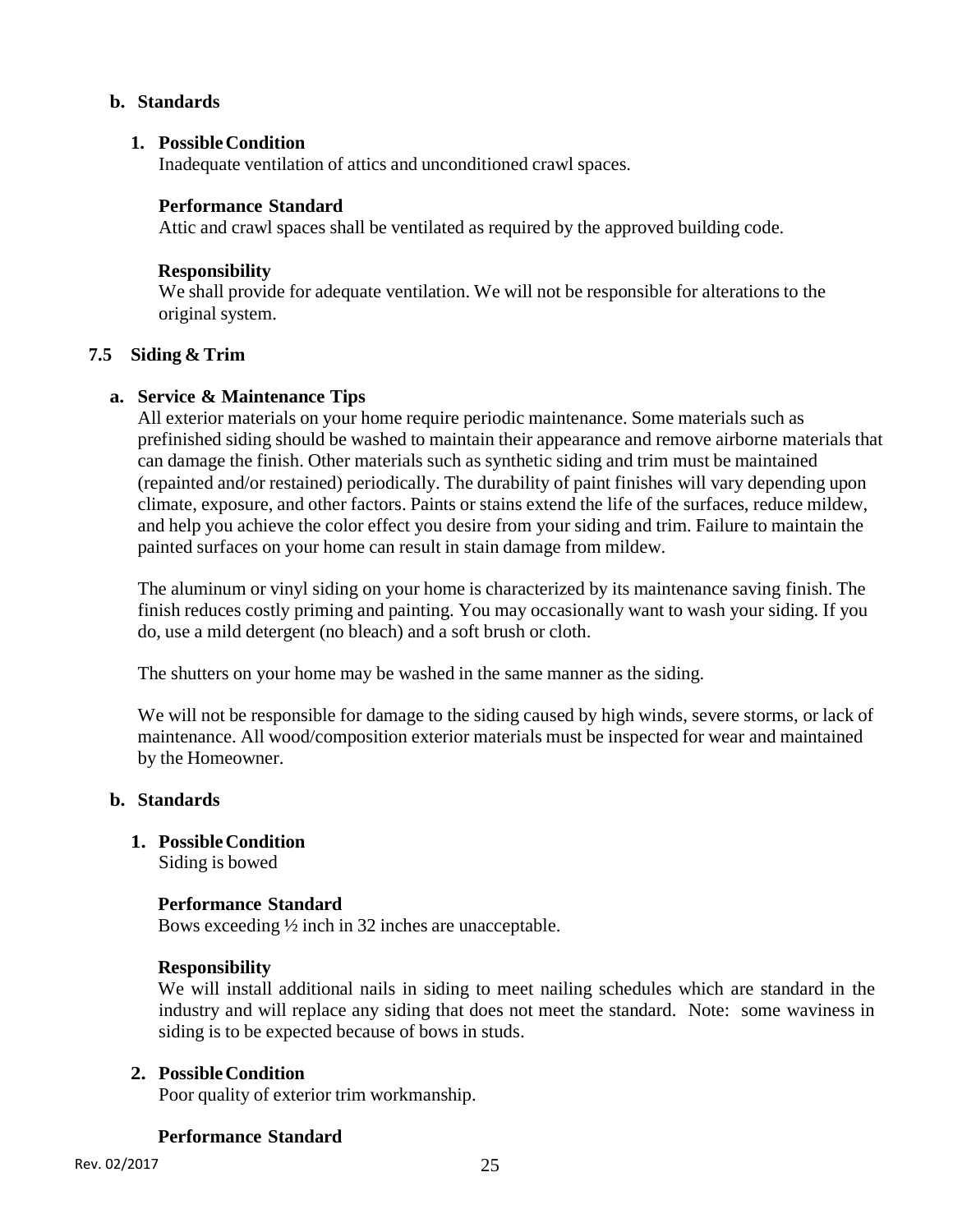**b. Standards**

**1. Possible Condition**
Inadequate ventilation of attics and unconditioned crawl spaces.

**Performance Standard**
Attic and crawl spaces shall be ventilated as required by the approved building code.

**Responsibility**
We shall provide for adequate ventilation. We will not be responsible for alterations to the original system.

## 7.5 Siding & Trim

**a. Service & Maintenance Tips**

All exterior materials on your home require periodic maintenance. Some materials such as prefinished siding should be washed to maintain their appearance and remove airborne materials that can damage the finish. Other materials such as synthetic siding and trim must be maintained (repainted and/or restained) periodically. The durability of paint finishes will vary depending upon climate, exposure, and other factors. Paints or stains extend the life of the surfaces, reduce mildew, and help you achieve the color effect you desire from your siding and trim. Failure to maintain the painted surfaces on your home can result in stain damage from mildew.

The aluminum or vinyl siding on your home is characterized by its maintenance saving finish. The finish reduces costly priming and painting. You may occasionally want to wash your siding. If you do, use a mild detergent (no bleach) and a soft brush or cloth.

The shutters on your home may be washed in the same manner as the siding.

We will not be responsible for damage to the siding caused by high winds, severe storms, or lack of maintenance. All wood/composition exterior materials must be inspected for wear and maintained by the Homeowner.

**b. Standards**

**1. Possible Condition**
Siding is bowed

**Performance Standard**
Bows exceeding ½ inch in 32 inches are unacceptable.

**Responsibility**
We will install additional nails in siding to meet nailing schedules which are standard in the industry and will replace any siding that does not meet the standard. Note: some waviness in siding is to be expected because of bows in studs.

**2. Possible Condition**
Poor quality of exterior trim workmanship.

**Performance Standard**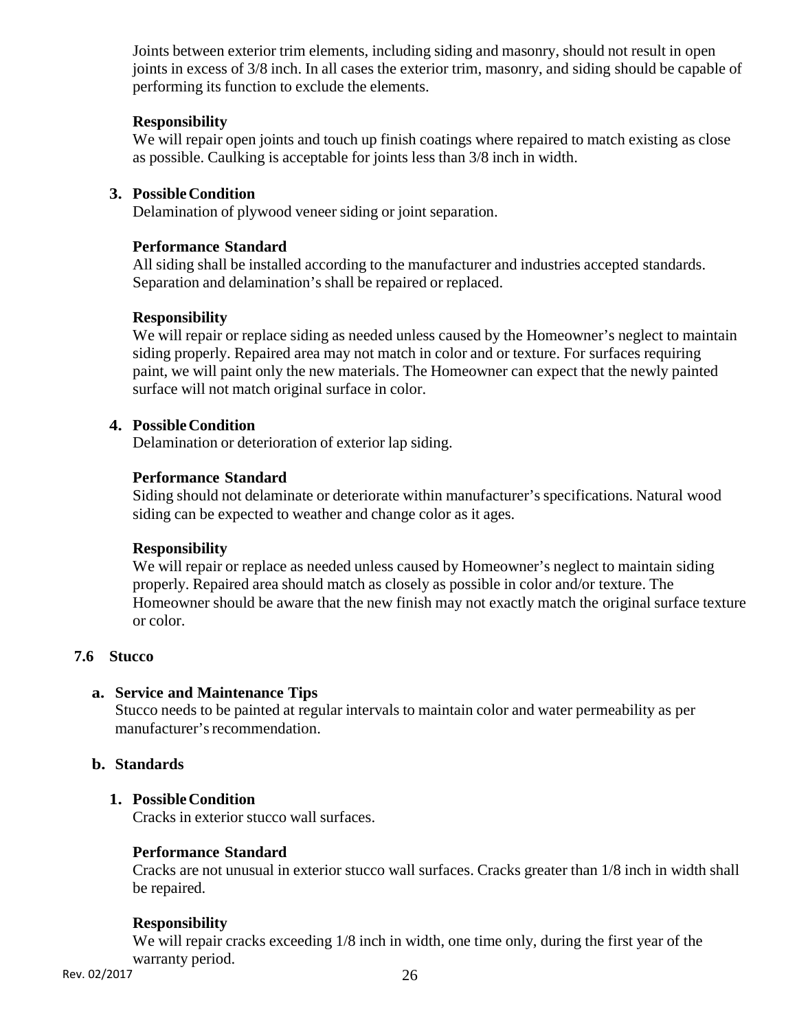Joints between exterior trim elements, including siding and masonry, should not result in open joints in excess of 3/8 inch. In all cases the exterior trim, masonry, and siding should be capable of performing its function to exclude the elements.

**Responsibility**
We will repair open joints and touch up finish coatings where repaired to match existing as close as possible. Caulking is acceptable for joints less than 3/8 inch in width.

3. **Possible Condition**
Delamination of plywood veneer siding or joint separation.

**Performance Standard**
All siding shall be installed according to the manufacturer and industries accepted standards. Separation and delamination's shall be repaired or replaced.

**Responsibility**
We will repair or replace siding as needed unless caused by the Homeowner's neglect to maintain siding properly. Repaired area may not match in color and or texture. For surfaces requiring paint, we will paint only the new materials. The Homeowner can expect that the newly painted surface will not match original surface in color.

4. **Possible Condition**
Delamination or deterioration of exterior lap siding.

**Performance Standard**
Siding should not delaminate or deteriorate within manufacturer's specifications. Natural wood siding can be expected to weather and change color as it ages.

**Responsibility**
We will repair or replace as needed unless caused by Homeowner's neglect to maintain siding properly. Repaired area should match as closely as possible in color and/or texture. The Homeowner should be aware that the new finish may not exactly match the original surface texture or color.

## 7.6 Stucco

### a. Service and Maintenance Tips

Stucco needs to be painted at regular intervals to maintain color and water permeability as per manufacturer's recommendation.

### b. Standards

1. **Possible Condition**
Cracks in exterior stucco wall surfaces.

**Performance Standard**
Cracks are not unusual in exterior stucco wall surfaces. Cracks greater than 1/8 inch in width shall be repaired.

**Responsibility**
We will repair cracks exceeding 1/8 inch in width, one time only, during the first year of the warranty period.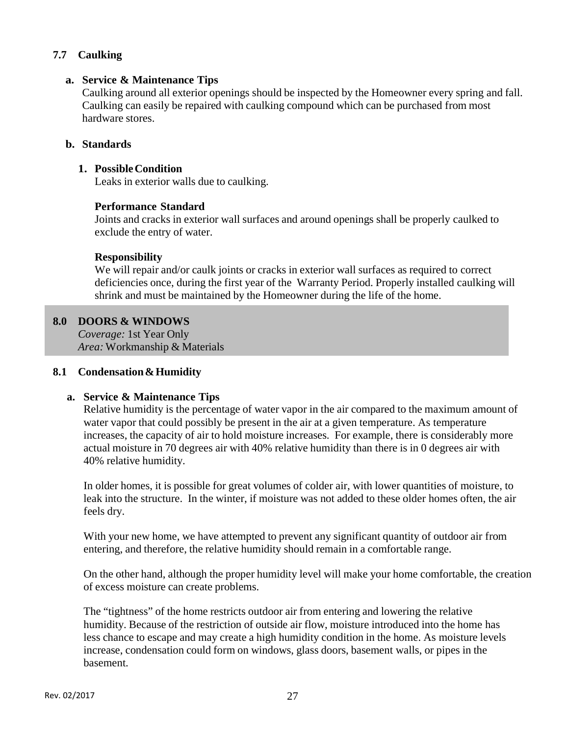### 7.7 Caulking

**a. Service & Maintenance Tips**

Caulking around all exterior openings should be inspected by the Homeowner every spring and fall. Caulking can easily be repaired with caulking compound which can be purchased from most hardware stores.

**b. Standards**

**1. Possible Condition**

Leaks in exterior walls due to caulking.

**Performance Standard**

Joints and cracks in exterior wall surfaces and around openings shall be properly caulked to exclude the entry of water.

**Responsibility**

We will repair and/or caulk joints or cracks in exterior wall surfaces as required to correct deficiencies once, during the first year of the Warranty Period. Properly installed caulking will shrink and must be maintained by the Homeowner during the life of the home.

## 8.0 DOORS & WINDOWS

*Coverage:* 1st Year Only
*Area:* Workmanship & Materials

### 8.1 Condensation & Humidity

**a. Service & Maintenance Tips**

Relative humidity is the percentage of water vapor in the air compared to the maximum amount of water vapor that could possibly be present in the air at a given temperature. As temperature increases, the capacity of air to hold moisture increases. For example, there is considerably more actual moisture in 70 degrees air with 40% relative humidity than there is in 0 degrees air with 40% relative humidity.

In older homes, it is possible for great volumes of colder air, with lower quantities of moisture, to leak into the structure. In the winter, if moisture was not added to these older homes often, the air feels dry.

With your new home, we have attempted to prevent any significant quantity of outdoor air from entering, and therefore, the relative humidity should remain in a comfortable range.

On the other hand, although the proper humidity level will make your home comfortable, the creation of excess moisture can create problems.

The "tightness" of the home restricts outdoor air from entering and lowering the relative humidity. Because of the restriction of outside air flow, moisture introduced into the home has less chance to escape and may create a high humidity condition in the home. As moisture levels increase, condensation could form on windows, glass doors, basement walls, or pipes in the basement.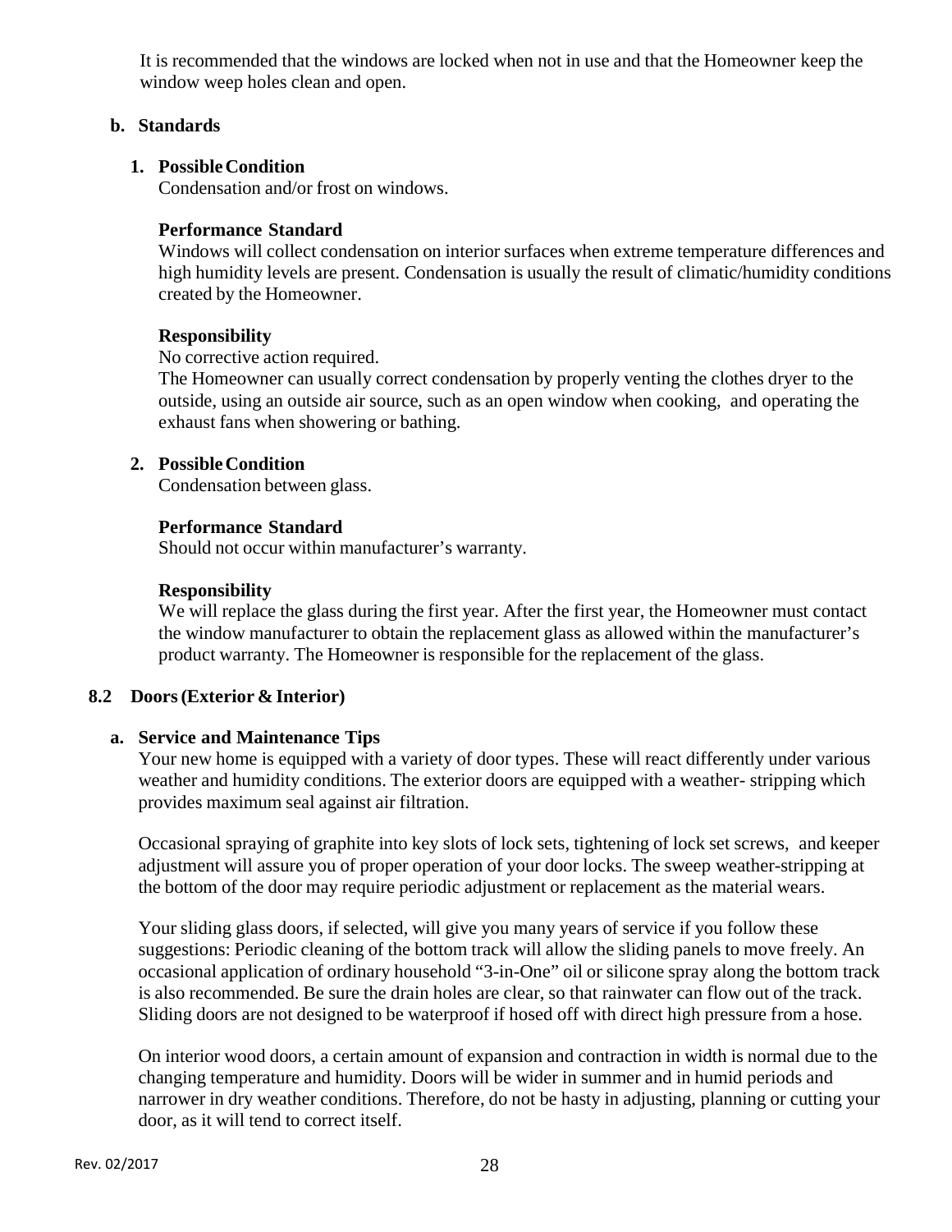It is recommended that the windows are locked when not in use and that the Homeowner keep the window weep holes clean and open.

**b. Standards**

**1. Possible Condition**
Condensation and/or frost on windows.

**Performance Standard**
Windows will collect condensation on interior surfaces when extreme temperature differences and high humidity levels are present. Condensation is usually the result of climatic/humidity conditions created by the Homeowner.

**Responsibility**
No corrective action required.
The Homeowner can usually correct condensation by properly venting the clothes dryer to the outside, using an outside air source, such as an open window when cooking, and operating the exhaust fans when showering or bathing.

**2. Possible Condition**
Condensation between glass.

**Performance Standard**
Should not occur within manufacturer's warranty.

**Responsibility**
We will replace the glass during the first year. After the first year, the Homeowner must contact the window manufacturer to obtain the replacement glass as allowed within the manufacturer's product warranty. The Homeowner is responsible for the replacement of the glass.

## 8.2 Doors (Exterior & Interior)

**a. Service and Maintenance Tips**
Your new home is equipped with a variety of door types. These will react differently under various weather and humidity conditions. The exterior doors are equipped with a weather- stripping which provides maximum seal against air filtration.

Occasional spraying of graphite into key slots of lock sets, tightening of lock set screws, and keeper adjustment will assure you of proper operation of your door locks. The sweep weather-stripping at the bottom of the door may require periodic adjustment or replacement as the material wears.

Your sliding glass doors, if selected, will give you many years of service if you follow these suggestions: Periodic cleaning of the bottom track will allow the sliding panels to move freely. An occasional application of ordinary household "3-in-One" oil or silicone spray along the bottom track is also recommended. Be sure the drain holes are clear, so that rainwater can flow out of the track. Sliding doors are not designed to be waterproof if hosed off with direct high pressure from a hose.

On interior wood doors, a certain amount of expansion and contraction in width is normal due to the changing temperature and humidity. Doors will be wider in summer and in humid periods and narrower in dry weather conditions. Therefore, do not be hasty in adjusting, planning or cutting your door, as it will tend to correct itself.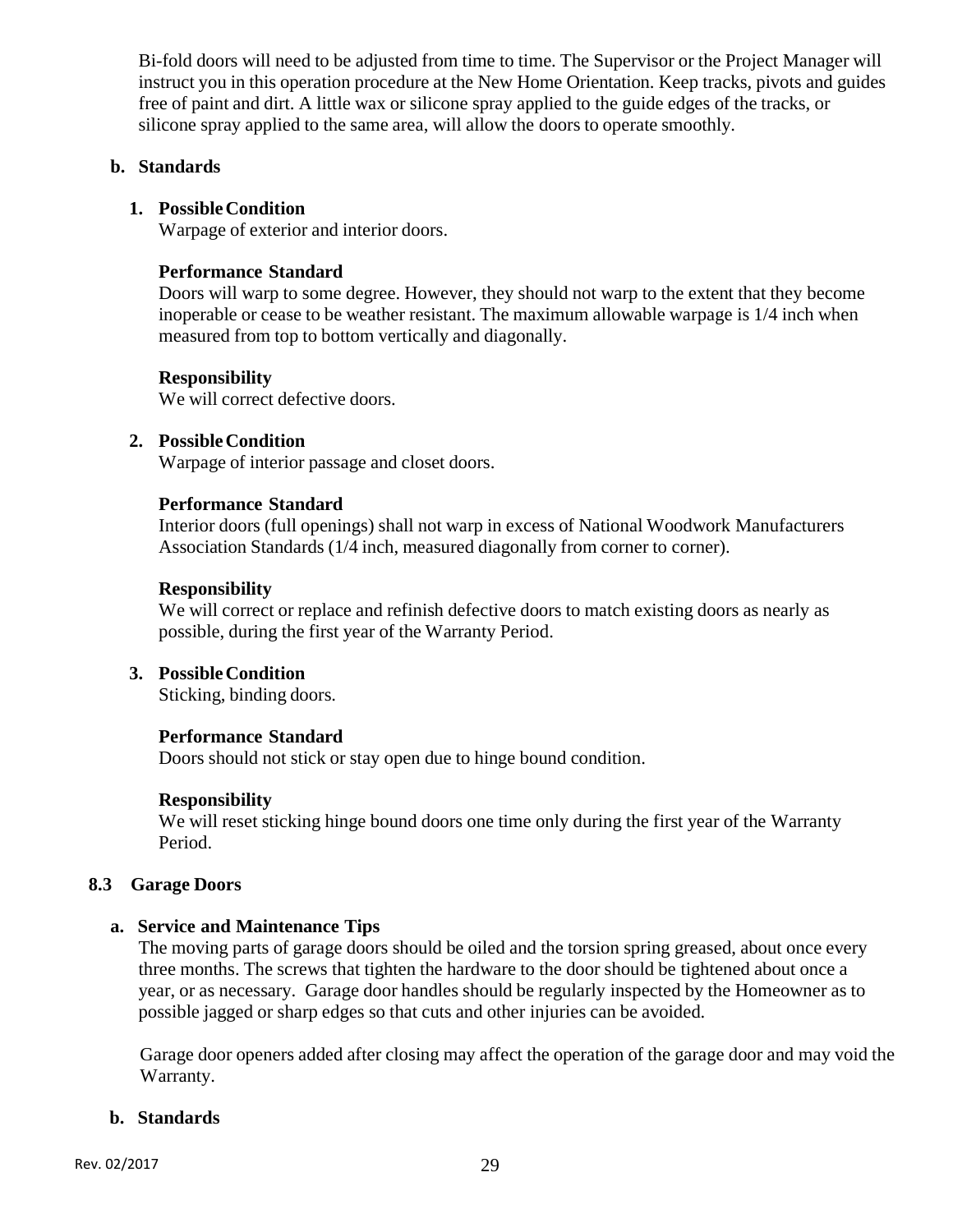Bi-fold doors will need to be adjusted from time to time. The Supervisor or the Project Manager will instruct you in this operation procedure at the New Home Orientation. Keep tracks, pivots and guides free of paint and dirt. A little wax or silicone spray applied to the guide edges of the tracks, or silicone spray applied to the same area, will allow the doors to operate smoothly.

**b. Standards**

1. **Possible Condition**
   Warpage of exterior and interior doors.

   **Performance Standard**
   Doors will warp to some degree. However, they should not warp to the extent that they become inoperable or cease to be weather resistant. The maximum allowable warpage is 1/4 inch when measured from top to bottom vertically and diagonally.

   **Responsibility**
   We will correct defective doors.

2. **Possible Condition**
   Warpage of interior passage and closet doors.

   **Performance Standard**
   Interior doors (full openings) shall not warp in excess of National Woodwork Manufacturers Association Standards (1/4 inch, measured diagonally from corner to corner).

   **Responsibility**
   We will correct or replace and refinish defective doors to match existing doors as nearly as possible, during the first year of the Warranty Period.

3. **Possible Condition**
   Sticking, binding doors.

   **Performance Standard**
   Doors should not stick or stay open due to hinge bound condition.

   **Responsibility**
   We will reset sticking hinge bound doors one time only during the first year of the Warranty Period.

### 8.3 Garage Doors

**a. Service and Maintenance Tips**

The moving parts of garage doors should be oiled and the torsion spring greased, about once every three months. The screws that tighten the hardware to the door should be tightened about once a year, or as necessary. Garage door handles should be regularly inspected by the Homeowner as to possible jagged or sharp edges so that cuts and other injuries can be avoided.

Garage door openers added after closing may affect the operation of the garage door and may void the Warranty.

**b. Standards**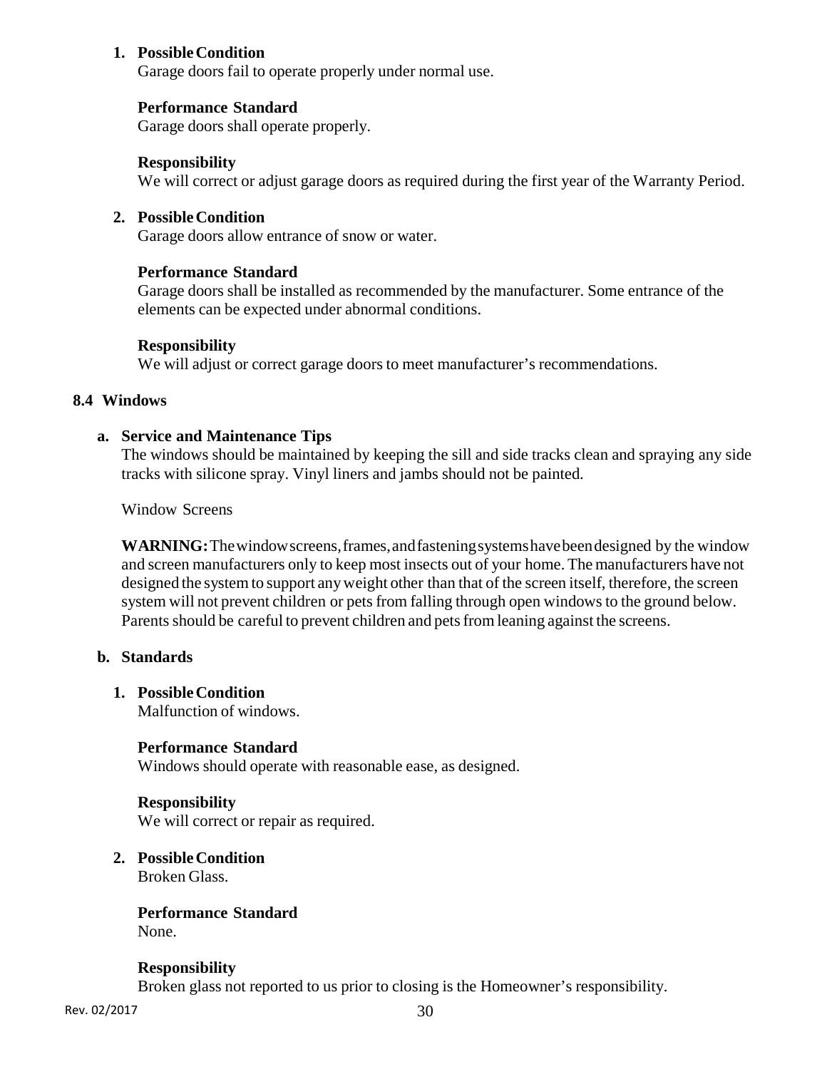1. **Possible Condition**
   Garage doors fail to operate properly under normal use.

   **Performance Standard**
   Garage doors shall operate properly.

   **Responsibility**
   We will correct or adjust garage doors as required during the first year of the Warranty Period.

2. **Possible Condition**
   Garage doors allow entrance of snow or water.

   **Performance Standard**
   Garage doors shall be installed as recommended by the manufacturer. Some entrance of the elements can be expected under abnormal conditions.

   **Responsibility**
   We will adjust or correct garage doors to meet manufacturer's recommendations.

## 8.4 Windows

### a. Service and Maintenance Tips

The windows should be maintained by keeping the sill and side tracks clean and spraying any side tracks with silicone spray. Vinyl liners and jambs should not be painted.

Window Screens

**WARNING:** The window screens, frames, and fastening systems have been designed by the window and screen manufacturers only to keep most insects out of your home. The manufacturers have not designed the system to support any weight other than that of the screen itself, therefore, the screen system will not prevent children or pets from falling through open windows to the ground below. Parents should be careful to prevent children and pets from leaning against the screens.

### b. Standards

1. **Possible Condition**
   Malfunction of windows.

   **Performance Standard**
   Windows should operate with reasonable ease, as designed.

   **Responsibility**
   We will correct or repair as required.

2. **Possible Condition**
   Broken Glass.

   **Performance Standard**
   None.

   **Responsibility**
   Broken glass not reported to us prior to closing is the Homeowner's responsibility.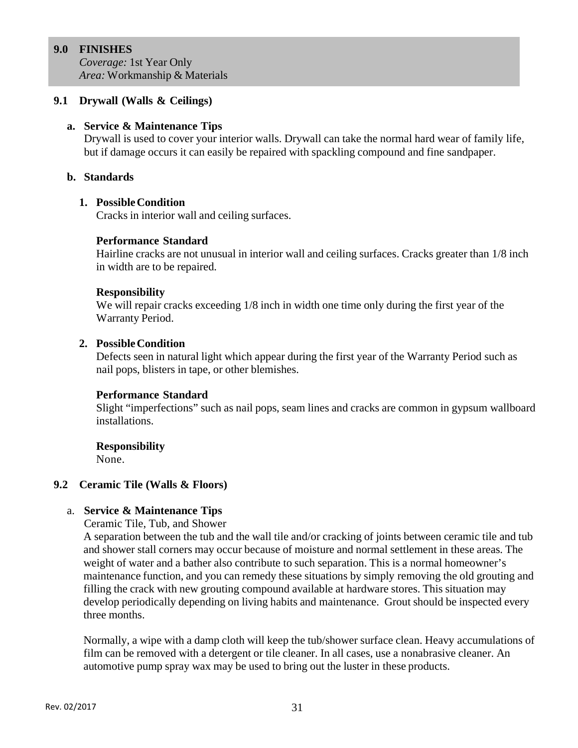## 9.0 FINISHES

*Coverage:* 1st Year Only
*Area:* Workmanship & Materials

### 9.1 Drywall (Walls & Ceilings)

**a. Service & Maintenance Tips**

Drywall is used to cover your interior walls. Drywall can take the normal hard wear of family life, but if damage occurs it can easily be repaired with spackling compound and fine sandpaper.

**b. Standards**

**1. Possible Condition**

Cracks in interior wall and ceiling surfaces.

**Performance Standard**

Hairline cracks are not unusual in interior wall and ceiling surfaces. Cracks greater than 1/8 inch in width are to be repaired.

**Responsibility**

We will repair cracks exceeding 1/8 inch in width one time only during the first year of the Warranty Period.

**2. Possible Condition**

Defects seen in natural light which appear during the first year of the Warranty Period such as nail pops, blisters in tape, or other blemishes.

**Performance Standard**

Slight "imperfections" such as nail pops, seam lines and cracks are common in gypsum wallboard installations.

**Responsibility**

None.

### 9.2 Ceramic Tile (Walls & Floors)

a. **Service & Maintenance Tips**

Ceramic Tile, Tub, and Shower

A separation between the tub and the wall tile and/or cracking of joints between ceramic tile and tub and shower stall corners may occur because of moisture and normal settlement in these areas. The weight of water and a bather also contribute to such separation. This is a normal homeowner's maintenance function, and you can remedy these situations by simply removing the old grouting and filling the crack with new grouting compound available at hardware stores. This situation may develop periodically depending on living habits and maintenance. Grout should be inspected every three months.

Normally, a wipe with a damp cloth will keep the tub/shower surface clean. Heavy accumulations of film can be removed with a detergent or tile cleaner. In all cases, use a nonabrasive cleaner. An automotive pump spray wax may be used to bring out the luster in these products.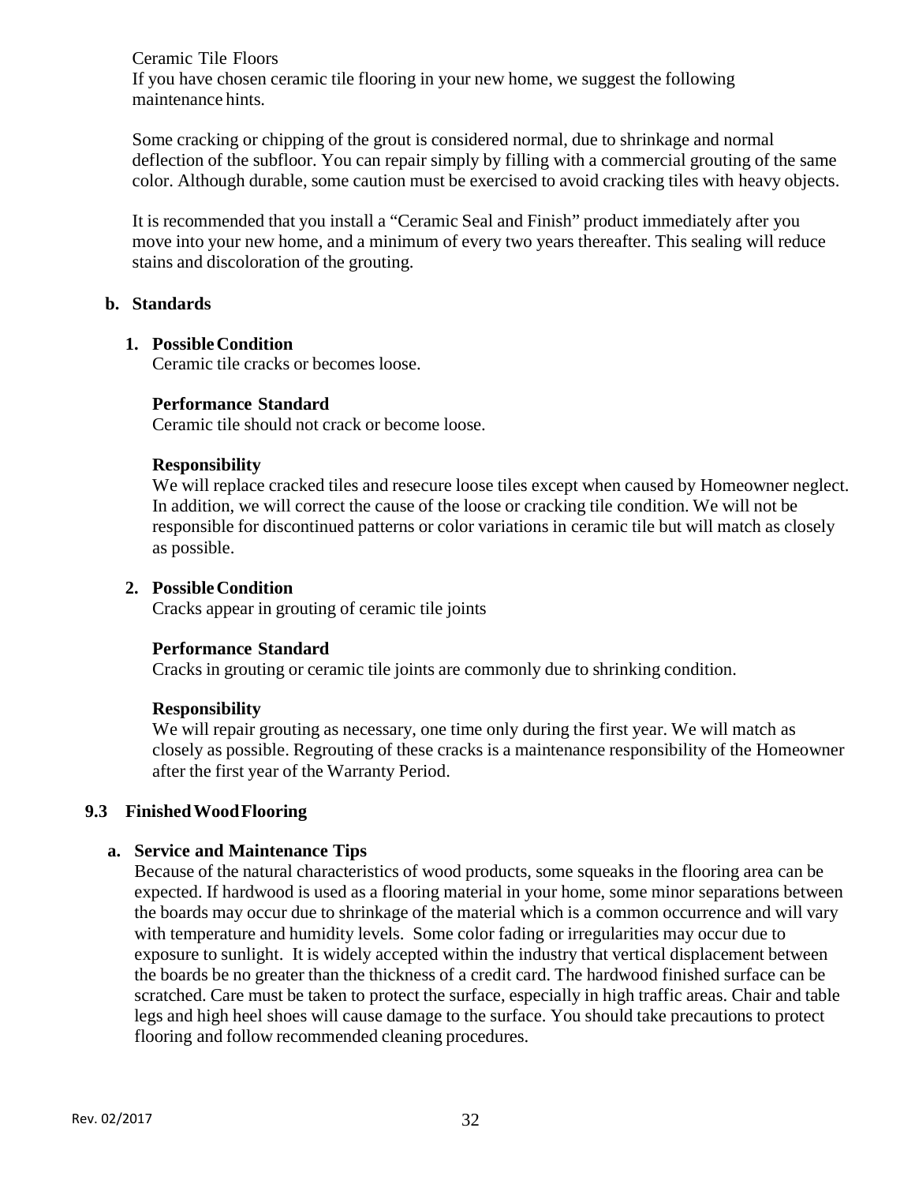Ceramic Tile Floors

If you have chosen ceramic tile flooring in your new home, we suggest the following maintenance hints.

Some cracking or chipping of the grout is considered normal, due to shrinkage and normal deflection of the subfloor. You can repair simply by filling with a commercial grouting of the same color. Although durable, some caution must be exercised to avoid cracking tiles with heavy objects.

It is recommended that you install a "Ceramic Seal and Finish" product immediately after you move into your new home, and a minimum of every two years thereafter. This sealing will reduce stains and discoloration of the grouting.

**b. Standards**

**1. Possible Condition**

Ceramic tile cracks or becomes loose.

**Performance Standard**

Ceramic tile should not crack or become loose.

**Responsibility**

We will replace cracked tiles and resecure loose tiles except when caused by Homeowner neglect. In addition, we will correct the cause of the loose or cracking tile condition. We will not be responsible for discontinued patterns or color variations in ceramic tile but will match as closely as possible.

**2. Possible Condition**

Cracks appear in grouting of ceramic tile joints

**Performance Standard**

Cracks in grouting or ceramic tile joints are commonly due to shrinking condition.

**Responsibility**

We will repair grouting as necessary, one time only during the first year. We will match as closely as possible. Regrouting of these cracks is a maintenance responsibility of the Homeowner after the first year of the Warranty Period.

## 9.3 Finished Wood Flooring

**a. Service and Maintenance Tips**

Because of the natural characteristics of wood products, some squeaks in the flooring area can be expected. If hardwood is used as a flooring material in your home, some minor separations between the boards may occur due to shrinkage of the material which is a common occurrence and will vary with temperature and humidity levels. Some color fading or irregularities may occur due to exposure to sunlight. It is widely accepted within the industry that vertical displacement between the boards be no greater than the thickness of a credit card. The hardwood finished surface can be scratched. Care must be taken to protect the surface, especially in high traffic areas. Chair and table legs and high heel shoes will cause damage to the surface. You should take precautions to protect flooring and follow recommended cleaning procedures.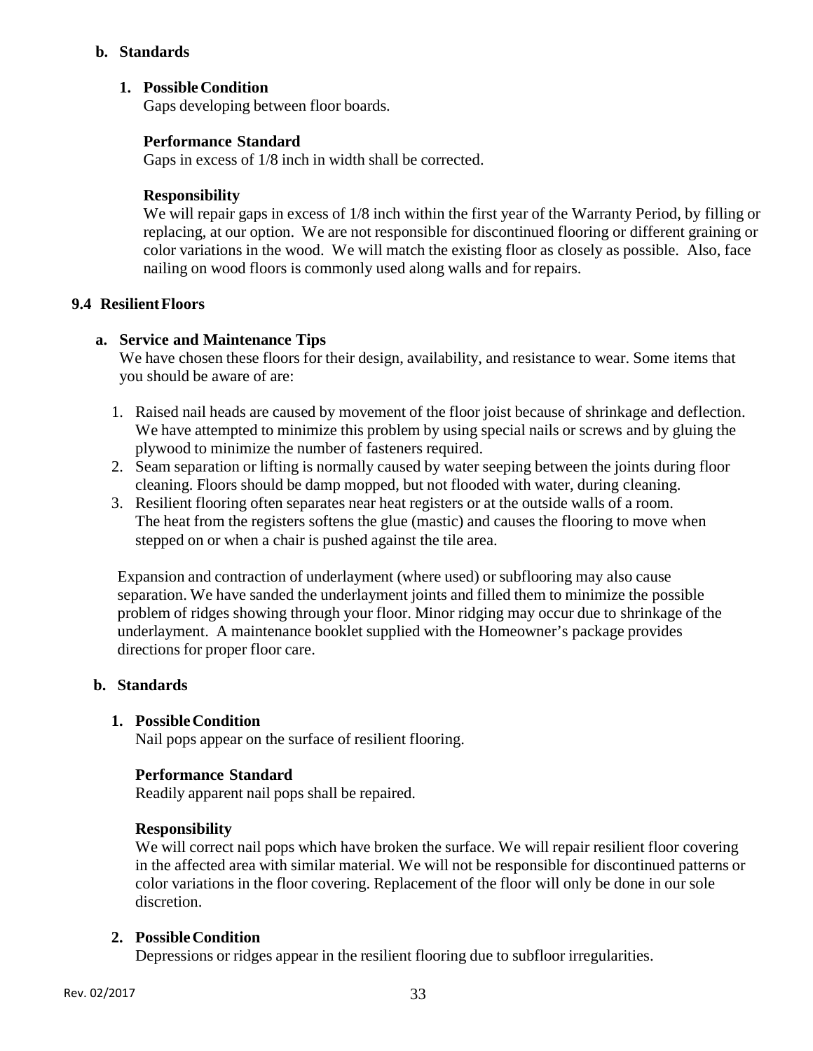**b. Standards**

**1. Possible Condition**
Gaps developing between floor boards.

**Performance Standard**
Gaps in excess of 1/8 inch in width shall be corrected.

**Responsibility**
We will repair gaps in excess of 1/8 inch within the first year of the Warranty Period, by filling or replacing, at our option. We are not responsible for discontinued flooring or different graining or color variations in the wood. We will match the existing floor as closely as possible. Also, face nailing on wood floors is commonly used along walls and for repairs.

## 9.4 Resilient Floors

**a. Service and Maintenance Tips**
We have chosen these floors for their design, availability, and resistance to wear. Some items that you should be aware of are:

1. Raised nail heads are caused by movement of the floor joist because of shrinkage and deflection. We have attempted to minimize this problem by using special nails or screws and by gluing the plywood to minimize the number of fasteners required.
2. Seam separation or lifting is normally caused by water seeping between the joints during floor cleaning. Floors should be damp mopped, but not flooded with water, during cleaning.
3. Resilient flooring often separates near heat registers or at the outside walls of a room. The heat from the registers softens the glue (mastic) and causes the flooring to move when stepped on or when a chair is pushed against the tile area.

Expansion and contraction of underlayment (where used) or subflooring may also cause separation. We have sanded the underlayment joints and filled them to minimize the possible problem of ridges showing through your floor. Minor ridging may occur due to shrinkage of the underlayment. A maintenance booklet supplied with the Homeowner's package provides directions for proper floor care.

**b. Standards**

**1. Possible Condition**
Nail pops appear on the surface of resilient flooring.

**Performance Standard**
Readily apparent nail pops shall be repaired.

**Responsibility**
We will correct nail pops which have broken the surface. We will repair resilient floor covering in the affected area with similar material. We will not be responsible for discontinued patterns or color variations in the floor covering. Replacement of the floor will only be done in our sole discretion.

**2. Possible Condition**
Depressions or ridges appear in the resilient flooring due to subfloor irregularities.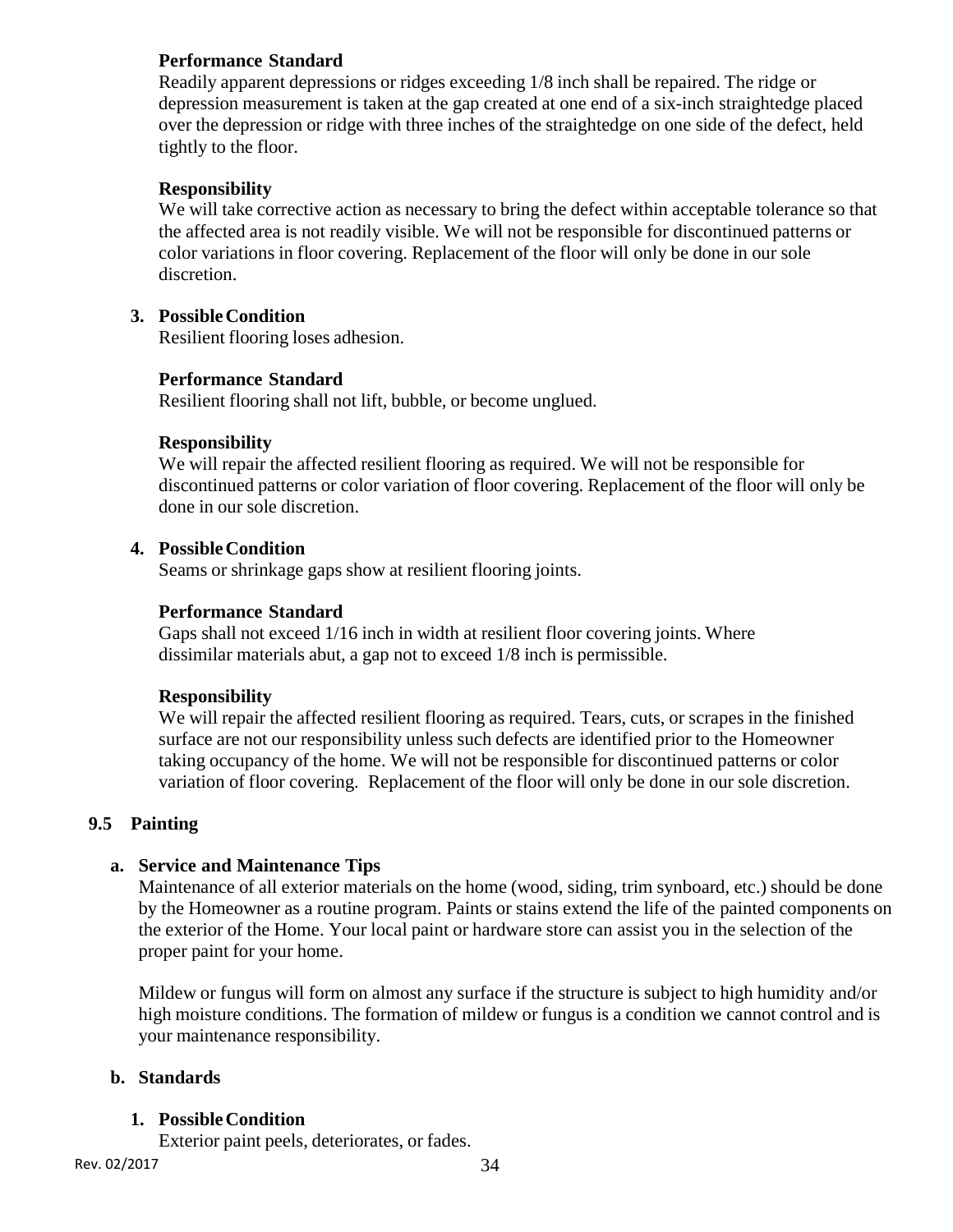**Performance Standard**

Readily apparent depressions or ridges exceeding 1/8 inch shall be repaired. The ridge or depression measurement is taken at the gap created at one end of a six-inch straightedge placed over the depression or ridge with three inches of the straightedge on one side of the defect, held tightly to the floor.

**Responsibility**

We will take corrective action as necessary to bring the defect within acceptable tolerance so that the affected area is not readily visible. We will not be responsible for discontinued patterns or color variations in floor covering. Replacement of the floor will only be done in our sole discretion.

**3. Possible Condition**

Resilient flooring loses adhesion.

**Performance Standard**

Resilient flooring shall not lift, bubble, or become unglued.

**Responsibility**

We will repair the affected resilient flooring as required. We will not be responsible for discontinued patterns or color variation of floor covering. Replacement of the floor will only be done in our sole discretion.

**4. Possible Condition**

Seams or shrinkage gaps show at resilient flooring joints.

**Performance Standard**

Gaps shall not exceed 1/16 inch in width at resilient floor covering joints. Where dissimilar materials abut, a gap not to exceed 1/8 inch is permissible.

**Responsibility**

We will repair the affected resilient flooring as required. Tears, cuts, or scrapes in the finished surface are not our responsibility unless such defects are identified prior to the Homeowner taking occupancy of the home. We will not be responsible for discontinued patterns or color variation of floor covering. Replacement of the floor will only be done in our sole discretion.

## 9.5 Painting

### a. Service and Maintenance Tips

Maintenance of all exterior materials on the home (wood, siding, trim synboard, etc.) should be done by the Homeowner as a routine program. Paints or stains extend the life of the painted components on the exterior of the Home. Your local paint or hardware store can assist you in the selection of the proper paint for your home.

Mildew or fungus will form on almost any surface if the structure is subject to high humidity and/or high moisture conditions. The formation of mildew or fungus is a condition we cannot control and is your maintenance responsibility.

### b. Standards

**1. Possible Condition**

Exterior paint peels, deteriorates, or fades.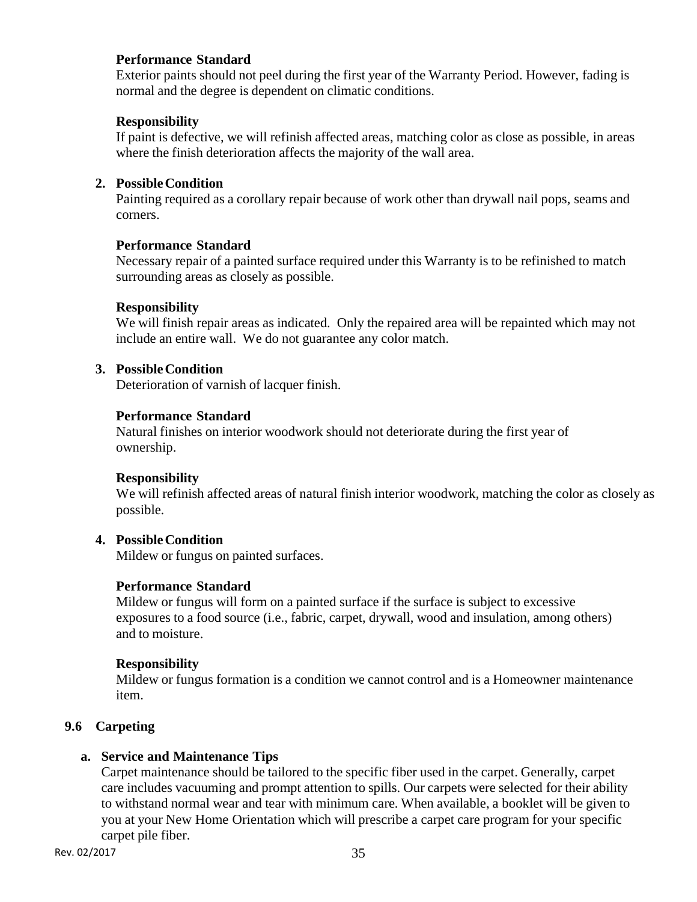**Performance Standard**

Exterior paints should not peel during the first year of the Warranty Period. However, fading is normal and the degree is dependent on climatic conditions.

**Responsibility**

If paint is defective, we will refinish affected areas, matching color as close as possible, in areas where the finish deterioration affects the majority of the wall area.

2. **Possible Condition**

   Painting required as a corollary repair because of work other than drywall nail pops, seams and corners.

   **Performance Standard**

   Necessary repair of a painted surface required under this Warranty is to be refinished to match surrounding areas as closely as possible.

   **Responsibility**

   We will finish repair areas as indicated. Only the repaired area will be repainted which may not include an entire wall. We do not guarantee any color match.

3. **Possible Condition**

   Deterioration of varnish of lacquer finish.

   **Performance Standard**

   Natural finishes on interior woodwork should not deteriorate during the first year of ownership.

   **Responsibility**

   We will refinish affected areas of natural finish interior woodwork, matching the color as closely as possible.

4. **Possible Condition**

   Mildew or fungus on painted surfaces.

   **Performance Standard**

   Mildew or fungus will form on a painted surface if the surface is subject to excessive exposures to a food source (i.e., fabric, carpet, drywall, wood and insulation, among others) and to moisture.

   **Responsibility**

   Mildew or fungus formation is a condition we cannot control and is a Homeowner maintenance item.

## 9.6 Carpeting

**a. Service and Maintenance Tips**

Carpet maintenance should be tailored to the specific fiber used in the carpet. Generally, carpet care includes vacuuming and prompt attention to spills. Our carpets were selected for their ability to withstand normal wear and tear with minimum care. When available, a booklet will be given to you at your New Home Orientation which will prescribe a carpet care program for your specific carpet pile fiber.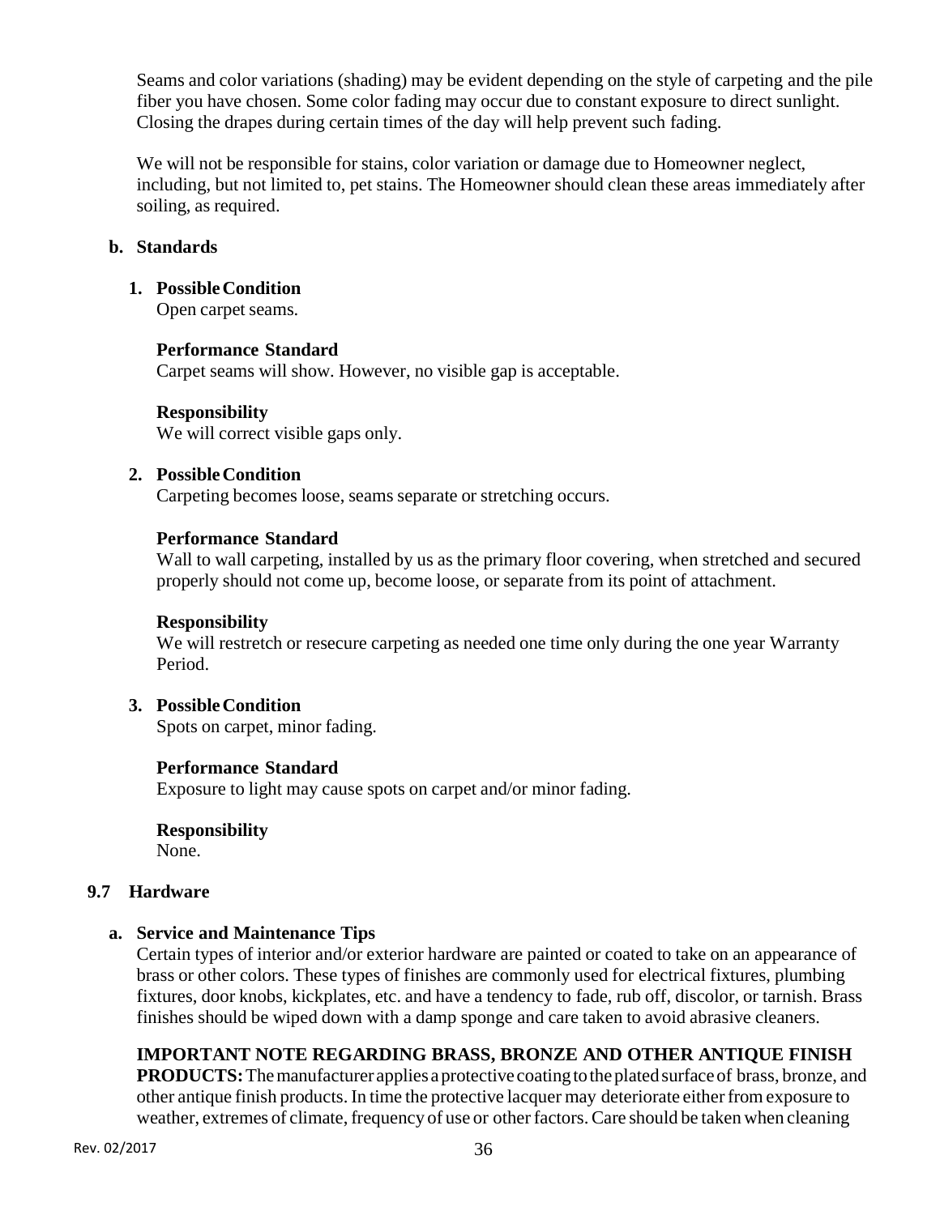Seams and color variations (shading) may be evident depending on the style of carpeting and the pile fiber you have chosen. Some color fading may occur due to constant exposure to direct sunlight. Closing the drapes during certain times of the day will help prevent such fading.

We will not be responsible for stains, color variation or damage due to Homeowner neglect, including, but not limited to, pet stains. The Homeowner should clean these areas immediately after soiling, as required.

**b. Standards**

**1. Possible Condition**
Open carpet seams.

**Performance Standard**
Carpet seams will show. However, no visible gap is acceptable.

**Responsibility**
We will correct visible gaps only.

**2. Possible Condition**
Carpeting becomes loose, seams separate or stretching occurs.

**Performance Standard**
Wall to wall carpeting, installed by us as the primary floor covering, when stretched and secured properly should not come up, become loose, or separate from its point of attachment.

**Responsibility**
We will restretch or resecure carpeting as needed one time only during the one year Warranty Period.

**3. Possible Condition**
Spots on carpet, minor fading.

**Performance Standard**
Exposure to light may cause spots on carpet and/or minor fading.

**Responsibility**
None.

## 9.7 Hardware

**a. Service and Maintenance Tips**
Certain types of interior and/or exterior hardware are painted or coated to take on an appearance of brass or other colors. These types of finishes are commonly used for electrical fixtures, plumbing fixtures, door knobs, kickplates, etc. and have a tendency to fade, rub off, discolor, or tarnish. Brass finishes should be wiped down with a damp sponge and care taken to avoid abrasive cleaners.

**IMPORTANT NOTE REGARDING BRASS, BRONZE AND OTHER ANTIQUE FINISH PRODUCTS:** The manufacturer applies a protective coating to the plated surface of brass, bronze, and other antique finish products. In time the protective lacquer may deteriorate either from exposure to weather, extremes of climate, frequency of use or other factors. Care should be taken when cleaning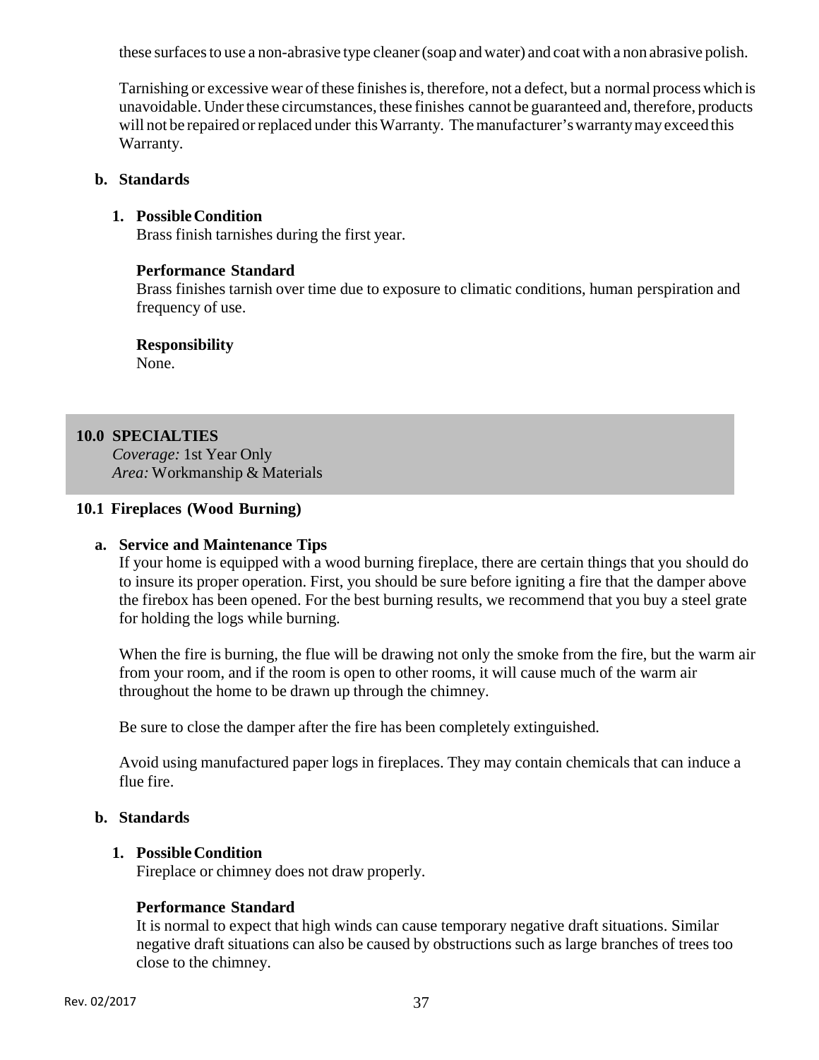these surfaces to use a non-abrasive type cleaner (soap and water) and coat with a non abrasive polish.

Tarnishing or excessive wear of these finishes is, therefore, not a defect, but a normal process which is unavoidable. Under these circumstances, these finishes cannot be guaranteed and, therefore, products will not be repaired or replaced under this Warranty. The manufacturer's warranty may exceed this Warranty.

**b. Standards**

**1. Possible Condition**
Brass finish tarnishes during the first year.

**Performance Standard**
Brass finishes tarnish over time due to exposure to climatic conditions, human perspiration and frequency of use.

**Responsibility**
None.

## 10.0 SPECIALTIES

*Coverage:* 1st Year Only
*Area:* Workmanship & Materials

### 10.1 Fireplaces (Wood Burning)

**a. Service and Maintenance Tips**

If your home is equipped with a wood burning fireplace, there are certain things that you should do to insure its proper operation. First, you should be sure before igniting a fire that the damper above the firebox has been opened. For the best burning results, we recommend that you buy a steel grate for holding the logs while burning.

When the fire is burning, the flue will be drawing not only the smoke from the fire, but the warm air from your room, and if the room is open to other rooms, it will cause much of the warm air throughout the home to be drawn up through the chimney.

Be sure to close the damper after the fire has been completely extinguished.

Avoid using manufactured paper logs in fireplaces. They may contain chemicals that can induce a flue fire.

**b. Standards**

**1. Possible Condition**
Fireplace or chimney does not draw properly.

**Performance Standard**
It is normal to expect that high winds can cause temporary negative draft situations. Similar negative draft situations can also be caused by obstructions such as large branches of trees too close to the chimney.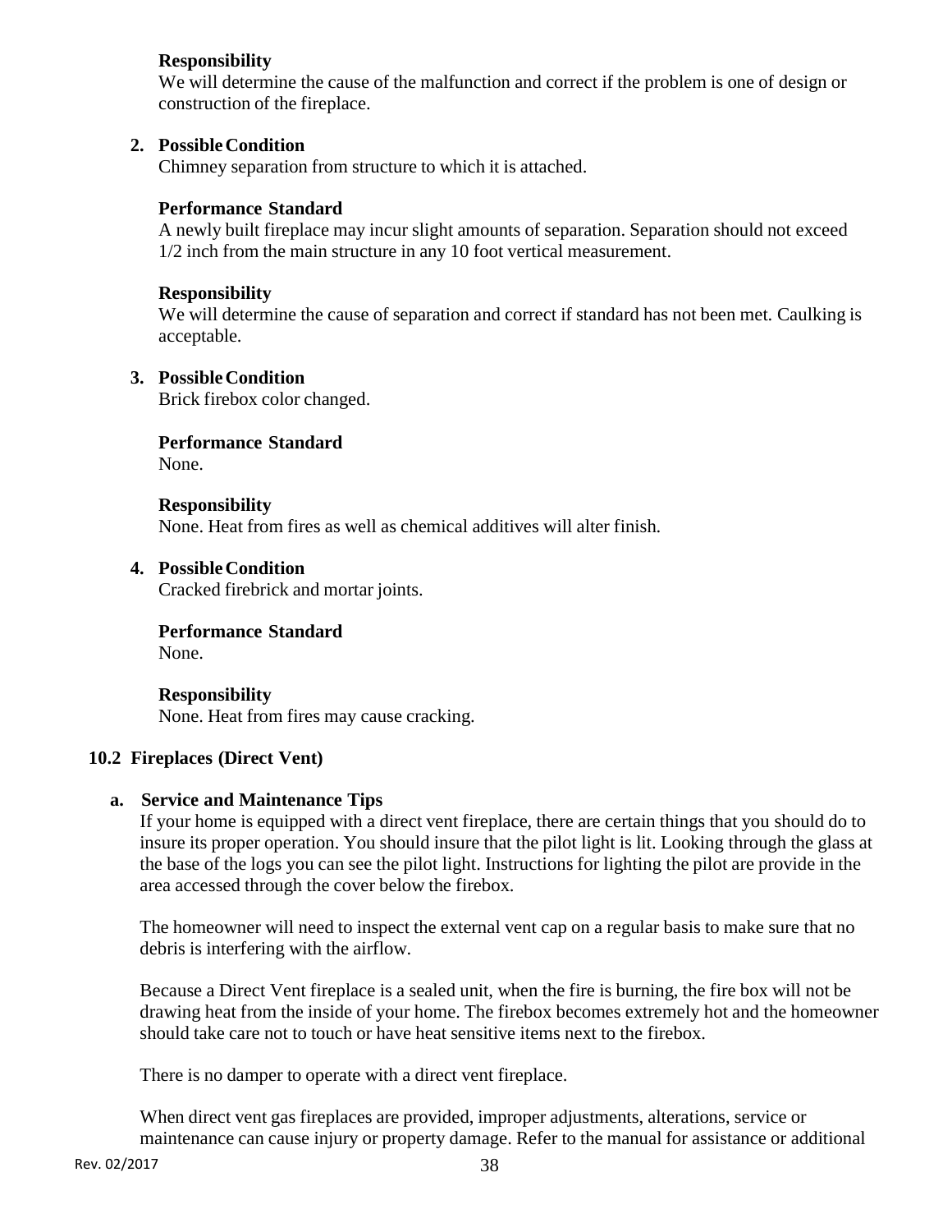**Responsibility**
We will determine the cause of the malfunction and correct if the problem is one of design or construction of the fireplace.

2. **Possible Condition**
Chimney separation from structure to which it is attached.

**Performance Standard**
A newly built fireplace may incur slight amounts of separation. Separation should not exceed 1/2 inch from the main structure in any 10 foot vertical measurement.

**Responsibility**
We will determine the cause of separation and correct if standard has not been met. Caulking is acceptable.

3. **Possible Condition**
Brick firebox color changed.

**Performance Standard**
None.

**Responsibility**
None. Heat from fires as well as chemical additives will alter finish.

4. **Possible Condition**
Cracked firebrick and mortar joints.

**Performance Standard**
None.

**Responsibility**
None. Heat from fires may cause cracking.

### 10.2 Fireplaces (Direct Vent)

**a. Service and Maintenance Tips**

If your home is equipped with a direct vent fireplace, there are certain things that you should do to insure its proper operation. You should insure that the pilot light is lit. Looking through the glass at the base of the logs you can see the pilot light. Instructions for lighting the pilot are provide in the area accessed through the cover below the firebox.

The homeowner will need to inspect the external vent cap on a regular basis to make sure that no debris is interfering with the airflow.

Because a Direct Vent fireplace is a sealed unit, when the fire is burning, the fire box will not be drawing heat from the inside of your home. The firebox becomes extremely hot and the homeowner should take care not to touch or have heat sensitive items next to the firebox.

There is no damper to operate with a direct vent fireplace.

When direct vent gas fireplaces are provided, improper adjustments, alterations, service or maintenance can cause injury or property damage. Refer to the manual for assistance or additional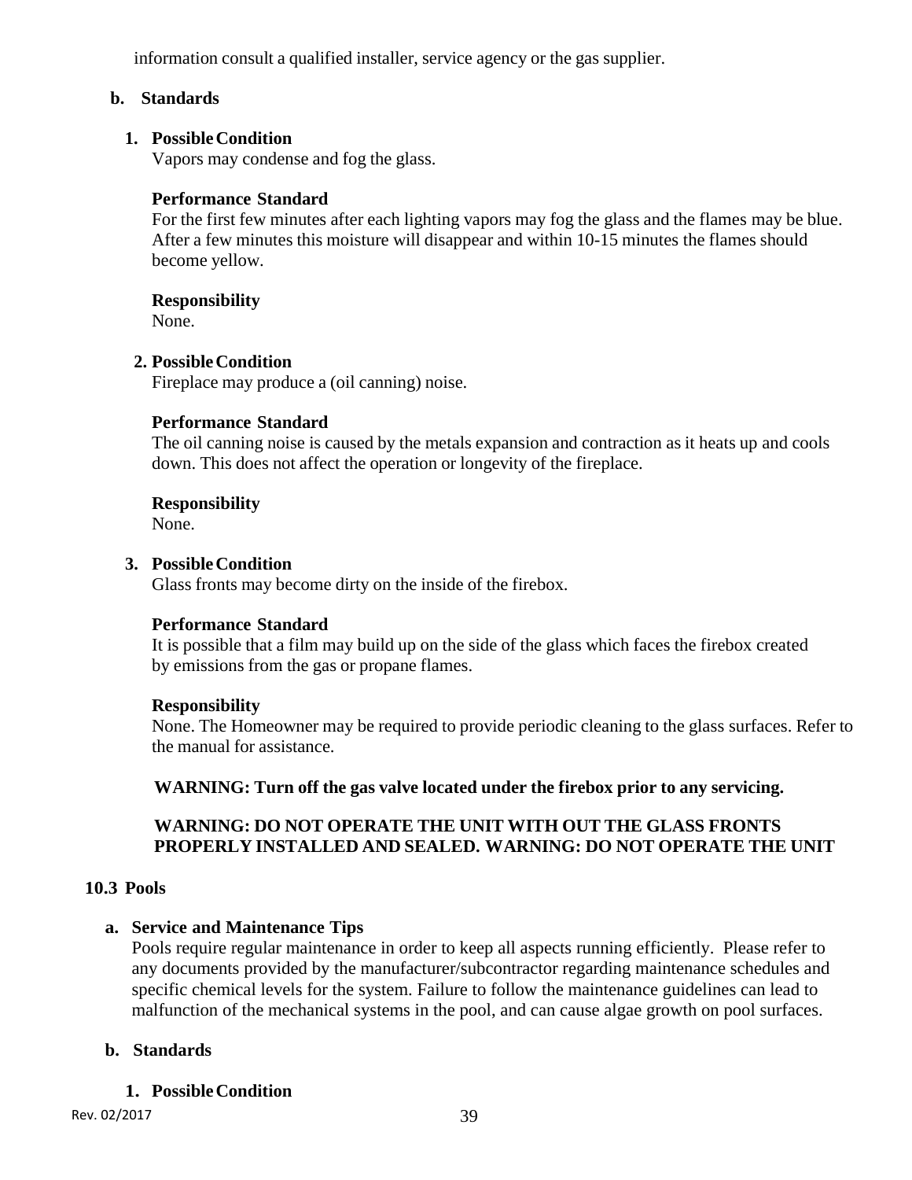information consult a qualified installer, service agency or the gas supplier.

**b. Standards**

**1. Possible Condition**

Vapors may condense and fog the glass.

**Performance Standard**

For the first few minutes after each lighting vapors may fog the glass and the flames may be blue. After a few minutes this moisture will disappear and within 10-15 minutes the flames should become yellow.

**Responsibility**

None.

**2. Possible Condition**

Fireplace may produce a (oil canning) noise.

**Performance Standard**

The oil canning noise is caused by the metals expansion and contraction as it heats up and cools down. This does not affect the operation or longevity of the fireplace.

**Responsibility**

None.

**3. Possible Condition**

Glass fronts may become dirty on the inside of the firebox.

**Performance Standard**

It is possible that a film may build up on the side of the glass which faces the firebox created by emissions from the gas or propane flames.

**Responsibility**

None. The Homeowner may be required to provide periodic cleaning to the glass surfaces. Refer to the manual for assistance.

**WARNING: Turn off the gas valve located under the firebox prior to any servicing.**

**WARNING: DO NOT OPERATE THE UNIT WITH OUT THE GLASS FRONTS PROPERLY INSTALLED AND SEALED. WARNING: DO NOT OPERATE THE UNIT**

## 10.3 Pools

**a. Service and Maintenance Tips**

Pools require regular maintenance in order to keep all aspects running efficiently. Please refer to any documents provided by the manufacturer/subcontractor regarding maintenance schedules and specific chemical levels for the system. Failure to follow the maintenance guidelines can lead to malfunction of the mechanical systems in the pool, and can cause algae growth on pool surfaces.

**b. Standards**

**1. Possible Condition**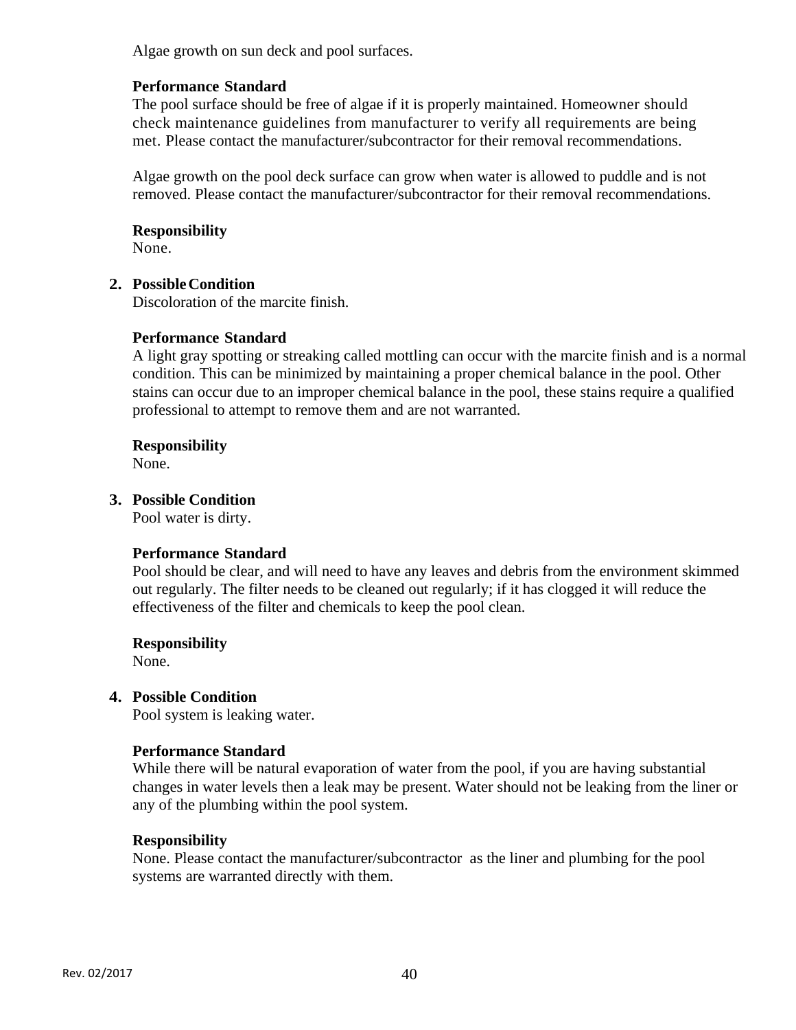Algae growth on sun deck and pool surfaces.

**Performance Standard**
The pool surface should be free of algae if it is properly maintained. Homeowner should check maintenance guidelines from manufacturer to verify all requirements are being met. Please contact the manufacturer/subcontractor for their removal recommendations.

Algae growth on the pool deck surface can grow when water is allowed to puddle and is not removed. Please contact the manufacturer/subcontractor for their removal recommendations.

**Responsibility**
None.

2. **Possible Condition**
   Discoloration of the marcite finish.

   **Performance Standard**
   A light gray spotting or streaking called mottling can occur with the marcite finish and is a normal condition. This can be minimized by maintaining a proper chemical balance in the pool. Other stains can occur due to an improper chemical balance in the pool, these stains require a qualified professional to attempt to remove them and are not warranted.

   **Responsibility**
   None.

3. **Possible Condition**
   Pool water is dirty.

   **Performance Standard**
   Pool should be clear, and will need to have any leaves and debris from the environment skimmed out regularly. The filter needs to be cleaned out regularly; if it has clogged it will reduce the effectiveness of the filter and chemicals to keep the pool clean.

   **Responsibility**
   None.

4. **Possible Condition**
   Pool system is leaking water.

   **Performance Standard**
   While there will be natural evaporation of water from the pool, if you are having substantial changes in water levels then a leak may be present. Water should not be leaking from the liner or any of the plumbing within the pool system.

   **Responsibility**
   None. Please contact the manufacturer/subcontractor as the liner and plumbing for the pool systems are warranted directly with them.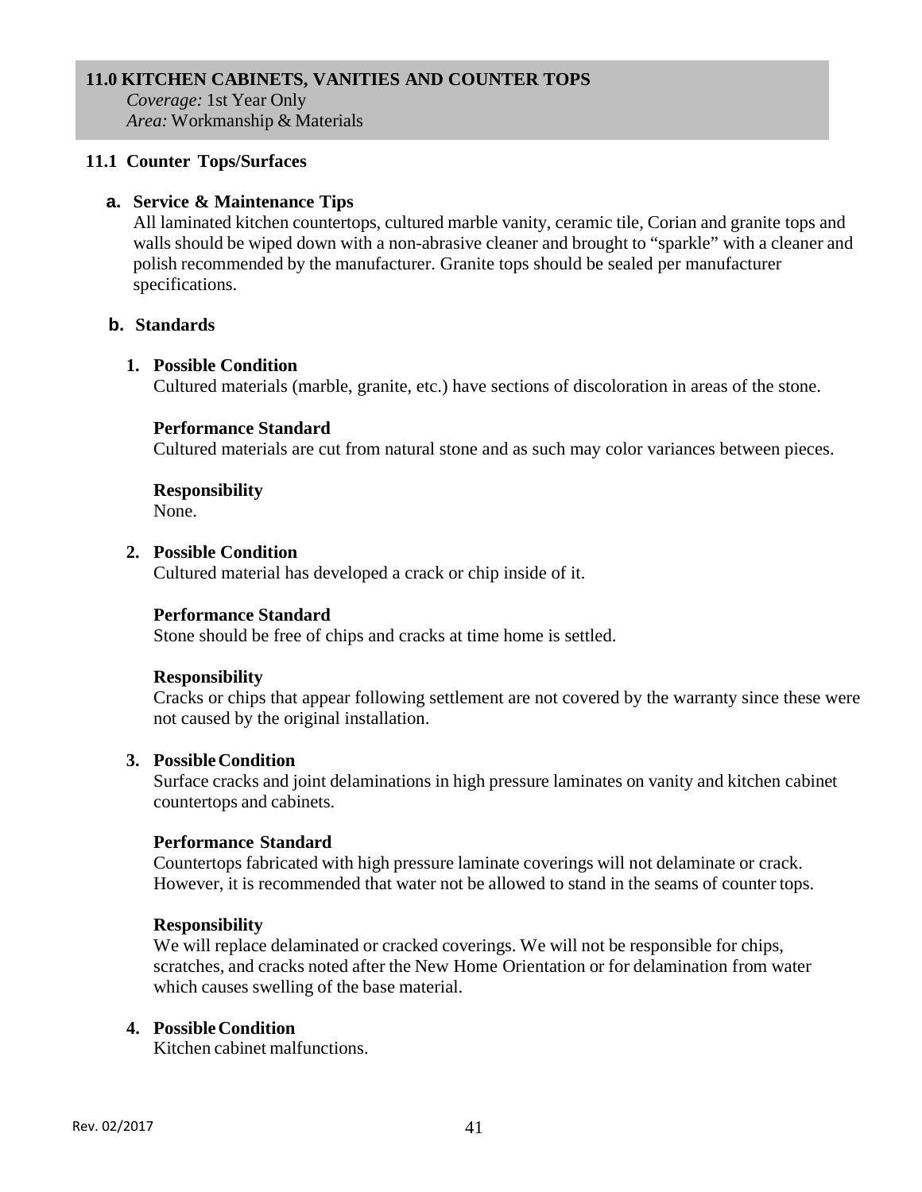## 11.0 KITCHEN CABINETS, VANITIES AND COUNTER TOPS

*Coverage:* 1st Year Only
*Area:* Workmanship & Materials

### 11.1 Counter Tops/Surfaces

**a. Service & Maintenance Tips**

All laminated kitchen countertops, cultured marble vanity, ceramic tile, Corian and granite tops and walls should be wiped down with a non-abrasive cleaner and brought to "sparkle" with a cleaner and polish recommended by the manufacturer. Granite tops should be sealed per manufacturer specifications.

**b. Standards**

1. **Possible Condition**
   Cultured materials (marble, granite, etc.) have sections of discoloration in areas of the stone.

   **Performance Standard**
   Cultured materials are cut from natural stone and as such may color variances between pieces.

   **Responsibility**
   None.

2. **Possible Condition**
   Cultured material has developed a crack or chip inside of it.

   **Performance Standard**
   Stone should be free of chips and cracks at time home is settled.

   **Responsibility**
   Cracks or chips that appear following settlement are not covered by the warranty since these were not caused by the original installation.

3. **Possible Condition**
   Surface cracks and joint delaminations in high pressure laminates on vanity and kitchen cabinet countertops and cabinets.

   **Performance Standard**
   Countertops fabricated with high pressure laminate coverings will not delaminate or crack. However, it is recommended that water not be allowed to stand in the seams of counter tops.

   **Responsibility**
   We will replace delaminated or cracked coverings. We will not be responsible for chips, scratches, and cracks noted after the New Home Orientation or for delamination from water which causes swelling of the base material.

4. **Possible Condition**
   Kitchen cabinet malfunctions.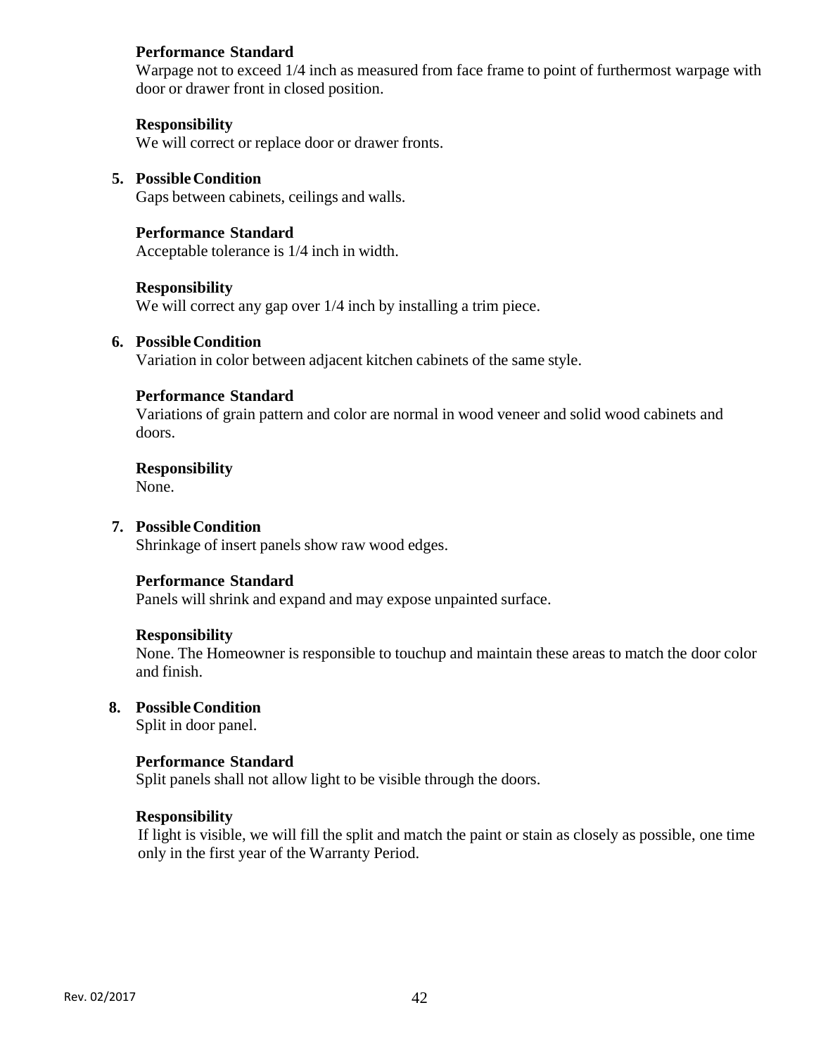**Performance Standard**

Warpage not to exceed 1/4 inch as measured from face frame to point of furthermost warpage with door or drawer front in closed position.

**Responsibility**

We will correct or replace door or drawer fronts.

5. **Possible Condition**

   Gaps between cabinets, ceilings and walls.

   **Performance Standard**

   Acceptable tolerance is 1/4 inch in width.

   **Responsibility**

   We will correct any gap over 1/4 inch by installing a trim piece.

6. **Possible Condition**

   Variation in color between adjacent kitchen cabinets of the same style.

   **Performance Standard**

   Variations of grain pattern and color are normal in wood veneer and solid wood cabinets and doors.

   **Responsibility**

   None.

7. **Possible Condition**

   Shrinkage of insert panels show raw wood edges.

   **Performance Standard**

   Panels will shrink and expand and may expose unpainted surface.

   **Responsibility**

   None. The Homeowner is responsible to touchup and maintain these areas to match the door color and finish.

8. **Possible Condition**

   Split in door panel.

   **Performance Standard**

   Split panels shall not allow light to be visible through the doors.

   **Responsibility**

   If light is visible, we will fill the split and match the paint or stain as closely as possible, one time only in the first year of the Warranty Period.

Rev. 02/2017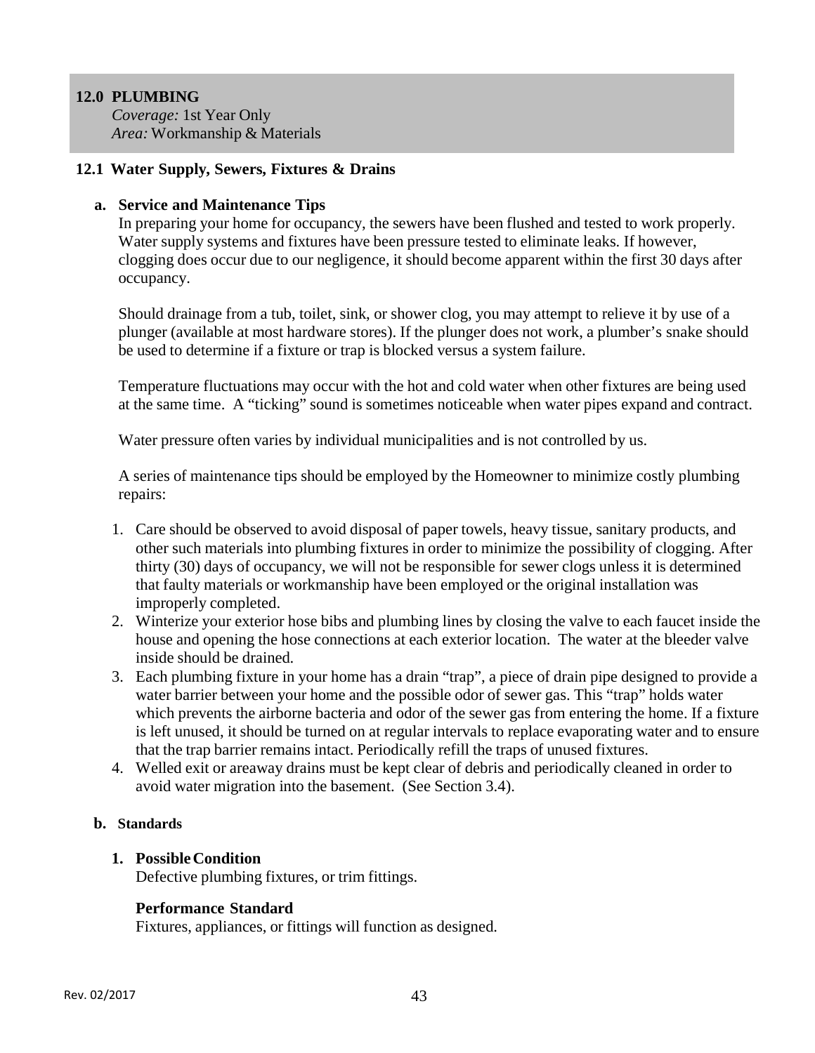## 12.0 PLUMBING

*Coverage:* 1st Year Only
*Area:* Workmanship & Materials

### 12.1 Water Supply, Sewers, Fixtures & Drains

**a. Service and Maintenance Tips**

In preparing your home for occupancy, the sewers have been flushed and tested to work properly. Water supply systems and fixtures have been pressure tested to eliminate leaks. If however, clogging does occur due to our negligence, it should become apparent within the first 30 days after occupancy.

Should drainage from a tub, toilet, sink, or shower clog, you may attempt to relieve it by use of a plunger (available at most hardware stores). If the plunger does not work, a plumber's snake should be used to determine if a fixture or trap is blocked versus a system failure.

Temperature fluctuations may occur with the hot and cold water when other fixtures are being used at the same time. A "ticking" sound is sometimes noticeable when water pipes expand and contract.

Water pressure often varies by individual municipalities and is not controlled by us.

A series of maintenance tips should be employed by the Homeowner to minimize costly plumbing repairs:

1. Care should be observed to avoid disposal of paper towels, heavy tissue, sanitary products, and other such materials into plumbing fixtures in order to minimize the possibility of clogging. After thirty (30) days of occupancy, we will not be responsible for sewer clogs unless it is determined that faulty materials or workmanship have been employed or the original installation was improperly completed.
2. Winterize your exterior hose bibs and plumbing lines by closing the valve to each faucet inside the house and opening the hose connections at each exterior location. The water at the bleeder valve inside should be drained.
3. Each plumbing fixture in your home has a drain "trap", a piece of drain pipe designed to provide a water barrier between your home and the possible odor of sewer gas. This "trap" holds water which prevents the airborne bacteria and odor of the sewer gas from entering the home. If a fixture is left unused, it should be turned on at regular intervals to replace evaporating water and to ensure that the trap barrier remains intact. Periodically refill the traps of unused fixtures.
4. Welled exit or areaway drains must be kept clear of debris and periodically cleaned in order to avoid water migration into the basement. (See Section 3.4).

**b. Standards**

**1. Possible Condition**

Defective plumbing fixtures, or trim fittings.

**Performance Standard**

Fixtures, appliances, or fittings will function as designed.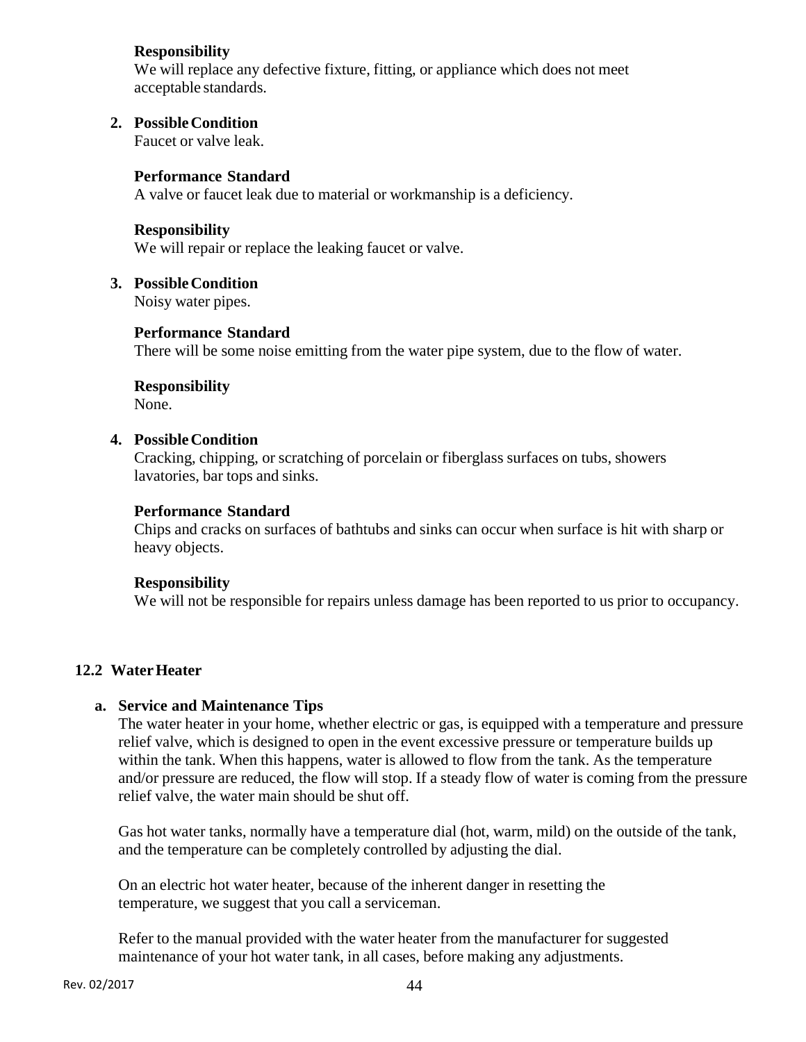**Responsibility**
We will replace any defective fixture, fitting, or appliance which does not meet acceptable standards.

2. **Possible Condition**
Faucet or valve leak.

**Performance Standard**
A valve or faucet leak due to material or workmanship is a deficiency.

**Responsibility**
We will repair or replace the leaking faucet or valve.

3. **Possible Condition**
Noisy water pipes.

**Performance Standard**
There will be some noise emitting from the water pipe system, due to the flow of water.

**Responsibility**
None.

4. **Possible Condition**
Cracking, chipping, or scratching of porcelain or fiberglass surfaces on tubs, showers lavatories, bar tops and sinks.

**Performance Standard**
Chips and cracks on surfaces of bathtubs and sinks can occur when surface is hit with sharp or heavy objects.

**Responsibility**
We will not be responsible for repairs unless damage has been reported to us prior to occupancy.

## 12.2 Water Heater

**a. Service and Maintenance Tips**

The water heater in your home, whether electric or gas, is equipped with a temperature and pressure relief valve, which is designed to open in the event excessive pressure or temperature builds up within the tank. When this happens, water is allowed to flow from the tank. As the temperature and/or pressure are reduced, the flow will stop. If a steady flow of water is coming from the pressure relief valve, the water main should be shut off.

Gas hot water tanks, normally have a temperature dial (hot, warm, mild) on the outside of the tank, and the temperature can be completely controlled by adjusting the dial.

On an electric hot water heater, because of the inherent danger in resetting the temperature, we suggest that you call a serviceman.

Refer to the manual provided with the water heater from the manufacturer for suggested maintenance of your hot water tank, in all cases, before making any adjustments.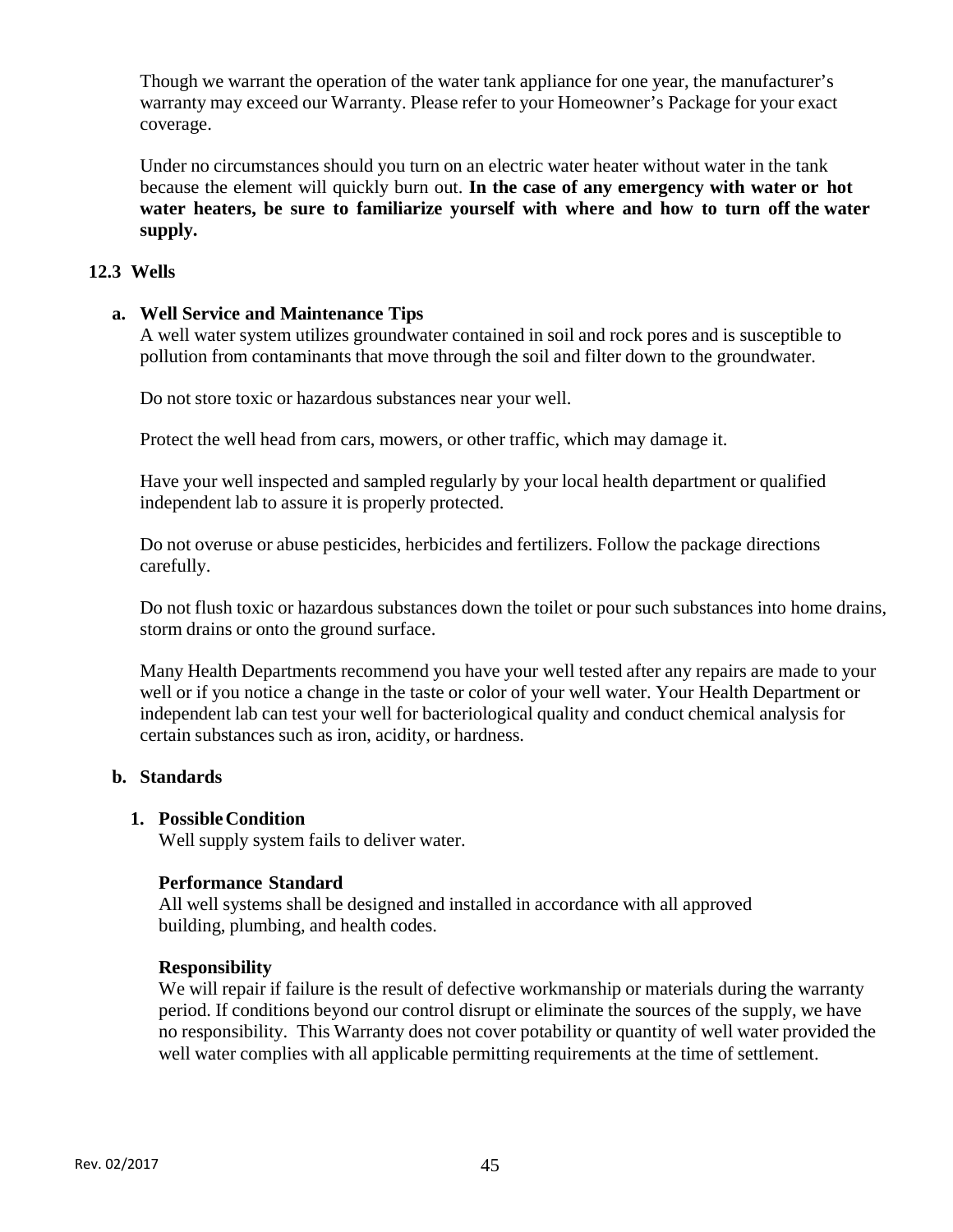Though we warrant the operation of the water tank appliance for one year, the manufacturer's warranty may exceed our Warranty. Please refer to your Homeowner's Package for your exact coverage.

Under no circumstances should you turn on an electric water heater without water in the tank because the element will quickly burn out. **In the case of any emergency with water or hot water heaters, be sure to familiarize yourself with where and how to turn off the water supply.**

## 12.3 Wells

### a. Well Service and Maintenance Tips

A well water system utilizes groundwater contained in soil and rock pores and is susceptible to pollution from contaminants that move through the soil and filter down to the groundwater.

Do not store toxic or hazardous substances near your well.

Protect the well head from cars, mowers, or other traffic, which may damage it.

Have your well inspected and sampled regularly by your local health department or qualified independent lab to assure it is properly protected.

Do not overuse or abuse pesticides, herbicides and fertilizers. Follow the package directions carefully.

Do not flush toxic or hazardous substances down the toilet or pour such substances into home drains, storm drains or onto the ground surface.

Many Health Departments recommend you have your well tested after any repairs are made to your well or if you notice a change in the taste or color of your well water. Your Health Department or independent lab can test your well for bacteriological quality and conduct chemical analysis for certain substances such as iron, acidity, or hardness.

### b. Standards

**1. Possible Condition**

Well supply system fails to deliver water.

**Performance Standard**

All well systems shall be designed and installed in accordance with all approved building, plumbing, and health codes.

**Responsibility**

We will repair if failure is the result of defective workmanship or materials during the warranty period. If conditions beyond our control disrupt or eliminate the sources of the supply, we have no responsibility. This Warranty does not cover potability or quantity of well water provided the well water complies with all applicable permitting requirements at the time of settlement.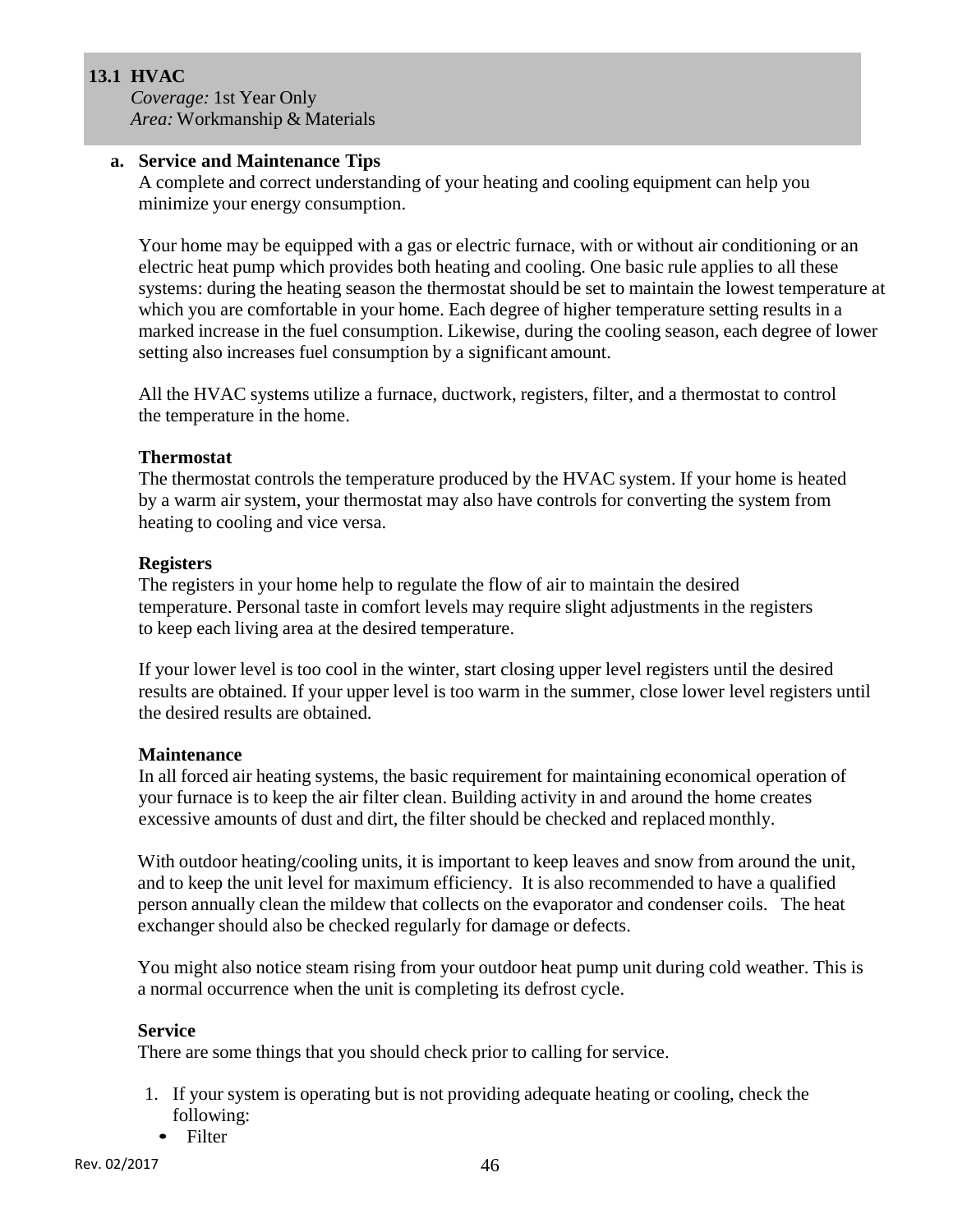## 13.1 HVAC

*Coverage:* 1st Year Only
*Area:* Workmanship & Materials

### a. Service and Maintenance Tips

A complete and correct understanding of your heating and cooling equipment can help you minimize your energy consumption.

Your home may be equipped with a gas or electric furnace, with or without air conditioning or an electric heat pump which provides both heating and cooling. One basic rule applies to all these systems: during the heating season the thermostat should be set to maintain the lowest temperature at which you are comfortable in your home. Each degree of higher temperature setting results in a marked increase in the fuel consumption. Likewise, during the cooling season, each degree of lower setting also increases fuel consumption by a significant amount.

All the HVAC systems utilize a furnace, ductwork, registers, filter, and a thermostat to control the temperature in the home.

**Thermostat**

The thermostat controls the temperature produced by the HVAC system. If your home is heated by a warm air system, your thermostat may also have controls for converting the system from heating to cooling and vice versa.

**Registers**

The registers in your home help to regulate the flow of air to maintain the desired temperature. Personal taste in comfort levels may require slight adjustments in the registers to keep each living area at the desired temperature.

If your lower level is too cool in the winter, start closing upper level registers until the desired results are obtained. If your upper level is too warm in the summer, close lower level registers until the desired results are obtained.

**Maintenance**

In all forced air heating systems, the basic requirement for maintaining economical operation of your furnace is to keep the air filter clean. Building activity in and around the home creates excessive amounts of dust and dirt, the filter should be checked and replaced monthly.

With outdoor heating/cooling units, it is important to keep leaves and snow from around the unit, and to keep the unit level for maximum efficiency. It is also recommended to have a qualified person annually clean the mildew that collects on the evaporator and condenser coils. The heat exchanger should also be checked regularly for damage or defects.

You might also notice steam rising from your outdoor heat pump unit during cold weather. This is a normal occurrence when the unit is completing its defrost cycle.

**Service**

There are some things that you should check prior to calling for service.

1. If your system is operating but is not providing adequate heating or cooling, check the following:
   - Filter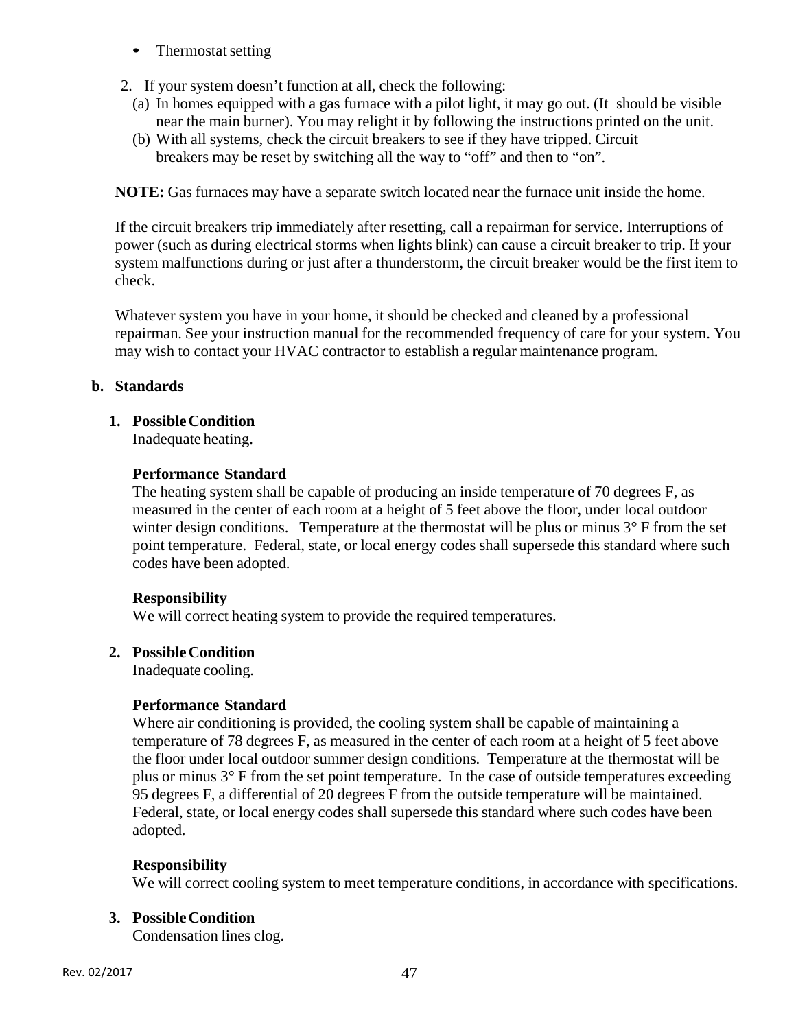- Thermostat setting

2. If your system doesn't function at all, check the following:
   (a) In homes equipped with a gas furnace with a pilot light, it may go out. (It should be visible near the main burner). You may relight it by following the instructions printed on the unit.
   (b) With all systems, check the circuit breakers to see if they have tripped. Circuit breakers may be reset by switching all the way to "off" and then to "on".

**NOTE:** Gas furnaces may have a separate switch located near the furnace unit inside the home.

If the circuit breakers trip immediately after resetting, call a repairman for service. Interruptions of power (such as during electrical storms when lights blink) can cause a circuit breaker to trip. If your system malfunctions during or just after a thunderstorm, the circuit breaker would be the first item to check.

Whatever system you have in your home, it should be checked and cleaned by a professional repairman. See your instruction manual for the recommended frequency of care for your system. You may wish to contact your HVAC contractor to establish a regular maintenance program.

**b. Standards**

**1. Possible Condition**
Inadequate heating.

**Performance Standard**
The heating system shall be capable of producing an inside temperature of 70 degrees F, as measured in the center of each room at a height of 5 feet above the floor, under local outdoor winter design conditions. Temperature at the thermostat will be plus or minus 3° F from the set point temperature. Federal, state, or local energy codes shall supersede this standard where such codes have been adopted.

**Responsibility**
We will correct heating system to provide the required temperatures.

**2. Possible Condition**
Inadequate cooling.

**Performance Standard**
Where air conditioning is provided, the cooling system shall be capable of maintaining a temperature of 78 degrees F, as measured in the center of each room at a height of 5 feet above the floor under local outdoor summer design conditions. Temperature at the thermostat will be plus or minus 3° F from the set point temperature. In the case of outside temperatures exceeding 95 degrees F, a differential of 20 degrees F from the outside temperature will be maintained. Federal, state, or local energy codes shall supersede this standard where such codes have been adopted.

**Responsibility**
We will correct cooling system to meet temperature conditions, in accordance with specifications.

**3. Possible Condition**
Condensation lines clog.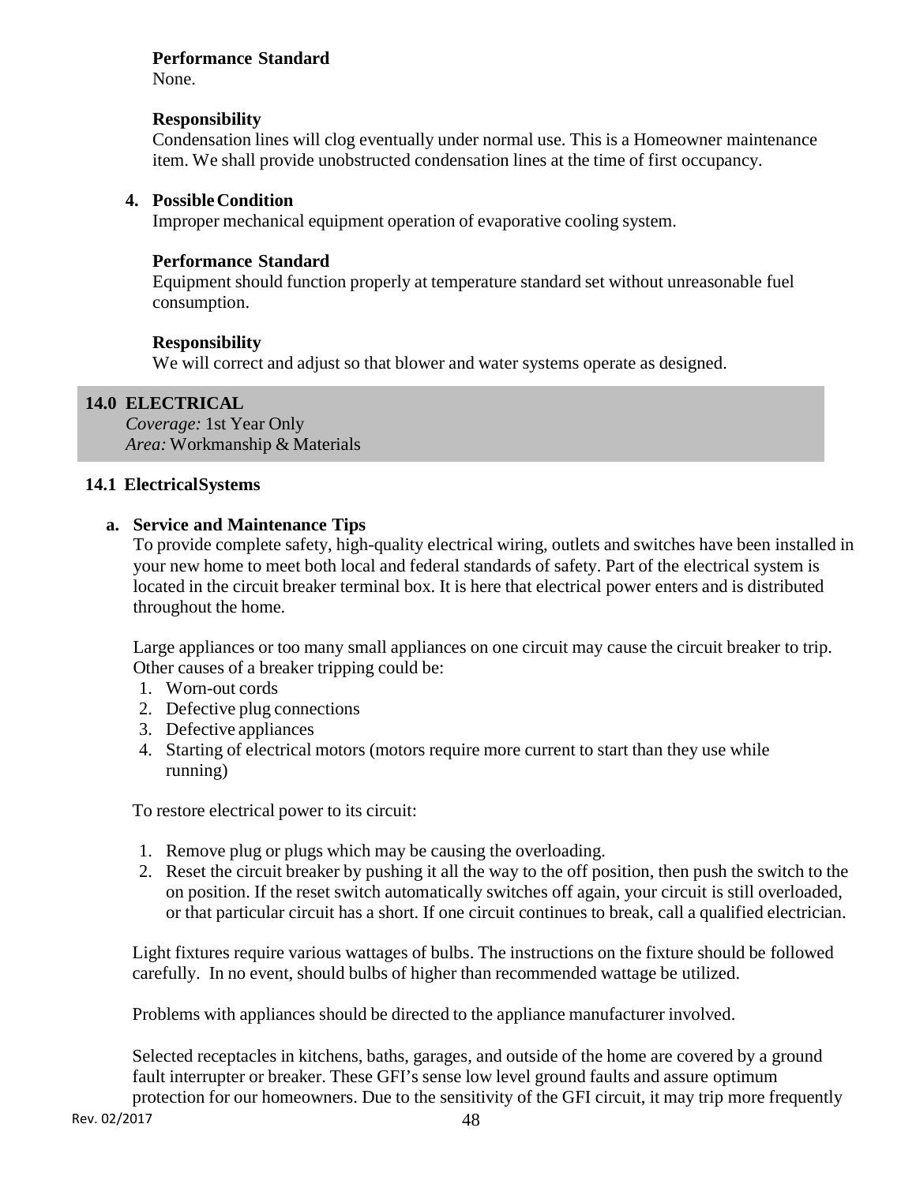**Performance Standard**
None.

**Responsibility**
Condensation lines will clog eventually under normal use. This is a Homeowner maintenance item. We shall provide unobstructed condensation lines at the time of first occupancy.

**4. Possible Condition**
Improper mechanical equipment operation of evaporative cooling system.

**Performance Standard**
Equipment should function properly at temperature standard set without unreasonable fuel consumption.

**Responsibility**
We will correct and adjust so that blower and water systems operate as designed.

## 14.0 ELECTRICAL

*Coverage:* 1st Year Only
*Area:* Workmanship & Materials

### 14.1 Electrical Systems

**a. Service and Maintenance Tips**

To provide complete safety, high-quality electrical wiring, outlets and switches have been installed in your new home to meet both local and federal standards of safety. Part of the electrical system is located in the circuit breaker terminal box. It is here that electrical power enters and is distributed throughout the home.

Large appliances or too many small appliances on one circuit may cause the circuit breaker to trip. Other causes of a breaker tripping could be:

1. Worn-out cords
2. Defective plug connections
3. Defective appliances
4. Starting of electrical motors (motors require more current to start than they use while running)

To restore electrical power to its circuit:

1. Remove plug or plugs which may be causing the overloading.
2. Reset the circuit breaker by pushing it all the way to the off position, then push the switch to the on position. If the reset switch automatically switches off again, your circuit is still overloaded, or that particular circuit has a short. If one circuit continues to break, call a qualified electrician.

Light fixtures require various wattages of bulbs. The instructions on the fixture should be followed carefully. In no event, should bulbs of higher than recommended wattage be utilized.

Problems with appliances should be directed to the appliance manufacturer involved.

Selected receptacles in kitchens, baths, garages, and outside of the home are covered by a ground fault interrupter or breaker. These GFI's sense low level ground faults and assure optimum protection for our homeowners. Due to the sensitivity of the GFI circuit, it may trip more frequently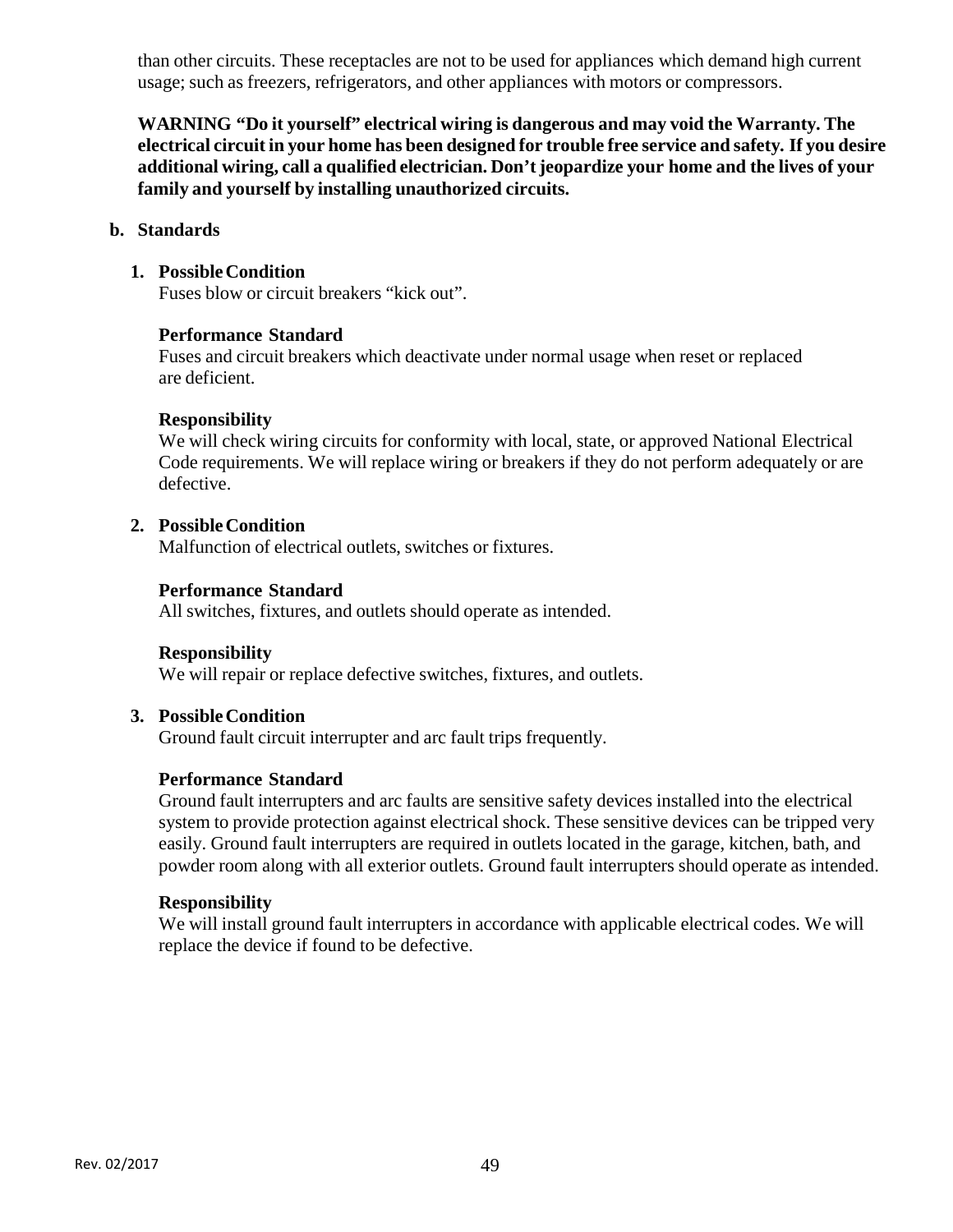than other circuits. These receptacles are not to be used for appliances which demand high current usage; such as freezers, refrigerators, and other appliances with motors or compressors.

**WARNING "Do it yourself" electrical wiring is dangerous and may void the Warranty. The electrical circuit in your home has been designed for trouble free service and safety. If you desire additional wiring, call a qualified electrician. Don't jeopardize your home and the lives of your family and yourself by installing unauthorized circuits.**

**b. Standards**

1. **Possible Condition**
   Fuses blow or circuit breakers "kick out".

   **Performance Standard**
   Fuses and circuit breakers which deactivate under normal usage when reset or replaced are deficient.

   **Responsibility**
   We will check wiring circuits for conformity with local, state, or approved National Electrical Code requirements. We will replace wiring or breakers if they do not perform adequately or are defective.

2. **Possible Condition**
   Malfunction of electrical outlets, switches or fixtures.

   **Performance Standard**
   All switches, fixtures, and outlets should operate as intended.

   **Responsibility**
   We will repair or replace defective switches, fixtures, and outlets.

3. **Possible Condition**
   Ground fault circuit interrupter and arc fault trips frequently.

   **Performance Standard**
   Ground fault interrupters and arc faults are sensitive safety devices installed into the electrical system to provide protection against electrical shock. These sensitive devices can be tripped very easily. Ground fault interrupters are required in outlets located in the garage, kitchen, bath, and powder room along with all exterior outlets. Ground fault interrupters should operate as intended.

   **Responsibility**
   We will install ground fault interrupters in accordance with applicable electrical codes. We will replace the device if found to be defective.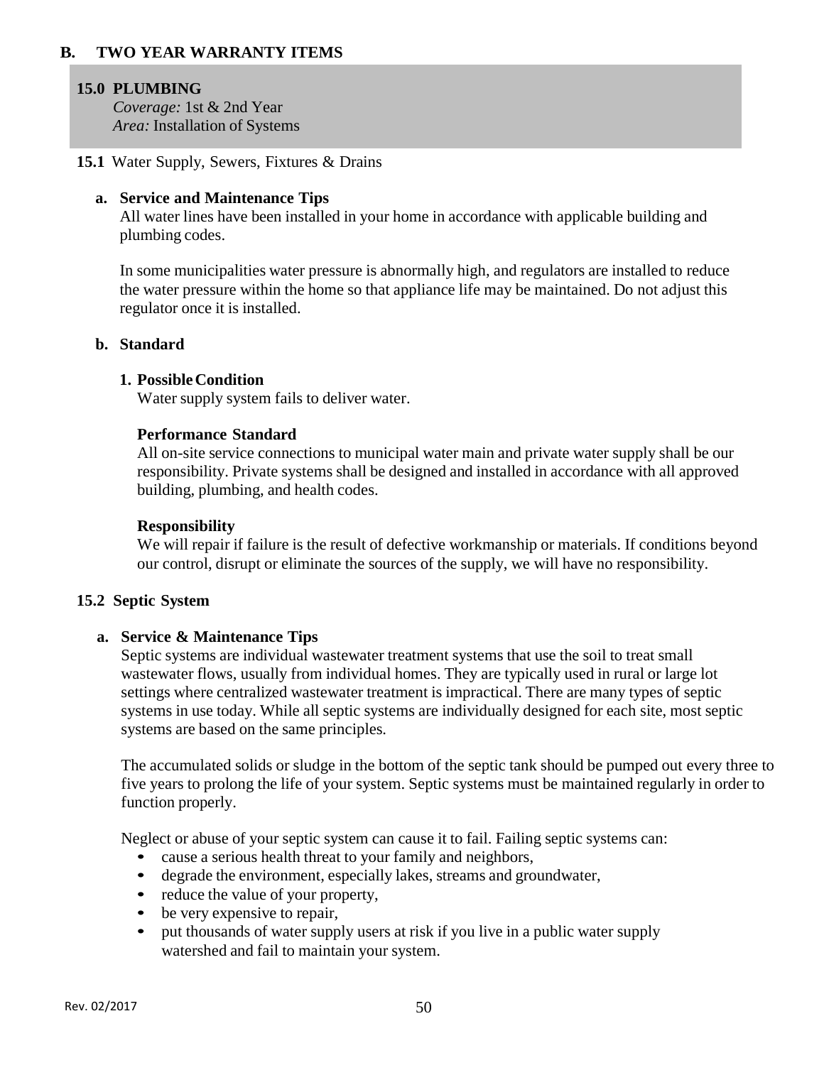## B. TWO YEAR WARRANTY ITEMS

### 15.0 PLUMBING

*Coverage:* 1st & 2nd Year
*Area:* Installation of Systems

**15.1** Water Supply, Sewers, Fixtures & Drains

**a. Service and Maintenance Tips**

All water lines have been installed in your home in accordance with applicable building and plumbing codes.

In some municipalities water pressure is abnormally high, and regulators are installed to reduce the water pressure within the home so that appliance life may be maintained. Do not adjust this regulator once it is installed.

**b. Standard**

**1. Possible Condition**

Water supply system fails to deliver water.

**Performance Standard**

All on-site service connections to municipal water main and private water supply shall be our responsibility. Private systems shall be designed and installed in accordance with all approved building, plumbing, and health codes.

**Responsibility**

We will repair if failure is the result of defective workmanship or materials. If conditions beyond our control, disrupt or eliminate the sources of the supply, we will have no responsibility.

**15.2 Septic System**

**a. Service & Maintenance Tips**

Septic systems are individual wastewater treatment systems that use the soil to treat small wastewater flows, usually from individual homes. They are typically used in rural or large lot settings where centralized wastewater treatment is impractical. There are many types of septic systems in use today. While all septic systems are individually designed for each site, most septic systems are based on the same principles.

The accumulated solids or sludge in the bottom of the septic tank should be pumped out every three to five years to prolong the life of your system. Septic systems must be maintained regularly in order to function properly.

Neglect or abuse of your septic system can cause it to fail. Failing septic systems can:

- cause a serious health threat to your family and neighbors,
- degrade the environment, especially lakes, streams and groundwater,
- reduce the value of your property,
- be very expensive to repair,
- put thousands of water supply users at risk if you live in a public water supply watershed and fail to maintain your system.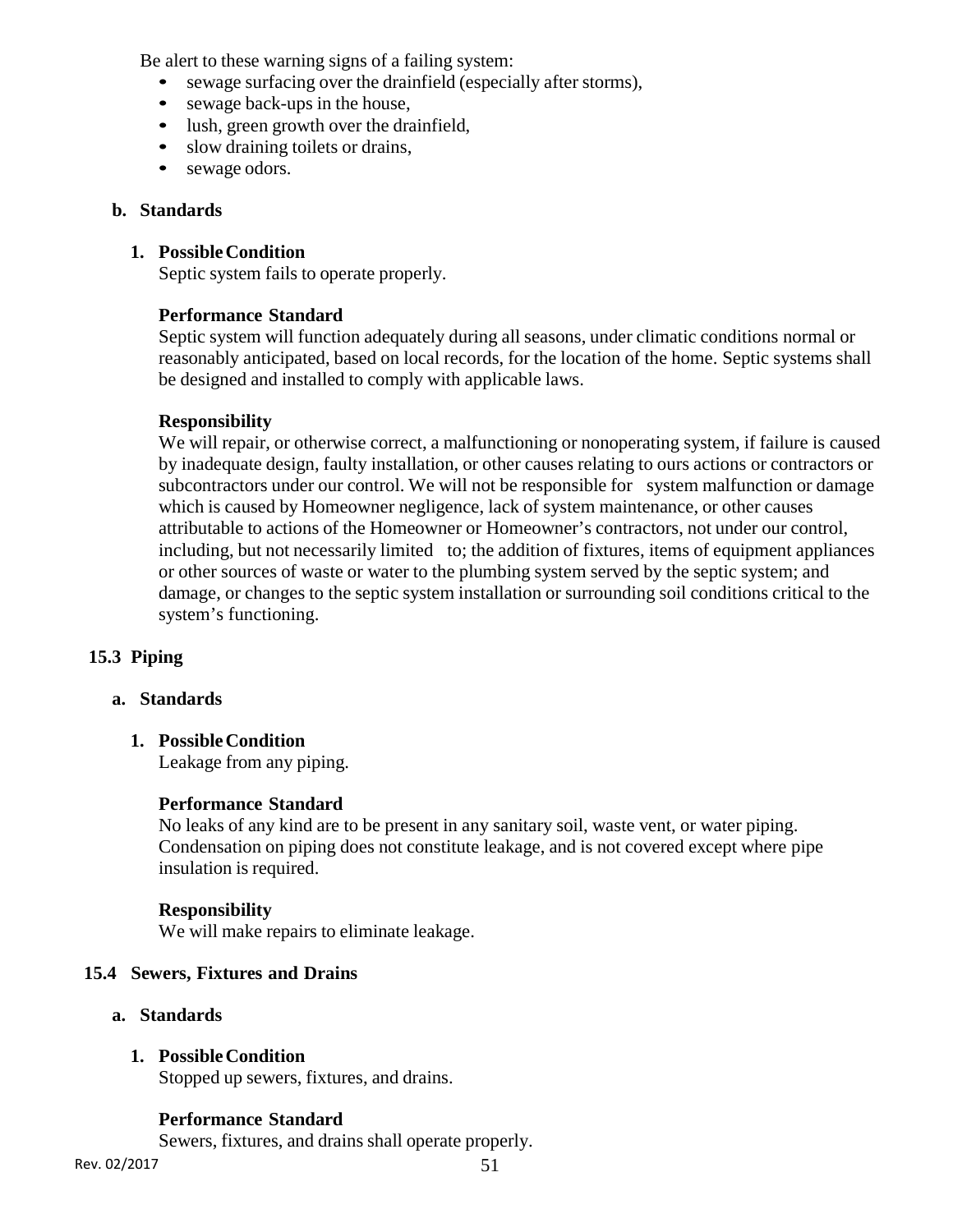Be alert to these warning signs of a failing system:

- sewage surfacing over the drainfield (especially after storms),
- sewage back-ups in the house,
- lush, green growth over the drainfield,
- slow draining toilets or drains,
- sewage odors.

**b. Standards**

**1. Possible Condition**

Septic system fails to operate properly.

**Performance Standard**

Septic system will function adequately during all seasons, under climatic conditions normal or reasonably anticipated, based on local records, for the location of the home. Septic systems shall be designed and installed to comply with applicable laws.

**Responsibility**

We will repair, or otherwise correct, a malfunctioning or nonoperating system, if failure is caused by inadequate design, faulty installation, or other causes relating to ours actions or contractors or subcontractors under our control. We will not be responsible for system malfunction or damage which is caused by Homeowner negligence, lack of system maintenance, or other causes attributable to actions of the Homeowner or Homeowner's contractors, not under our control, including, but not necessarily limited to; the addition of fixtures, items of equipment appliances or other sources of waste or water to the plumbing system served by the septic system; and damage, or changes to the septic system installation or surrounding soil conditions critical to the system's functioning.

## 15.3 Piping

**a. Standards**

**1. Possible Condition**

Leakage from any piping.

**Performance Standard**

No leaks of any kind are to be present in any sanitary soil, waste vent, or water piping. Condensation on piping does not constitute leakage, and is not covered except where pipe insulation is required.

**Responsibility**

We will make repairs to eliminate leakage.

## 15.4 Sewers, Fixtures and Drains

**a. Standards**

**1. Possible Condition**

Stopped up sewers, fixtures, and drains.

**Performance Standard**

Sewers, fixtures, and drains shall operate properly.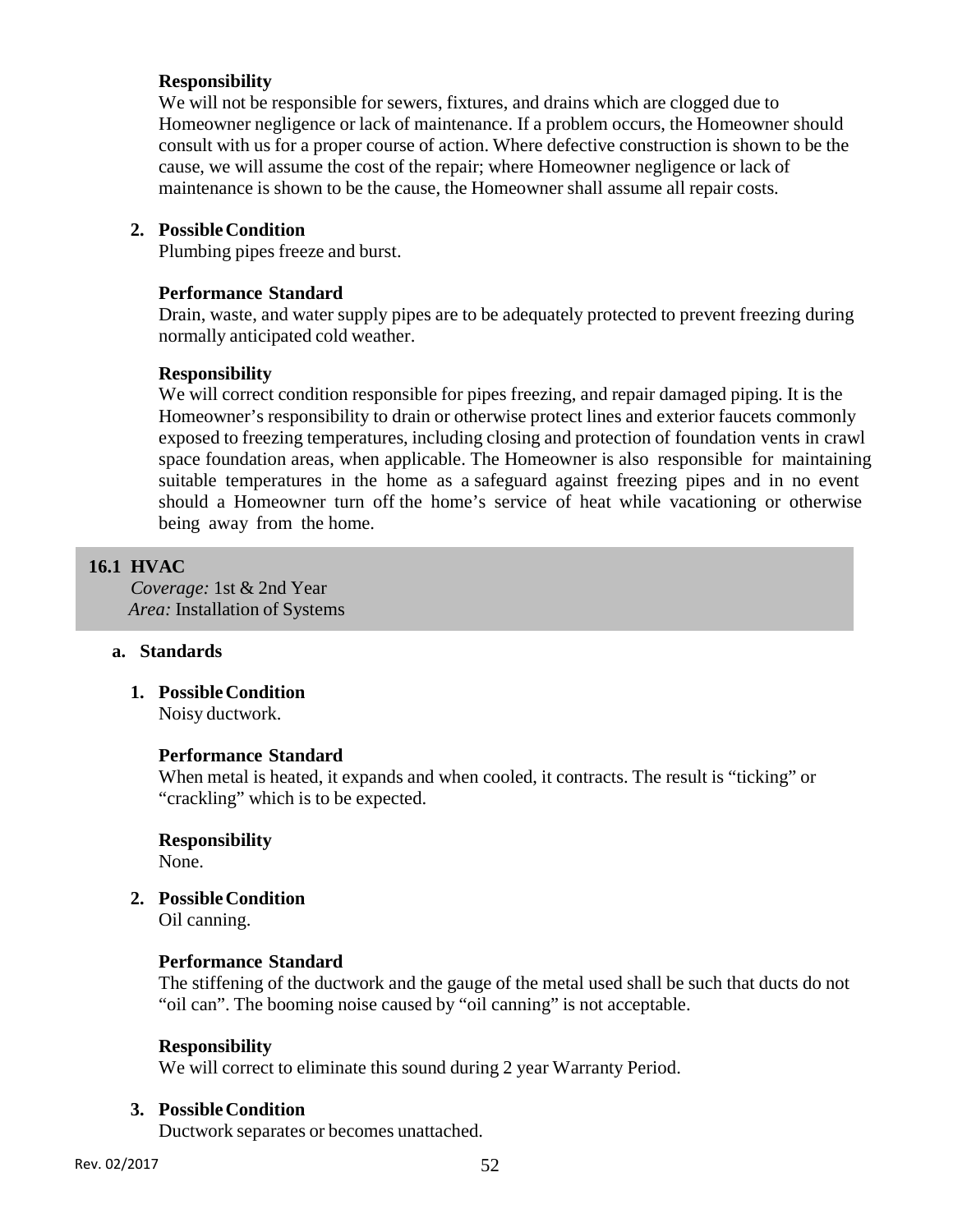**Responsibility**

We will not be responsible for sewers, fixtures, and drains which are clogged due to Homeowner negligence or lack of maintenance. If a problem occurs, the Homeowner should consult with us for a proper course of action. Where defective construction is shown to be the cause, we will assume the cost of the repair; where Homeowner negligence or lack of maintenance is shown to be the cause, the Homeowner shall assume all repair costs.

**2. Possible Condition**

Plumbing pipes freeze and burst.

**Performance Standard**

Drain, waste, and water supply pipes are to be adequately protected to prevent freezing during normally anticipated cold weather.

**Responsibility**

We will correct condition responsible for pipes freezing, and repair damaged piping. It is the Homeowner's responsibility to drain or otherwise protect lines and exterior faucets commonly exposed to freezing temperatures, including closing and protection of foundation vents in crawl space foundation areas, when applicable. The Homeowner is also responsible for maintaining suitable temperatures in the home as a safeguard against freezing pipes and in no event should a Homeowner turn off the home's service of heat while vacationing or otherwise being away from the home.

## 16.1 HVAC

*Coverage:* 1st & 2nd Year
*Area:* Installation of Systems

### a. Standards

**1. Possible Condition**

Noisy ductwork.

**Performance Standard**

When metal is heated, it expands and when cooled, it contracts. The result is "ticking" or "crackling" which is to be expected.

**Responsibility**

None.

**2. Possible Condition**

Oil canning.

**Performance Standard**

The stiffening of the ductwork and the gauge of the metal used shall be such that ducts do not "oil can". The booming noise caused by "oil canning" is not acceptable.

**Responsibility**

We will correct to eliminate this sound during 2 year Warranty Period.

**3. Possible Condition**

Ductwork separates or becomes unattached.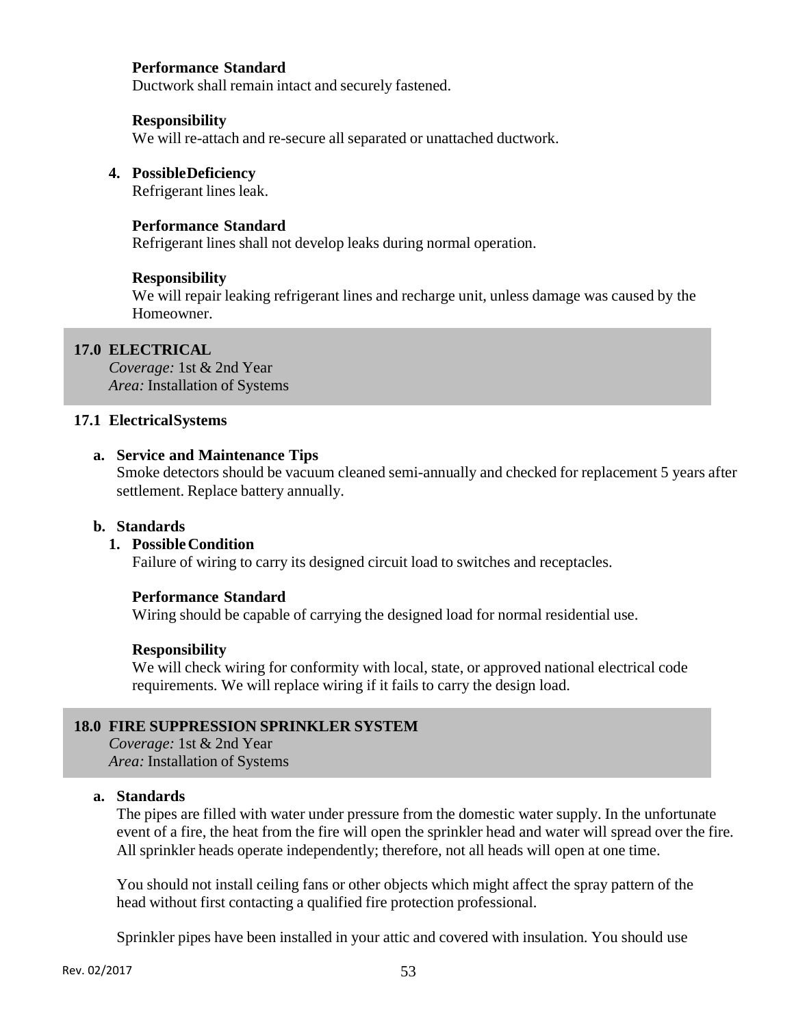**Performance Standard**
Ductwork shall remain intact and securely fastened.

**Responsibility**
We will re-attach and re-secure all separated or unattached ductwork.

4. **PossibleDeficiency**
Refrigerant lines leak.

**Performance Standard**
Refrigerant lines shall not develop leaks during normal operation.

**Responsibility**
We will repair leaking refrigerant lines and recharge unit, unless damage was caused by the Homeowner.

## 17.0 ELECTRICAL

*Coverage:* 1st & 2nd Year
*Area:* Installation of Systems

### 17.1 ElectricalSystems

**a. Service and Maintenance Tips**

Smoke detectors should be vacuum cleaned semi-annually and checked for replacement 5 years after settlement. Replace battery annually.

**b. Standards**

1. **Possible Condition**
Failure of wiring to carry its designed circuit load to switches and receptacles.

**Performance Standard**
Wiring should be capable of carrying the designed load for normal residential use.

**Responsibility**
We will check wiring for conformity with local, state, or approved national electrical code requirements. We will replace wiring if it fails to carry the design load.

## 18.0 FIRE SUPPRESSION SPRINKLER SYSTEM

*Coverage:* 1st & 2nd Year
*Area:* Installation of Systems

**a. Standards**

The pipes are filled with water under pressure from the domestic water supply. In the unfortunate event of a fire, the heat from the fire will open the sprinkler head and water will spread over the fire. All sprinkler heads operate independently; therefore, not all heads will open at one time.

You should not install ceiling fans or other objects which might affect the spray pattern of the head without first contacting a qualified fire protection professional.

Sprinkler pipes have been installed in your attic and covered with insulation. You should use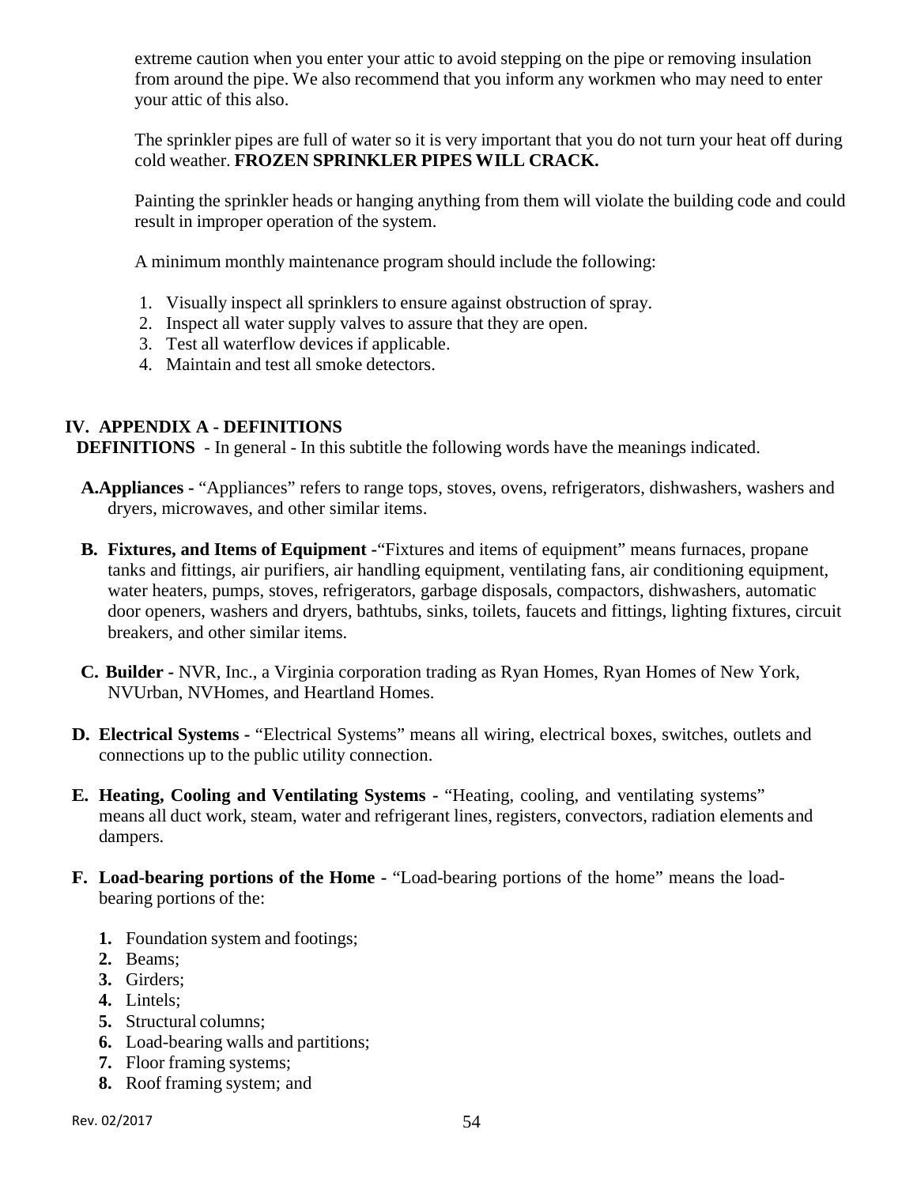extreme caution when you enter your attic to avoid stepping on the pipe or removing insulation from around the pipe. We also recommend that you inform any workmen who may need to enter your attic of this also.

The sprinkler pipes are full of water so it is very important that you do not turn your heat off during cold weather. **FROZEN SPRINKLER PIPES WILL CRACK.**

Painting the sprinkler heads or hanging anything from them will violate the building code and could result in improper operation of the system.

A minimum monthly maintenance program should include the following:

1. Visually inspect all sprinklers to ensure against obstruction of spray.
2. Inspect all water supply valves to assure that they are open.
3. Test all waterflow devices if applicable.
4. Maintain and test all smoke detectors.

## IV. APPENDIX A - DEFINITIONS

**DEFINITIONS** - In general - In this subtitle the following words have the meanings indicated.

**A. Appliances -** "Appliances" refers to range tops, stoves, ovens, refrigerators, dishwashers, washers and dryers, microwaves, and other similar items.

**B. Fixtures, and Items of Equipment -**"Fixtures and items of equipment" means furnaces, propane tanks and fittings, air purifiers, air handling equipment, ventilating fans, air conditioning equipment, water heaters, pumps, stoves, refrigerators, garbage disposals, compactors, dishwashers, automatic door openers, washers and dryers, bathtubs, sinks, toilets, faucets and fittings, lighting fixtures, circuit breakers, and other similar items.

**C. Builder -** NVR, Inc., a Virginia corporation trading as Ryan Homes, Ryan Homes of New York, NVUrban, NVHomes, and Heartland Homes.

**D. Electrical Systems -** "Electrical Systems" means all wiring, electrical boxes, switches, outlets and connections up to the public utility connection.

**E. Heating, Cooling and Ventilating Systems -** "Heating, cooling, and ventilating systems" means all duct work, steam, water and refrigerant lines, registers, convectors, radiation elements and dampers.

**F. Load-bearing portions of the Home -** "Load-bearing portions of the home" means the load-bearing portions of the:

1. Foundation system and footings;
2. Beams;
3. Girders;
4. Lintels;
5. Structural columns;
6. Load-bearing walls and partitions;
7. Floor framing systems;
8. Roof framing system; and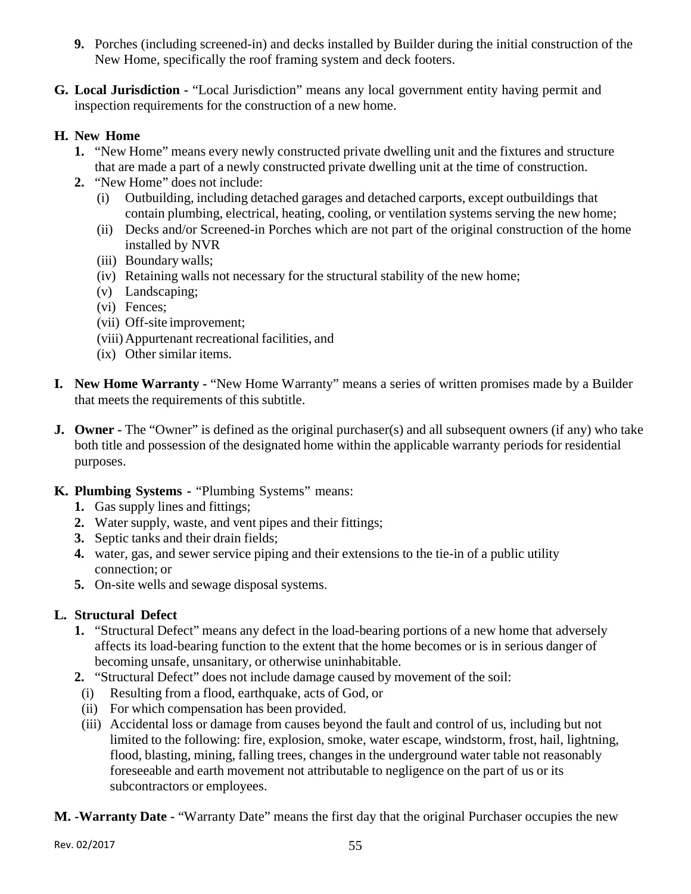9. Porches (including screened-in) and decks installed by Builder during the initial construction of the New Home, specifically the roof framing system and deck footers.

**G. Local Jurisdiction -** "Local Jurisdiction" means any local government entity having permit and inspection requirements for the construction of a new home.

**H. New Home**

1. "New Home" means every newly constructed private dwelling unit and the fixtures and structure that are made a part of a newly constructed private dwelling unit at the time of construction.
2. "New Home" does not include:
   - (i) Outbuilding, including detached garages and detached carports, except outbuildings that contain plumbing, electrical, heating, cooling, or ventilation systems serving the new home;
   - (ii) Decks and/or Screened-in Porches which are not part of the original construction of the home installed by NVR
   - (iii) Boundary walls;
   - (iv) Retaining walls not necessary for the structural stability of the new home;
   - (v) Landscaping;
   - (vi) Fences;
   - (vii) Off-site improvement;
   - (viii) Appurtenant recreational facilities, and
   - (ix) Other similar items.

**I. New Home Warranty -** "New Home Warranty" means a series of written promises made by a Builder that meets the requirements of this subtitle.

**J. Owner -** The "Owner" is defined as the original purchaser(s) and all subsequent owners (if any) who take both title and possession of the designated home within the applicable warranty periods for residential purposes.

**K. Plumbing Systems -** "Plumbing Systems" means:

1. Gas supply lines and fittings;
2. Water supply, waste, and vent pipes and their fittings;
3. Septic tanks and their drain fields;
4. water, gas, and sewer service piping and their extensions to the tie-in of a public utility connection; or
5. On-site wells and sewage disposal systems.

**L. Structural Defect**

1. "Structural Defect" means any defect in the load-bearing portions of a new home that adversely affects its load-bearing function to the extent that the home becomes or is in serious danger of becoming unsafe, unsanitary, or otherwise uninhabitable.
2. "Structural Defect" does not include damage caused by movement of the soil:
   - (i) Resulting from a flood, earthquake, acts of God, or
   - (ii) For which compensation has been provided.
   - (iii) Accidental loss or damage from causes beyond the fault and control of us, including but not limited to the following: fire, explosion, smoke, water escape, windstorm, frost, hail, lightning, flood, blasting, mining, falling trees, changes in the underground water table not reasonably foreseeable and earth movement not attributable to negligence on the part of us or its subcontractors or employees.

**M. -Warranty Date -** "Warranty Date" means the first day that the original Purchaser occupies the new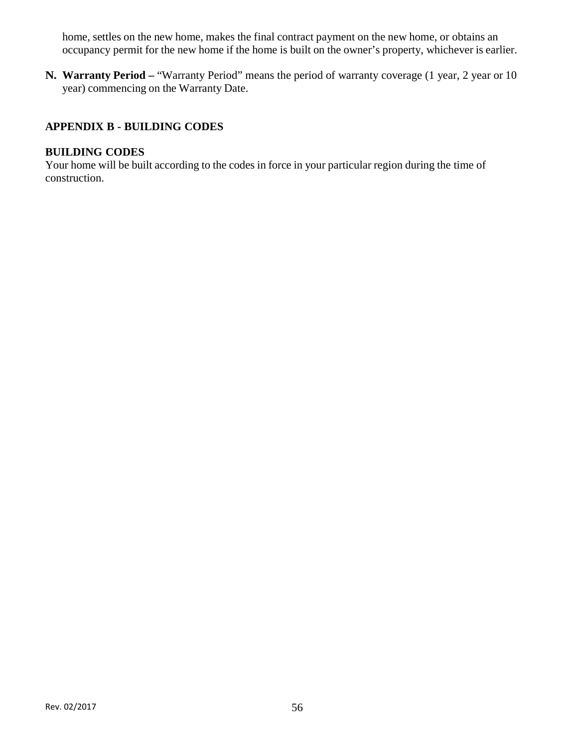home, settles on the new home, makes the final contract payment on the new home, or obtains an occupancy permit for the new home if the home is built on the owner's property, whichever is earlier.

**N. Warranty Period –** "Warranty Period" means the period of warranty coverage (1 year, 2 year or 10 year) commencing on the Warranty Date.

## APPENDIX B - BUILDING CODES

### BUILDING CODES

Your home will be built according to the codes in force in your particular region during the time of construction.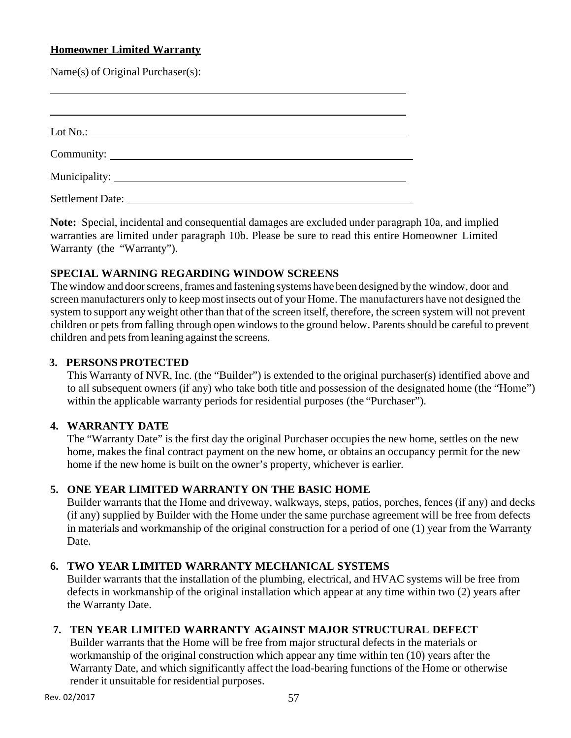**Homeowner Limited Warranty**

Name(s) of Original Purchaser(s):

\_\_\_\_\_\_\_\_\_\_\_\_\_\_\_\_\_\_\_\_\_\_\_\_\_\_\_\_\_\_\_\_\_\_\_\_\_\_\_\_\_\_\_\_\_\_\_\_\_\_\_\_\_\_\_\_

\_\_\_\_\_\_\_\_\_\_\_\_\_\_\_\_\_\_\_\_\_\_\_\_\_\_\_\_\_\_\_\_\_\_\_\_\_\_\_\_\_\_\_\_\_\_\_\_\_\_\_\_\_\_\_\_

Lot No.: \_\_\_\_\_\_\_\_\_\_\_\_\_\_\_\_\_\_\_\_\_\_\_\_\_\_\_\_\_\_\_\_\_\_\_\_\_\_\_\_\_\_\_\_\_\_\_\_\_\_

Community: \_\_\_\_\_\_\_\_\_\_\_\_\_\_\_\_\_\_\_\_\_\_\_\_\_\_\_\_\_\_\_\_\_\_\_\_\_\_\_\_\_\_\_\_\_\_\_\_

Municipality: \_\_\_\_\_\_\_\_\_\_\_\_\_\_\_\_\_\_\_\_\_\_\_\_\_\_\_\_\_\_\_\_\_\_\_\_\_\_\_\_\_\_\_\_\_\_\_

Settlement Date: \_\_\_\_\_\_\_\_\_\_\_\_\_\_\_\_\_\_\_\_\_\_\_\_\_\_\_\_\_\_\_\_\_\_\_\_\_\_\_\_\_\_\_\_\_

**Note:** Special, incidental and consequential damages are excluded under paragraph 10a, and implied warranties are limited under paragraph 10b. Please be sure to read this entire Homeowner Limited Warranty (the "Warranty").

**SPECIAL WARNING REGARDING WINDOW SCREENS**

The window and door screens, frames and fastening systems have been designed by the window, door and screen manufacturers only to keep most insects out of your Home. The manufacturers have not designed the system to support any weight other than that of the screen itself, therefore, the screen system will not prevent children or pets from falling through open windows to the ground below. Parents should be careful to prevent children and pets from leaning against the screens.

**3. PERSONS PROTECTED**

This Warranty of NVR, Inc. (the "Builder") is extended to the original purchaser(s) identified above and to all subsequent owners (if any) who take both title and possession of the designated home (the "Home") within the applicable warranty periods for residential purposes (the "Purchaser").

**4. WARRANTY DATE**

The "Warranty Date" is the first day the original Purchaser occupies the new home, settles on the new home, makes the final contract payment on the new home, or obtains an occupancy permit for the new home if the new home is built on the owner's property, whichever is earlier.

**5. ONE YEAR LIMITED WARRANTY ON THE BASIC HOME**

Builder warrants that the Home and driveway, walkways, steps, patios, porches, fences (if any) and decks (if any) supplied by Builder with the Home under the same purchase agreement will be free from defects in materials and workmanship of the original construction for a period of one (1) year from the Warranty Date.

**6. TWO YEAR LIMITED WARRANTY MECHANICAL SYSTEMS**

Builder warrants that the installation of the plumbing, electrical, and HVAC systems will be free from defects in workmanship of the original installation which appear at any time within two (2) years after the Warranty Date.

**7. TEN YEAR LIMITED WARRANTY AGAINST MAJOR STRUCTURAL DEFECT**

Builder warrants that the Home will be free from major structural defects in the materials or workmanship of the original construction which appear any time within ten (10) years after the Warranty Date, and which significantly affect the load-bearing functions of the Home or otherwise render it unsuitable for residential purposes.

Rev. 02/2017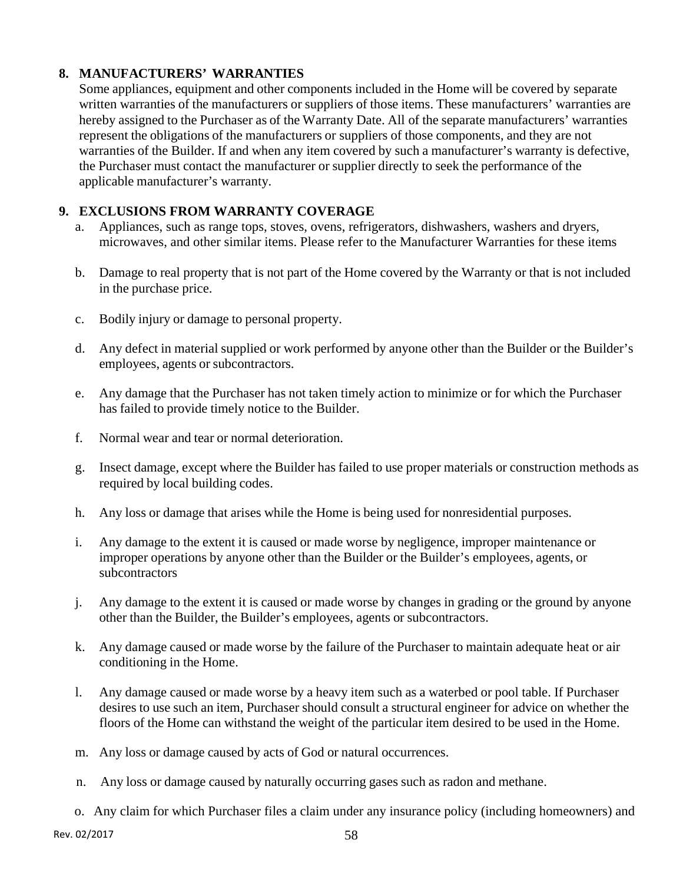## 8. MANUFACTURERS' WARRANTIES

Some appliances, equipment and other components included in the Home will be covered by separate written warranties of the manufacturers or suppliers of those items. These manufacturers' warranties are hereby assigned to the Purchaser as of the Warranty Date. All of the separate manufacturers' warranties represent the obligations of the manufacturers or suppliers of those components, and they are not warranties of the Builder. If and when any item covered by such a manufacturer's warranty is defective, the Purchaser must contact the manufacturer or supplier directly to seek the performance of the applicable manufacturer's warranty.

## 9. EXCLUSIONS FROM WARRANTY COVERAGE

a. Appliances, such as range tops, stoves, ovens, refrigerators, dishwashers, washers and dryers, microwaves, and other similar items. Please refer to the Manufacturer Warranties for these items

b. Damage to real property that is not part of the Home covered by the Warranty or that is not included in the purchase price.

c. Bodily injury or damage to personal property.

d. Any defect in material supplied or work performed by anyone other than the Builder or the Builder's employees, agents or subcontractors.

e. Any damage that the Purchaser has not taken timely action to minimize or for which the Purchaser has failed to provide timely notice to the Builder.

f. Normal wear and tear or normal deterioration.

g. Insect damage, except where the Builder has failed to use proper materials or construction methods as required by local building codes.

h. Any loss or damage that arises while the Home is being used for nonresidential purposes.

i. Any damage to the extent it is caused or made worse by negligence, improper maintenance or improper operations by anyone other than the Builder or the Builder's employees, agents, or subcontractors

j. Any damage to the extent it is caused or made worse by changes in grading or the ground by anyone other than the Builder, the Builder's employees, agents or subcontractors.

k. Any damage caused or made worse by the failure of the Purchaser to maintain adequate heat or air conditioning in the Home.

l. Any damage caused or made worse by a heavy item such as a waterbed or pool table. If Purchaser desires to use such an item, Purchaser should consult a structural engineer for advice on whether the floors of the Home can withstand the weight of the particular item desired to be used in the Home.

m. Any loss or damage caused by acts of God or natural occurrences.

n. Any loss or damage caused by naturally occurring gases such as radon and methane.

o. Any claim for which Purchaser files a claim under any insurance policy (including homeowners) and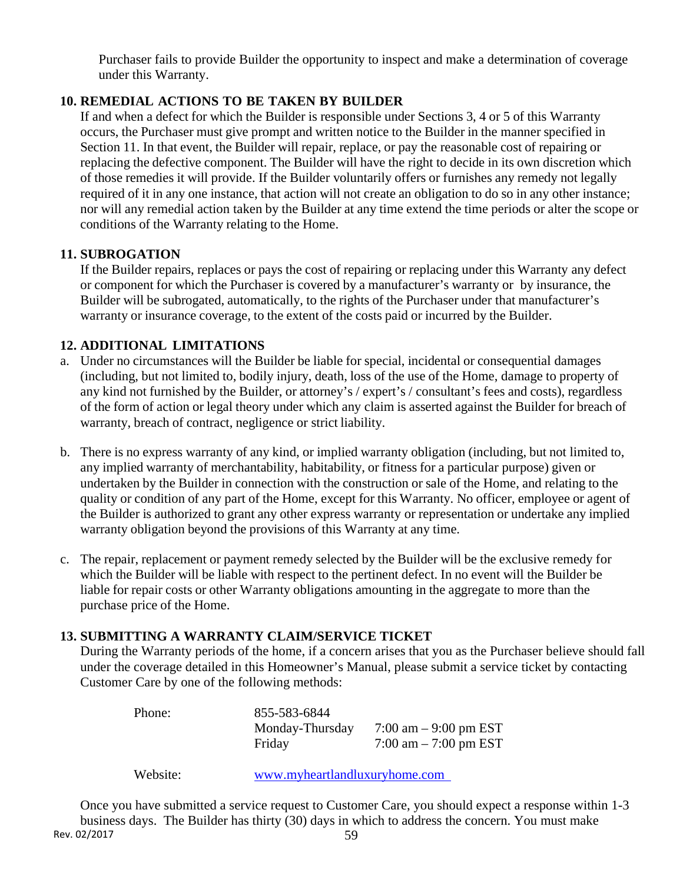Purchaser fails to provide Builder the opportunity to inspect and make a determination of coverage under this Warranty.

### 10. REMEDIAL ACTIONS TO BE TAKEN BY BUILDER

If and when a defect for which the Builder is responsible under Sections 3, 4 or 5 of this Warranty occurs, the Purchaser must give prompt and written notice to the Builder in the manner specified in Section 11. In that event, the Builder will repair, replace, or pay the reasonable cost of repairing or replacing the defective component. The Builder will have the right to decide in its own discretion which of those remedies it will provide. If the Builder voluntarily offers or furnishes any remedy not legally required of it in any one instance, that action will not create an obligation to do so in any other instance; nor will any remedial action taken by the Builder at any time extend the time periods or alter the scope or conditions of the Warranty relating to the Home.

### 11. SUBROGATION

If the Builder repairs, replaces or pays the cost of repairing or replacing under this Warranty any defect or component for which the Purchaser is covered by a manufacturer's warranty or by insurance, the Builder will be subrogated, automatically, to the rights of the Purchaser under that manufacturer's warranty or insurance coverage, to the extent of the costs paid or incurred by the Builder.

### 12. ADDITIONAL LIMITATIONS

a. Under no circumstances will the Builder be liable for special, incidental or consequential damages (including, but not limited to, bodily injury, death, loss of the use of the Home, damage to property of any kind not furnished by the Builder, or attorney's / expert's / consultant's fees and costs), regardless of the form of action or legal theory under which any claim is asserted against the Builder for breach of warranty, breach of contract, negligence or strict liability.

b. There is no express warranty of any kind, or implied warranty obligation (including, but not limited to, any implied warranty of merchantability, habitability, or fitness for a particular purpose) given or undertaken by the Builder in connection with the construction or sale of the Home, and relating to the quality or condition of any part of the Home, except for this Warranty. No officer, employee or agent of the Builder is authorized to grant any other express warranty or representation or undertake any implied warranty obligation beyond the provisions of this Warranty at any time.

c. The repair, replacement or payment remedy selected by the Builder will be the exclusive remedy for which the Builder will be liable with respect to the pertinent defect. In no event will the Builder be liable for repair costs or other Warranty obligations amounting in the aggregate to more than the purchase price of the Home.

### 13. SUBMITTING A WARRANTY CLAIM/SERVICE TICKET

During the Warranty periods of the home, if a concern arises that you as the Purchaser believe should fall under the coverage detailed in this Homeowner's Manual, please submit a service ticket by contacting Customer Care by one of the following methods:

| | | |
|---|---|---|
| Phone: | 855-583-6844 | |
| | Monday-Thursday | 7:00 am – 9:00 pm EST |
| | Friday | 7:00 am – 7:00 pm EST |
| Website: | www.myheartlandluxuryhome.com | |

Once you have submitted a service request to Customer Care, you should expect a response within 1-3 business days. The Builder has thirty (30) days in which to address the concern. You must make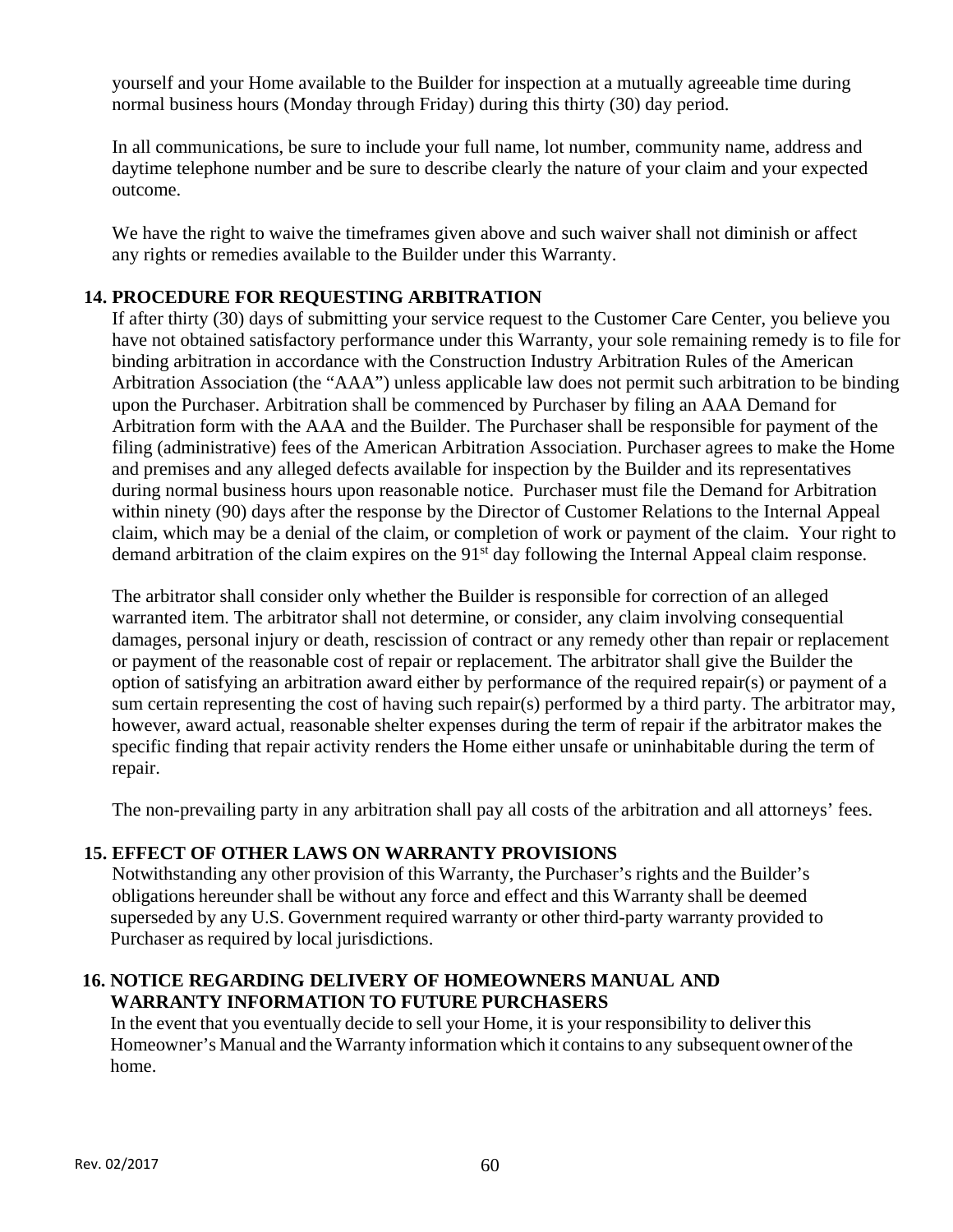yourself and your Home available to the Builder for inspection at a mutually agreeable time during normal business hours (Monday through Friday) during this thirty (30) day period.

In all communications, be sure to include your full name, lot number, community name, address and daytime telephone number and be sure to describe clearly the nature of your claim and your expected outcome.

We have the right to waive the timeframes given above and such waiver shall not diminish or affect any rights or remedies available to the Builder under this Warranty.

**14. PROCEDURE FOR REQUESTING ARBITRATION**

If after thirty (30) days of submitting your service request to the Customer Care Center, you believe you have not obtained satisfactory performance under this Warranty, your sole remaining remedy is to file for binding arbitration in accordance with the Construction Industry Arbitration Rules of the American Arbitration Association (the "AAA") unless applicable law does not permit such arbitration to be binding upon the Purchaser. Arbitration shall be commenced by Purchaser by filing an AAA Demand for Arbitration form with the AAA and the Builder. The Purchaser shall be responsible for payment of the filing (administrative) fees of the American Arbitration Association. Purchaser agrees to make the Home and premises and any alleged defects available for inspection by the Builder and its representatives during normal business hours upon reasonable notice. Purchaser must file the Demand for Arbitration within ninety (90) days after the response by the Director of Customer Relations to the Internal Appeal claim, which may be a denial of the claim, or completion of work or payment of the claim. Your right to demand arbitration of the claim expires on the 91st day following the Internal Appeal claim response.

The arbitrator shall consider only whether the Builder is responsible for correction of an alleged warranted item. The arbitrator shall not determine, or consider, any claim involving consequential damages, personal injury or death, rescission of contract or any remedy other than repair or replacement or payment of the reasonable cost of repair or replacement. The arbitrator shall give the Builder the option of satisfying an arbitration award either by performance of the required repair(s) or payment of a sum certain representing the cost of having such repair(s) performed by a third party. The arbitrator may, however, award actual, reasonable shelter expenses during the term of repair if the arbitrator makes the specific finding that repair activity renders the Home either unsafe or uninhabitable during the term of repair.

The non-prevailing party in any arbitration shall pay all costs of the arbitration and all attorneys' fees.

**15. EFFECT OF OTHER LAWS ON WARRANTY PROVISIONS**

Notwithstanding any other provision of this Warranty, the Purchaser's rights and the Builder's obligations hereunder shall be without any force and effect and this Warranty shall be deemed superseded by any U.S. Government required warranty or other third-party warranty provided to Purchaser as required by local jurisdictions.

**16. NOTICE REGARDING DELIVERY OF HOMEOWNERS MANUAL AND WARRANTY INFORMATION TO FUTURE PURCHASERS**

In the event that you eventually decide to sell your Home, it is your responsibility to deliver this Homeowner's Manual and the Warranty information which it contains to any subsequent owner of the home.

Rev. 02/2017